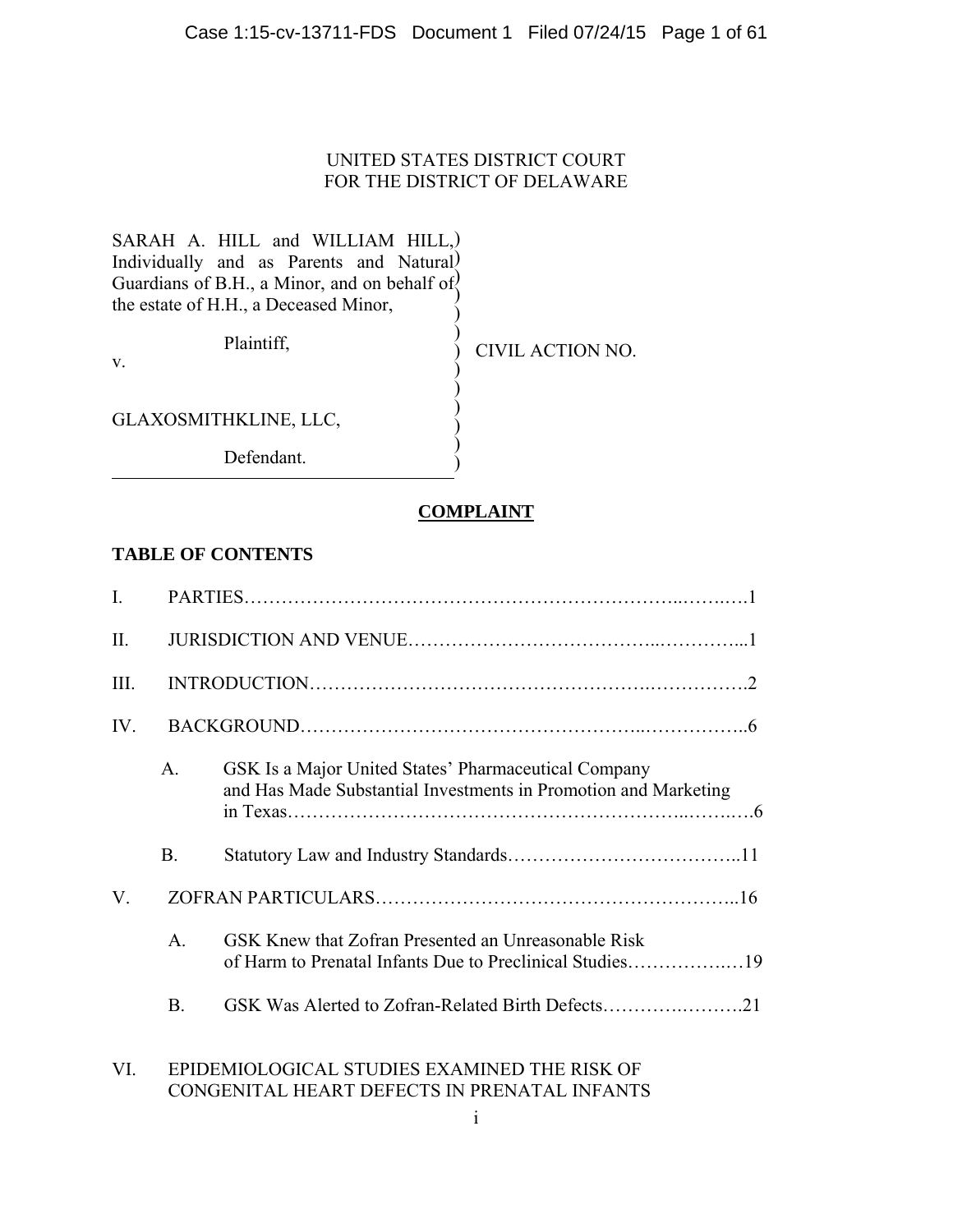UNITED STATES DISTRICT COURT
FOR THE DISTRICT OF DELAWARE

SARAH A. HILL and WILLIAM HILL, Individually and as Parents and Natural Guardians of B.H., a Minor, and on behalf of the estate of H.H., a Deceased Minor,

Plaintiff,

v.

GLAXOSMITHKLINE, LLC,

Defendant.

CIVIL ACTION NO.

## COMPLAINT

### TABLE OF CONTENTS

I. PARTIES…………………………………………………………………..……..….1

II. JURISDICTION AND VENUE…………………………………..…………...1

III. INTRODUCTION……………………………………………….…………….2

IV. BACKGROUND……………………………………………..……………..6

A. GSK Is a Major United States' Pharmaceutical Company and Has Made Substantial Investments in Promotion and Marketing in Texas……………………………………………………..……..…6

B. Statutory Law and Industry Standards………………………………..11

V. ZOFRAN PARTICULARS………………………………………………...16

A. GSK Knew that Zofran Presented an Unreasonable Risk of Harm to Prenatal Infants Due to Preclinical Studies…………….…19

B. GSK Was Alerted to Zofran-Related Birth Defects……….……….21

VI. EPIDEMIOLOGICAL STUDIES EXAMINED THE RISK OF CONGENITAL HEART DEFECTS IN PRENATAL INFANTS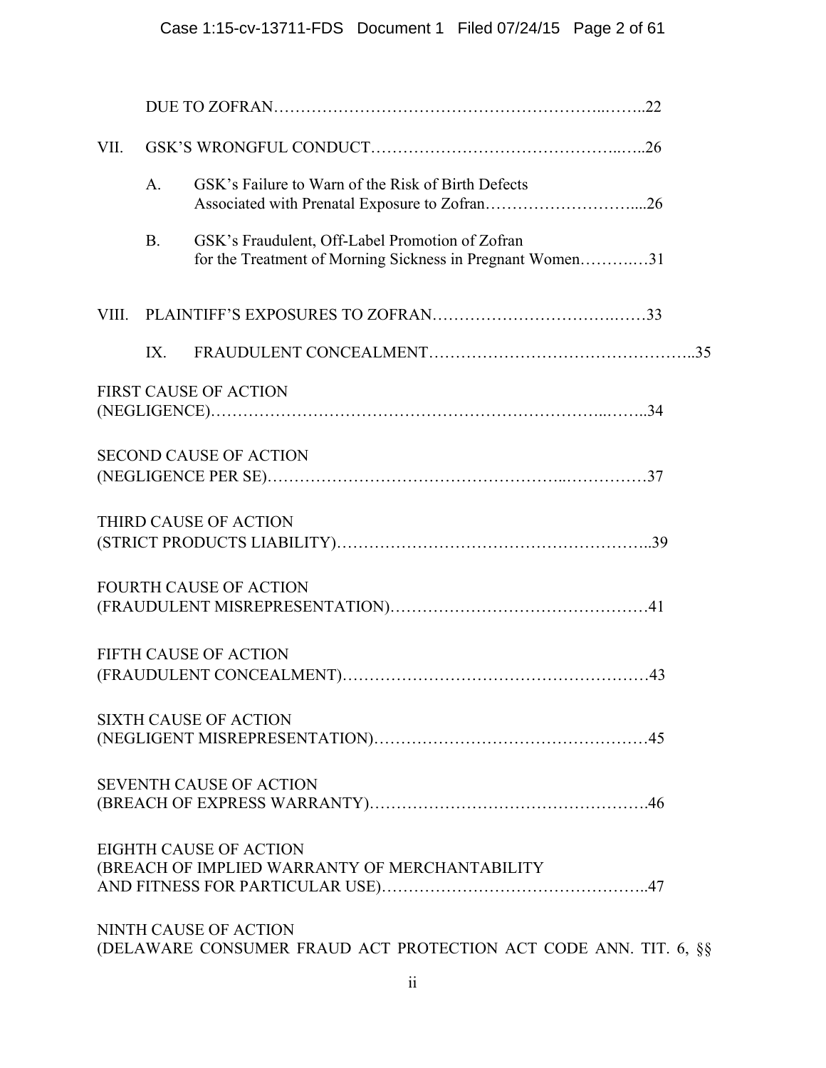DUE TO ZOFRAN……………………………………………………..……..22

VII. GSK'S WRONGFUL CONDUCT…………………………………….…...26

A. GSK's Failure to Warn of the Risk of Birth Defects Associated with Prenatal Exposure to Zofran………………………....26

B. GSK's Fraudulent, Off-Label Promotion of Zofran for the Treatment of Morning Sickness in Pregnant Women………..…31

VIII. PLAINTIFF'S EXPOSURES TO ZOFRAN…………………………….……33

IX. FRAUDULENT CONCEALMENT………………………………………..35

FIRST CAUSE OF ACTION
(NEGLIGENCE)…………………………………………………………..……..34

SECOND CAUSE OF ACTION
(NEGLIGENCE PER SE)……………………………………………..……………37

THIRD CAUSE OF ACTION
(STRICT PRODUCTS LIABILITY)………………………………………………..39

FOURTH CAUSE OF ACTION
(FRAUDULENT MISREPRESENTATION)…………………………………………41

FIFTH CAUSE OF ACTION
(FRAUDULENT CONCEALMENT)………………………………………………43

SIXTH CAUSE OF ACTION
(NEGLIGENT MISREPRESENTATION)…………………………………………45

SEVENTH CAUSE OF ACTION
(BREACH OF EXPRESS WARRANTY)…………………………………………….46

EIGHTH CAUSE OF ACTION
(BREACH OF IMPLIED WARRANTY OF MERCHANTABILITY AND FITNESS FOR PARTICULAR USE)………………………………………..47

NINTH CAUSE OF ACTION
(DELAWARE CONSUMER FRAUD ACT PROTECTION ACT CODE ANN. TIT. 6, §§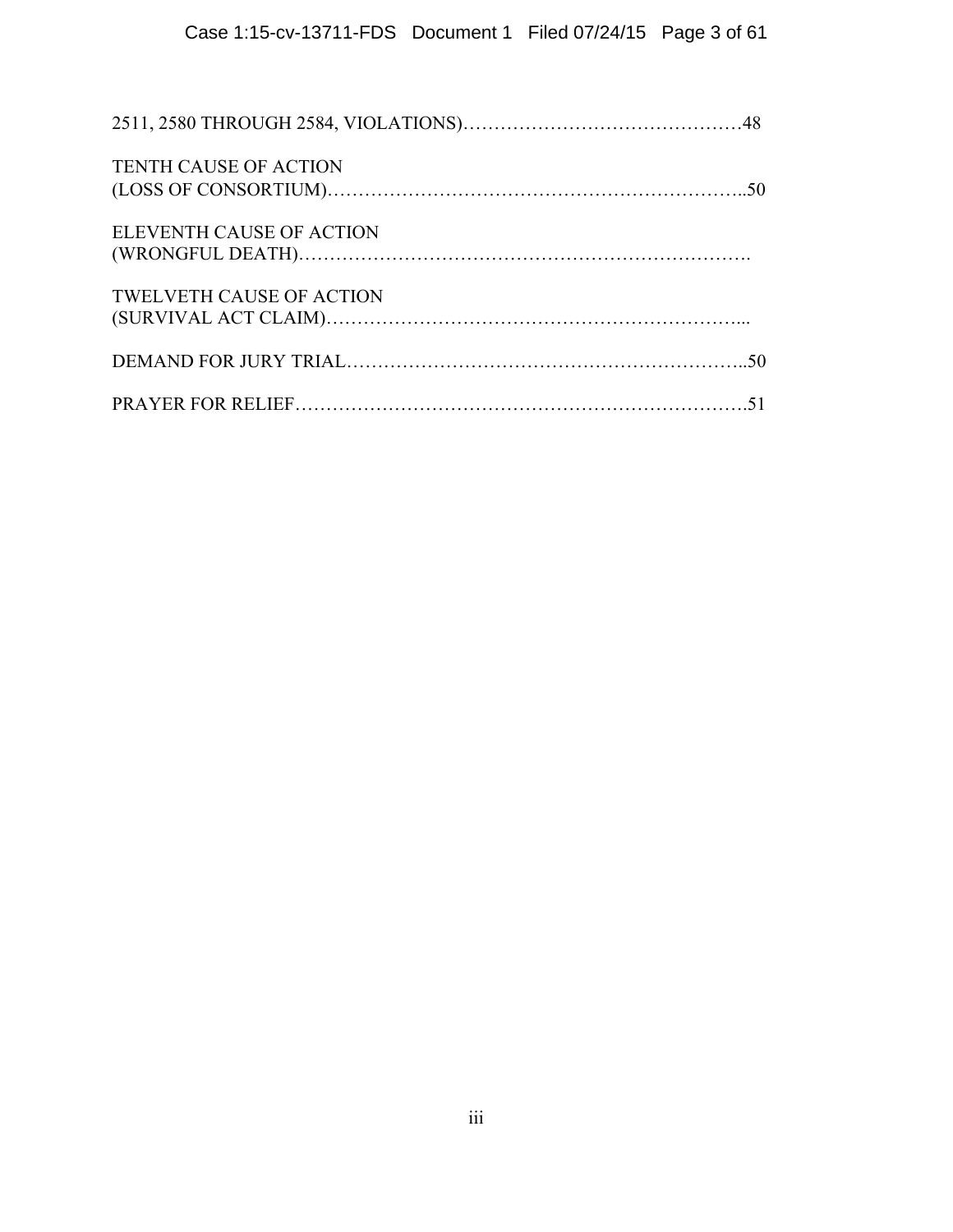2511, 2580 THROUGH 2584, VIOLATIONS)……………………………………48

TENTH CAUSE OF ACTION
(LOSS OF CONSORTIUM)…………………………………………………………..50

ELEVENTH CAUSE OF ACTION
(WRONGFUL DEATH)……………………………………………………………….

TWELVETH CAUSE OF ACTION
(SURVIVAL ACT CLAIM)…………………………………………………………...

DEMAND FOR JURY TRIAL……………………………………………………..50

PRAYER FOR RELIEF……………………………………………………………….51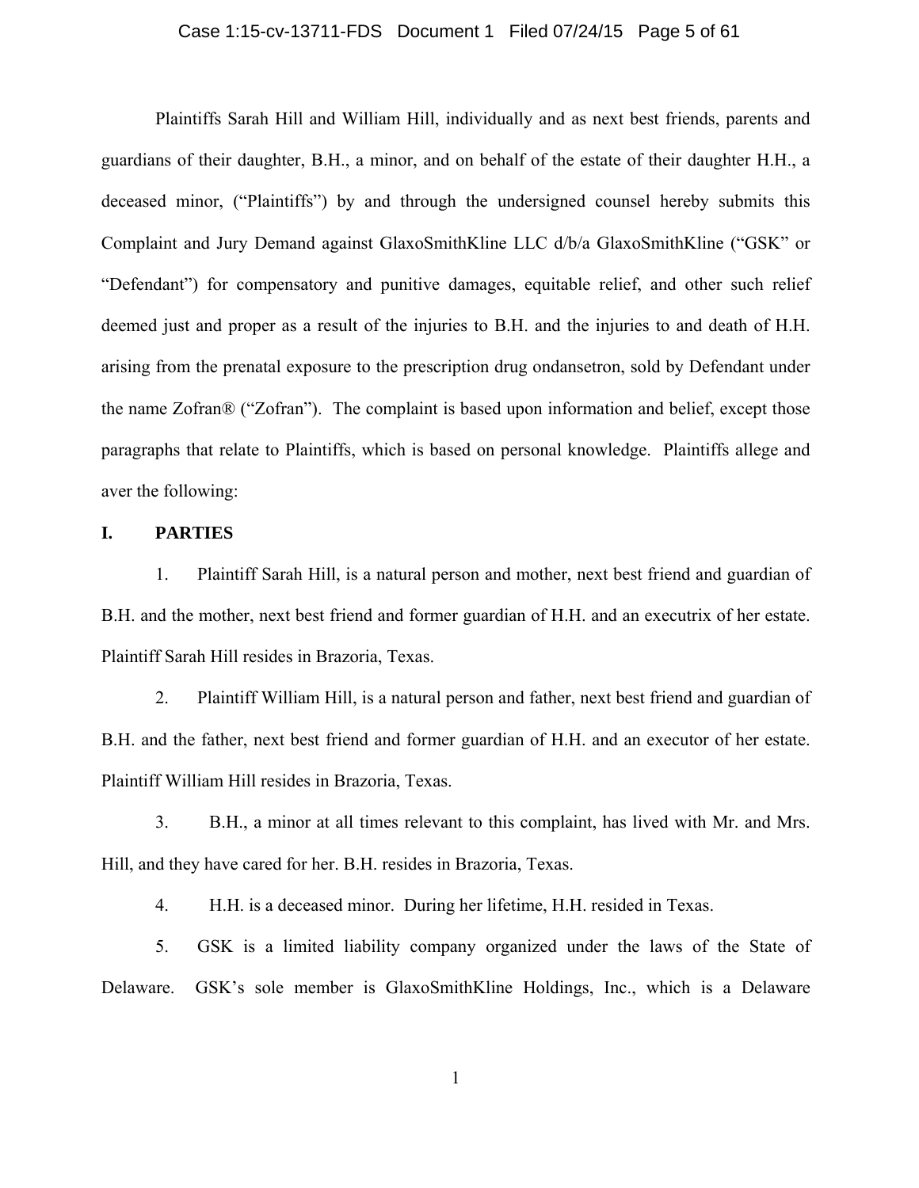Plaintiffs Sarah Hill and William Hill, individually and as next best friends, parents and guardians of their daughter, B.H., a minor, and on behalf of the estate of their daughter H.H., a deceased minor, ("Plaintiffs") by and through the undersigned counsel hereby submits this Complaint and Jury Demand against GlaxoSmithKline LLC d/b/a GlaxoSmithKline ("GSK" or "Defendant") for compensatory and punitive damages, equitable relief, and other such relief deemed just and proper as a result of the injuries to B.H. and the injuries to and death of H.H. arising from the prenatal exposure to the prescription drug ondansetron, sold by Defendant under the name Zofran® ("Zofran"). The complaint is based upon information and belief, except those paragraphs that relate to Plaintiffs, which is based on personal knowledge. Plaintiffs allege and aver the following:

## I. PARTIES

1. Plaintiff Sarah Hill, is a natural person and mother, next best friend and guardian of B.H. and the mother, next best friend and former guardian of H.H. and an executrix of her estate. Plaintiff Sarah Hill resides in Brazoria, Texas.

2. Plaintiff William Hill, is a natural person and father, next best friend and guardian of B.H. and the father, next best friend and former guardian of H.H. and an executor of her estate. Plaintiff William Hill resides in Brazoria, Texas.

3. B.H., a minor at all times relevant to this complaint, has lived with Mr. and Mrs. Hill, and they have cared for her. B.H. resides in Brazoria, Texas.

4. H.H. is a deceased minor. During her lifetime, H.H. resided in Texas.

5. GSK is a limited liability company organized under the laws of the State of Delaware. GSK's sole member is GlaxoSmithKline Holdings, Inc., which is a Delaware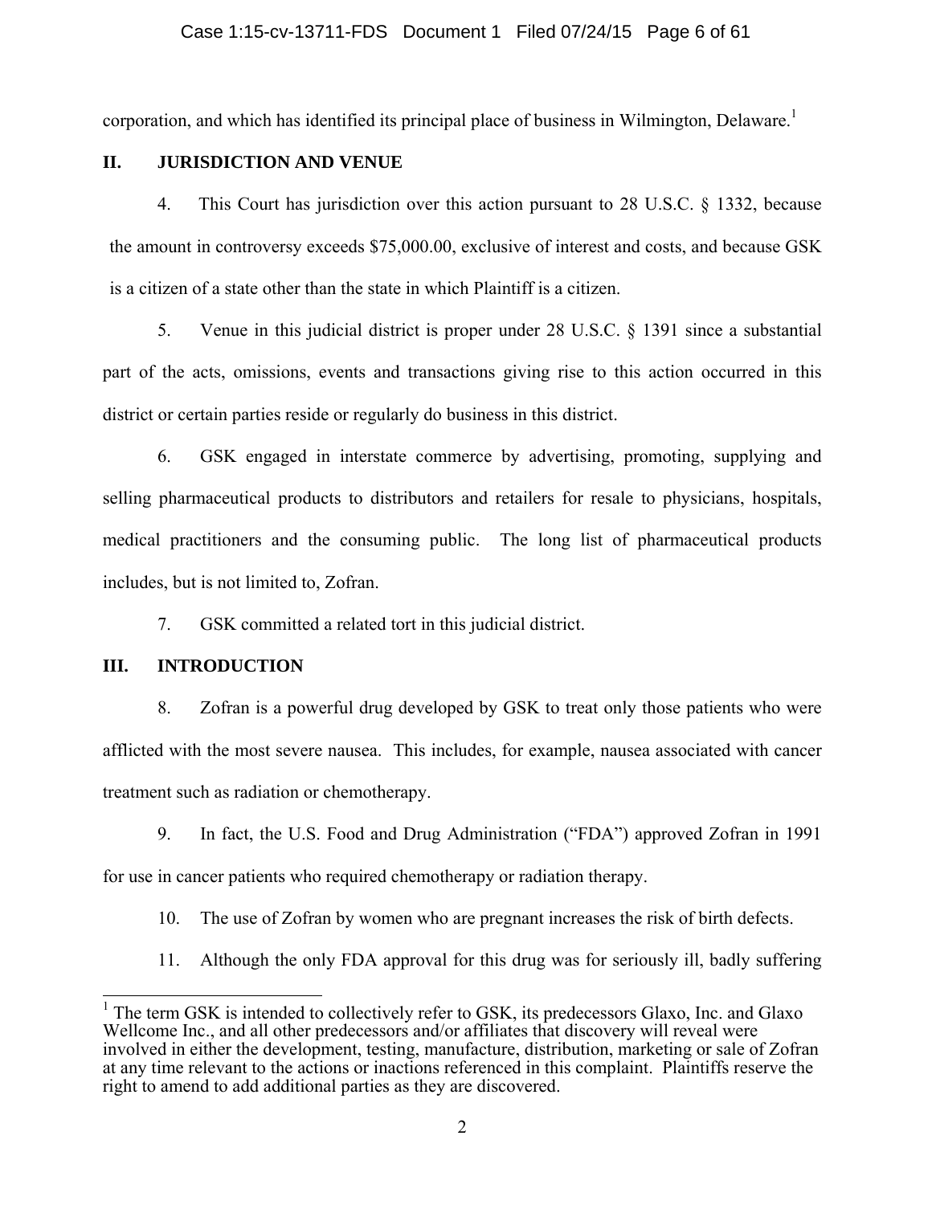corporation, and which has identified its principal place of business in Wilmington, Delaware.[1]

## II. JURISDICTION AND VENUE

4. This Court has jurisdiction over this action pursuant to 28 U.S.C. § 1332, because the amount in controversy exceeds $75,000.00, exclusive of interest and costs, and because GSK is a citizen of a state other than the state in which Plaintiff is a citizen.

5. Venue in this judicial district is proper under 28 U.S.C. § 1391 since a substantial part of the acts, omissions, events and transactions giving rise to this action occurred in this district or certain parties reside or regularly do business in this district.

6. GSK engaged in interstate commerce by advertising, promoting, supplying and selling pharmaceutical products to distributors and retailers for resale to physicians, hospitals, medical practitioners and the consuming public. The long list of pharmaceutical products includes, but is not limited to, Zofran.

7. GSK committed a related tort in this judicial district.

## III. INTRODUCTION

8. Zofran is a powerful drug developed by GSK to treat only those patients who were afflicted with the most severe nausea. This includes, for example, nausea associated with cancer treatment such as radiation or chemotherapy.

9. In fact, the U.S. Food and Drug Administration ("FDA") approved Zofran in 1991 for use in cancer patients who required chemotherapy or radiation therapy.

10. The use of Zofran by women who are pregnant increases the risk of birth defects.

11. Although the only FDA approval for this drug was for seriously ill, badly suffering

---

[1] The term GSK is intended to collectively refer to GSK, its predecessors Glaxo, Inc. and Glaxo Wellcome Inc., and all other predecessors and/or affiliates that discovery will reveal were involved in either the development, testing, manufacture, distribution, marketing or sale of Zofran at any time relevant to the actions or inactions referenced in this complaint. Plaintiffs reserve the right to amend to add additional parties as they are discovered.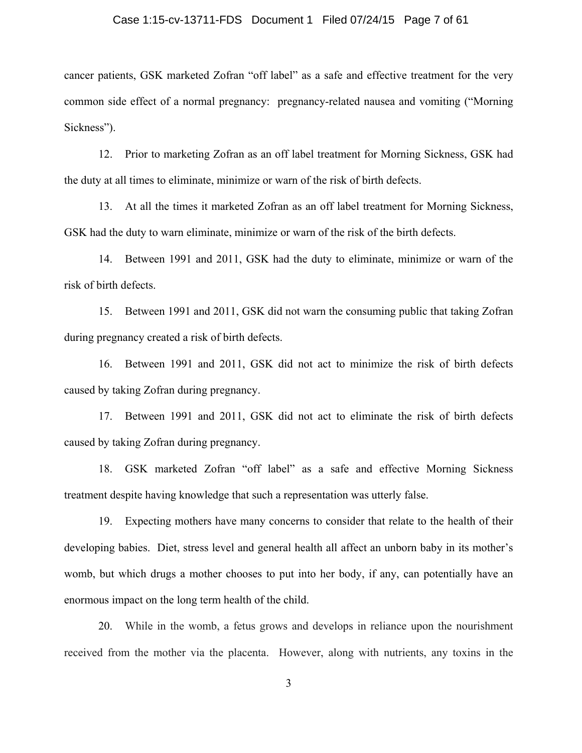cancer patients, GSK marketed Zofran "off label" as a safe and effective treatment for the very common side effect of a normal pregnancy: pregnancy-related nausea and vomiting ("Morning Sickness").

12. Prior to marketing Zofran as an off label treatment for Morning Sickness, GSK had the duty at all times to eliminate, minimize or warn of the risk of birth defects.

13. At all the times it marketed Zofran as an off label treatment for Morning Sickness, GSK had the duty to warn eliminate, minimize or warn of the risk of the birth defects.

14. Between 1991 and 2011, GSK had the duty to eliminate, minimize or warn of the risk of birth defects.

15. Between 1991 and 2011, GSK did not warn the consuming public that taking Zofran during pregnancy created a risk of birth defects.

16. Between 1991 and 2011, GSK did not act to minimize the risk of birth defects caused by taking Zofran during pregnancy.

17. Between 1991 and 2011, GSK did not act to eliminate the risk of birth defects caused by taking Zofran during pregnancy.

18. GSK marketed Zofran "off label" as a safe and effective Morning Sickness treatment despite having knowledge that such a representation was utterly false.

19. Expecting mothers have many concerns to consider that relate to the health of their developing babies. Diet, stress level and general health all affect an unborn baby in its mother's womb, but which drugs a mother chooses to put into her body, if any, can potentially have an enormous impact on the long term health of the child.

20. While in the womb, a fetus grows and develops in reliance upon the nourishment received from the mother via the placenta. However, along with nutrients, any toxins in the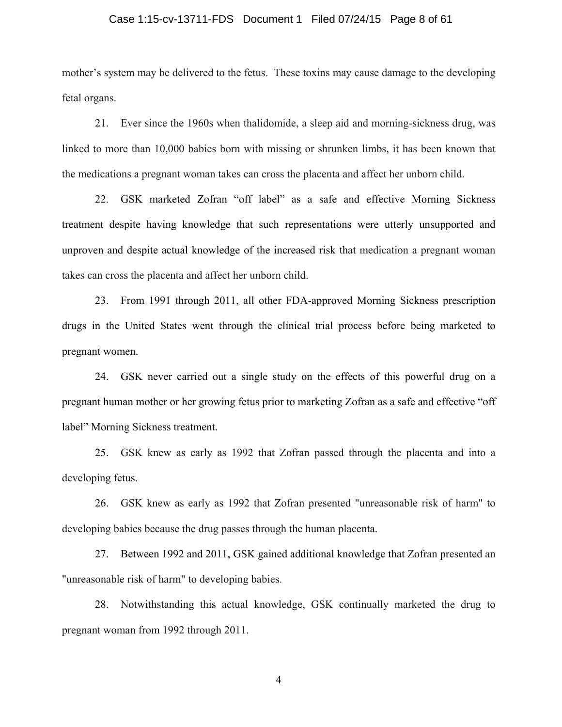mother's system may be delivered to the fetus. These toxins may cause damage to the developing fetal organs.

21. Ever since the 1960s when thalidomide, a sleep aid and morning-sickness drug, was linked to more than 10,000 babies born with missing or shrunken limbs, it has been known that the medications a pregnant woman takes can cross the placenta and affect her unborn child.

22. GSK marketed Zofran "off label" as a safe and effective Morning Sickness treatment despite having knowledge that such representations were utterly unsupported and unproven and despite actual knowledge of the increased risk that medication a pregnant woman takes can cross the placenta and affect her unborn child.

23. From 1991 through 2011, all other FDA-approved Morning Sickness prescription drugs in the United States went through the clinical trial process before being marketed to pregnant women.

24. GSK never carried out a single study on the effects of this powerful drug on a pregnant human mother or her growing fetus prior to marketing Zofran as a safe and effective "off label" Morning Sickness treatment.

25. GSK knew as early as 1992 that Zofran passed through the placenta and into a developing fetus.

26. GSK knew as early as 1992 that Zofran presented "unreasonable risk of harm" to developing babies because the drug passes through the human placenta.

27. Between 1992 and 2011, GSK gained additional knowledge that Zofran presented an "unreasonable risk of harm" to developing babies.

28. Notwithstanding this actual knowledge, GSK continually marketed the drug to pregnant woman from 1992 through 2011.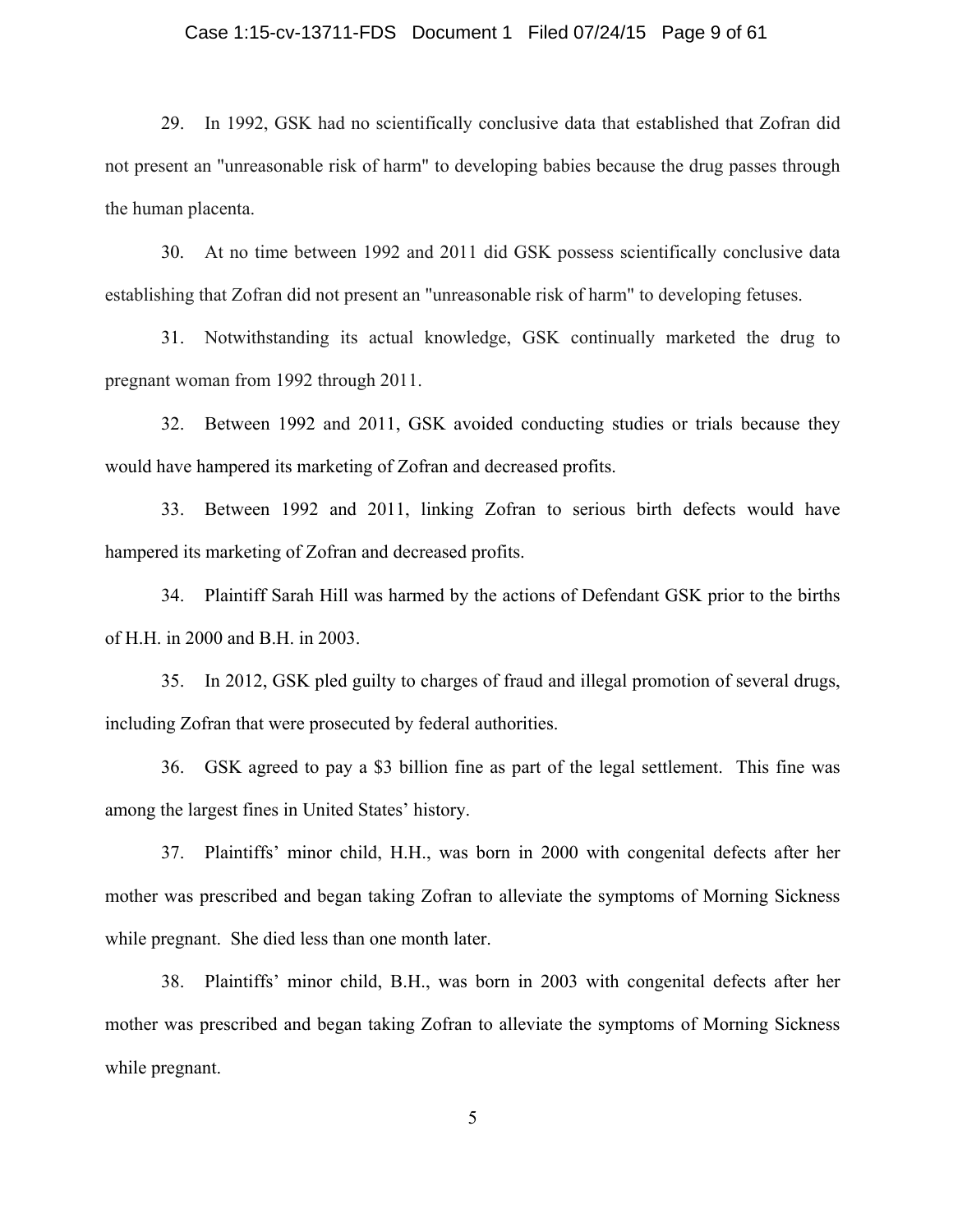29. In 1992, GSK had no scientifically conclusive data that established that Zofran did not present an "unreasonable risk of harm" to developing babies because the drug passes through the human placenta.

30. At no time between 1992 and 2011 did GSK possess scientifically conclusive data establishing that Zofran did not present an "unreasonable risk of harm" to developing fetuses.

31. Notwithstanding its actual knowledge, GSK continually marketed the drug to pregnant woman from 1992 through 2011.

32. Between 1992 and 2011, GSK avoided conducting studies or trials because they would have hampered its marketing of Zofran and decreased profits.

33. Between 1992 and 2011, linking Zofran to serious birth defects would have hampered its marketing of Zofran and decreased profits.

34. Plaintiff Sarah Hill was harmed by the actions of Defendant GSK prior to the births of H.H. in 2000 and B.H. in 2003.

35. In 2012, GSK pled guilty to charges of fraud and illegal promotion of several drugs, including Zofran that were prosecuted by federal authorities.

36. GSK agreed to pay a $3 billion fine as part of the legal settlement. This fine was among the largest fines in United States' history.

37. Plaintiffs' minor child, H.H., was born in 2000 with congenital defects after her mother was prescribed and began taking Zofran to alleviate the symptoms of Morning Sickness while pregnant. She died less than one month later.

38. Plaintiffs' minor child, B.H., was born in 2003 with congenital defects after her mother was prescribed and began taking Zofran to alleviate the symptoms of Morning Sickness while pregnant.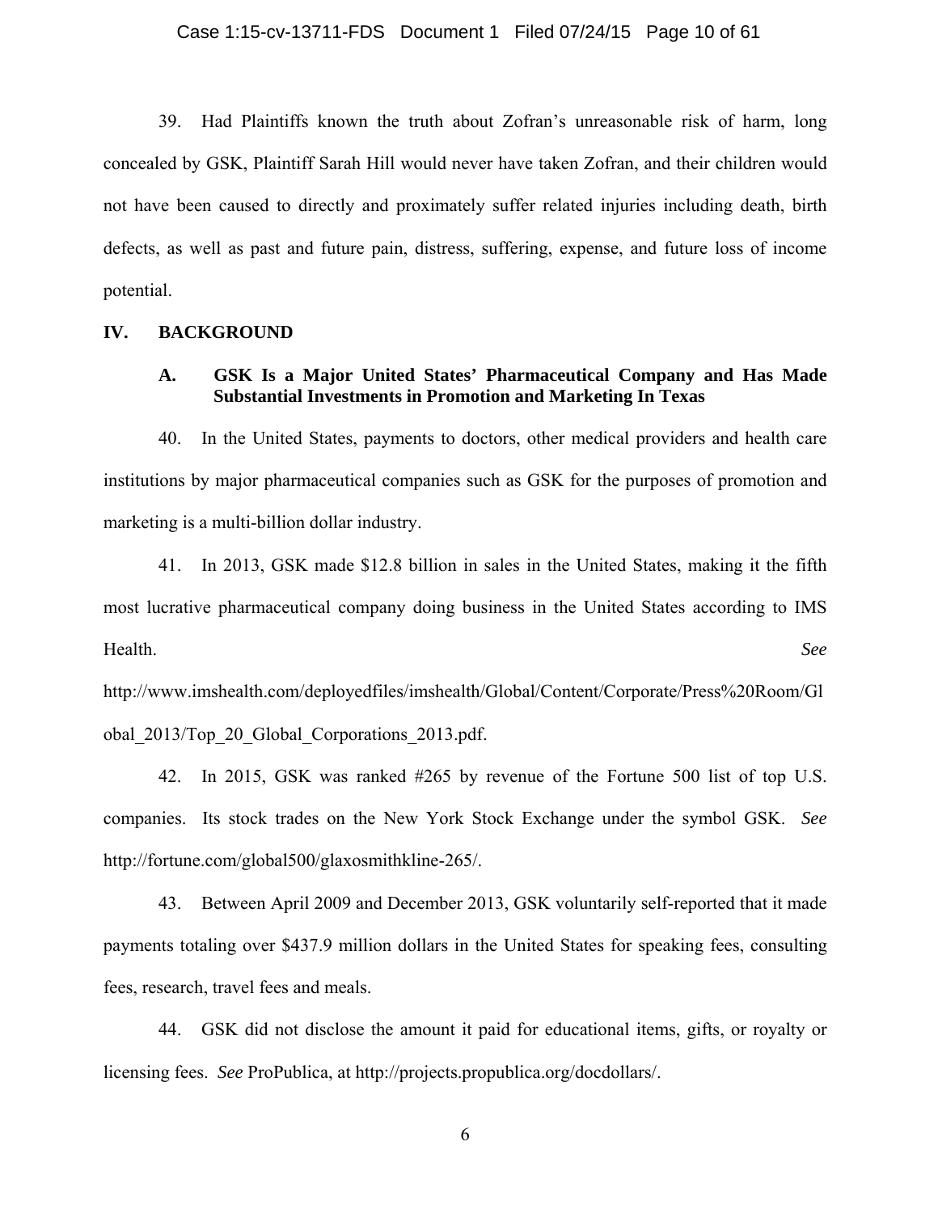39. Had Plaintiffs known the truth about Zofran's unreasonable risk of harm, long concealed by GSK, Plaintiff Sarah Hill would never have taken Zofran, and their children would not have been caused to directly and proximately suffer related injuries including death, birth defects, as well as past and future pain, distress, suffering, expense, and future loss of income potential.

## IV. BACKGROUND

### A. GSK Is a Major United States' Pharmaceutical Company and Has Made Substantial Investments in Promotion and Marketing In Texas

40. In the United States, payments to doctors, other medical providers and health care institutions by major pharmaceutical companies such as GSK for the purposes of promotion and marketing is a multi-billion dollar industry.

41. In 2013, GSK made $12.8 billion in sales in the United States, making it the fifth most lucrative pharmaceutical company doing business in the United States according to IMS Health. *See* http://www.imshealth.com/deployedfiles/imshealth/Global/Content/Corporate/Press%20Room/Global_2013/Top_20_Global_Corporations_2013.pdf.

42. In 2015, GSK was ranked #265 by revenue of the Fortune 500 list of top U.S. companies. Its stock trades on the New York Stock Exchange under the symbol GSK. *See* http://fortune.com/global500/glaxosmithkline-265/.

43. Between April 2009 and December 2013, GSK voluntarily self-reported that it made payments totaling over $437.9 million dollars in the United States for speaking fees, consulting fees, research, travel fees and meals.

44. GSK did not disclose the amount it paid for educational items, gifts, or royalty or licensing fees. *See* ProPublica, at http://projects.propublica.org/docdollars/.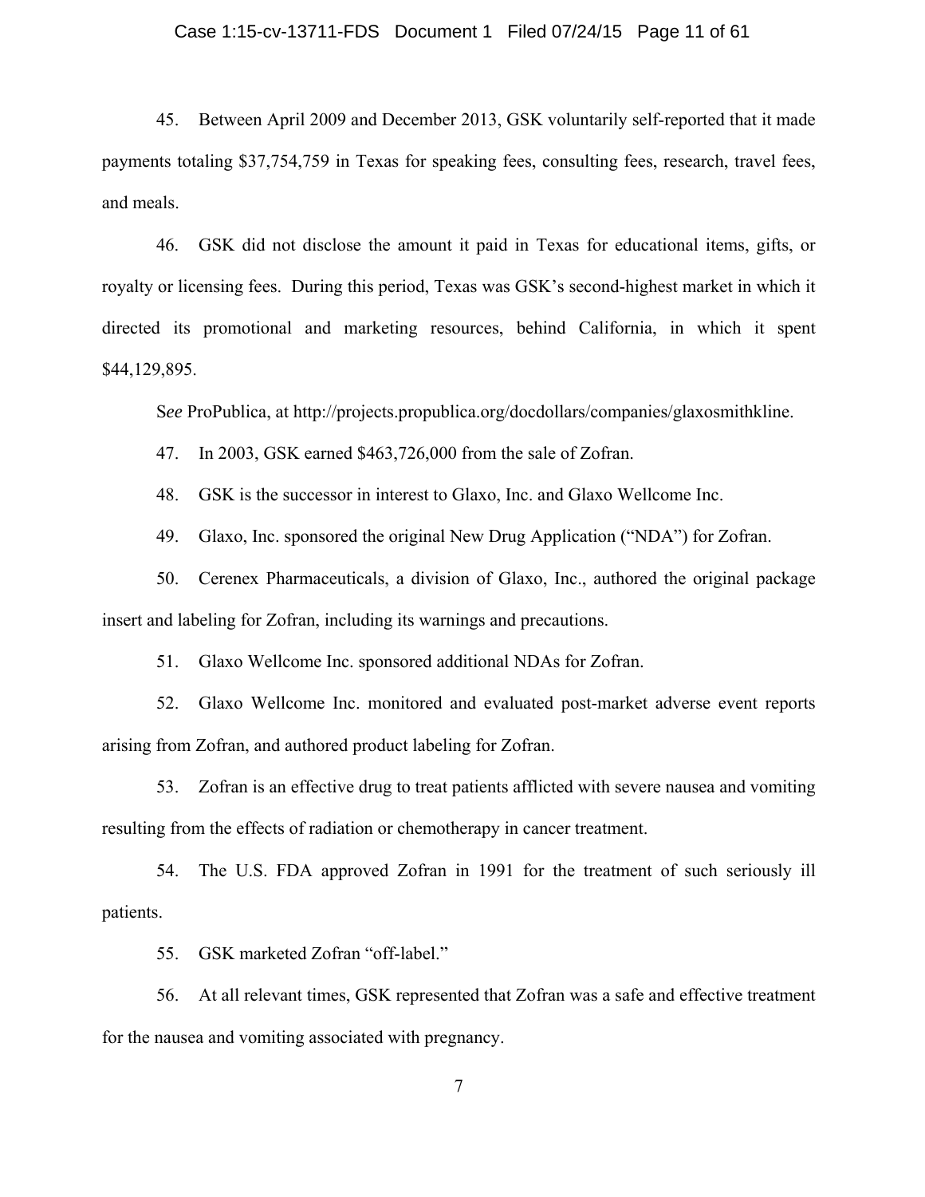45. Between April 2009 and December 2013, GSK voluntarily self-reported that it made payments totaling $37,754,759 in Texas for speaking fees, consulting fees, research, travel fees, and meals.

46. GSK did not disclose the amount it paid in Texas for educational items, gifts, or royalty or licensing fees. During this period, Texas was GSK's second-highest market in which it directed its promotional and marketing resources, behind California, in which it spent $44,129,895.

S*ee* ProPublica, at http://projects.propublica.org/docdollars/companies/glaxosmithkline.

47. In 2003, GSK earned $463,726,000 from the sale of Zofran.

48. GSK is the successor in interest to Glaxo, Inc. and Glaxo Wellcome Inc.

49. Glaxo, Inc. sponsored the original New Drug Application ("NDA") for Zofran.

50. Cerenex Pharmaceuticals, a division of Glaxo, Inc., authored the original package insert and labeling for Zofran, including its warnings and precautions.

51. Glaxo Wellcome Inc. sponsored additional NDAs for Zofran.

52. Glaxo Wellcome Inc. monitored and evaluated post-market adverse event reports arising from Zofran, and authored product labeling for Zofran.

53. Zofran is an effective drug to treat patients afflicted with severe nausea and vomiting resulting from the effects of radiation or chemotherapy in cancer treatment.

54. The U.S. FDA approved Zofran in 1991 for the treatment of such seriously ill patients.

55. GSK marketed Zofran "off-label."

56. At all relevant times, GSK represented that Zofran was a safe and effective treatment for the nausea and vomiting associated with pregnancy.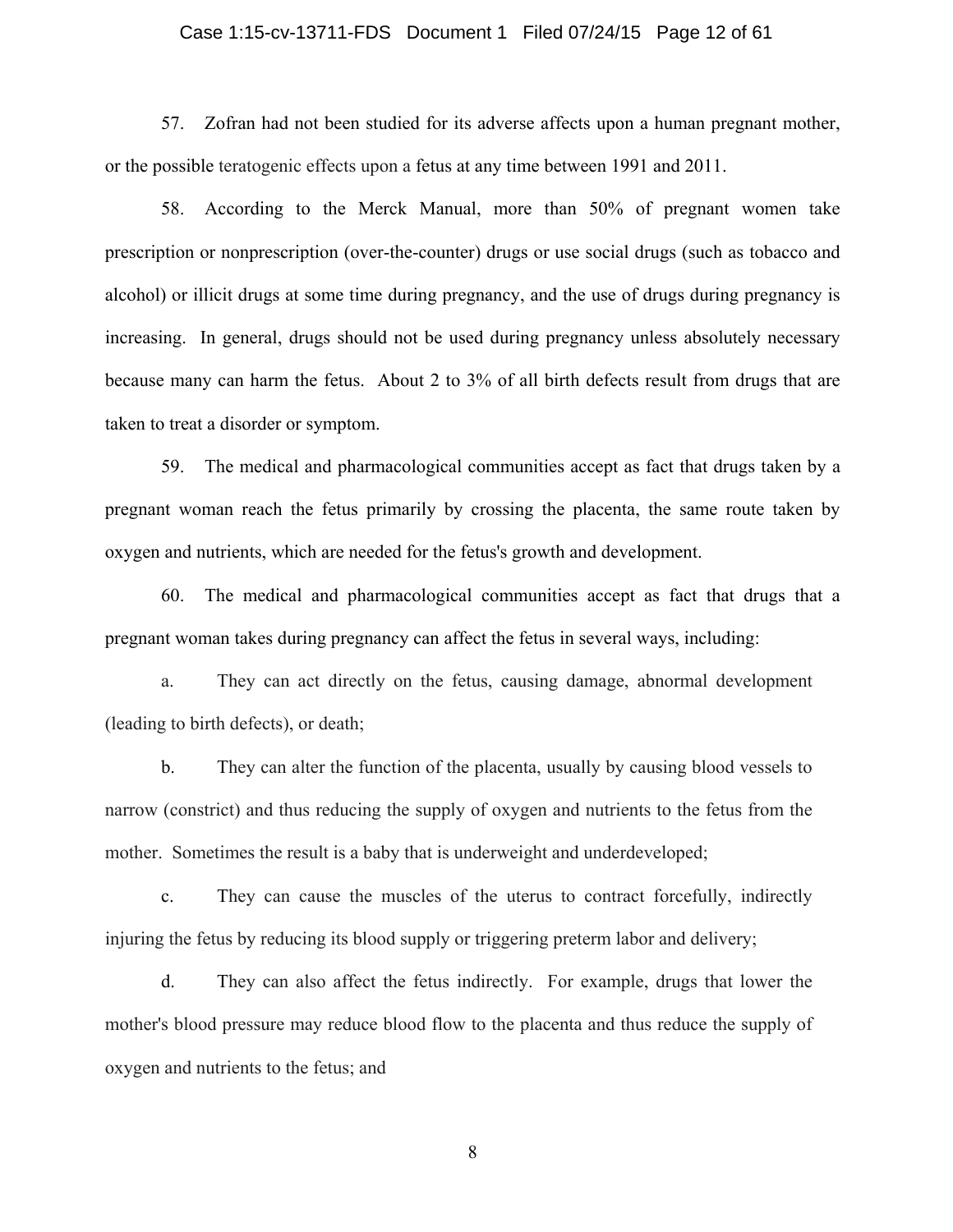57. Zofran had not been studied for its adverse affects upon a human pregnant mother, or the possible teratogenic effects upon a fetus at any time between 1991 and 2011.

58. According to the Merck Manual, more than 50% of pregnant women take prescription or nonprescription (over-the-counter) drugs or use social drugs (such as tobacco and alcohol) or illicit drugs at some time during pregnancy, and the use of drugs during pregnancy is increasing. In general, drugs should not be used during pregnancy unless absolutely necessary because many can harm the fetus. About 2 to 3% of all birth defects result from drugs that are taken to treat a disorder or symptom.

59. The medical and pharmacological communities accept as fact that drugs taken by a pregnant woman reach the fetus primarily by crossing the placenta, the same route taken by oxygen and nutrients, which are needed for the fetus's growth and development.

60. The medical and pharmacological communities accept as fact that drugs that a pregnant woman takes during pregnancy can affect the fetus in several ways, including:

a. They can act directly on the fetus, causing damage, abnormal development (leading to birth defects), or death;

b. They can alter the function of the placenta, usually by causing blood vessels to narrow (constrict) and thus reducing the supply of oxygen and nutrients to the fetus from the mother. Sometimes the result is a baby that is underweight and underdeveloped;

c. They can cause the muscles of the uterus to contract forcefully, indirectly injuring the fetus by reducing its blood supply or triggering preterm labor and delivery;

d. They can also affect the fetus indirectly. For example, drugs that lower the mother's blood pressure may reduce blood flow to the placenta and thus reduce the supply of oxygen and nutrients to the fetus; and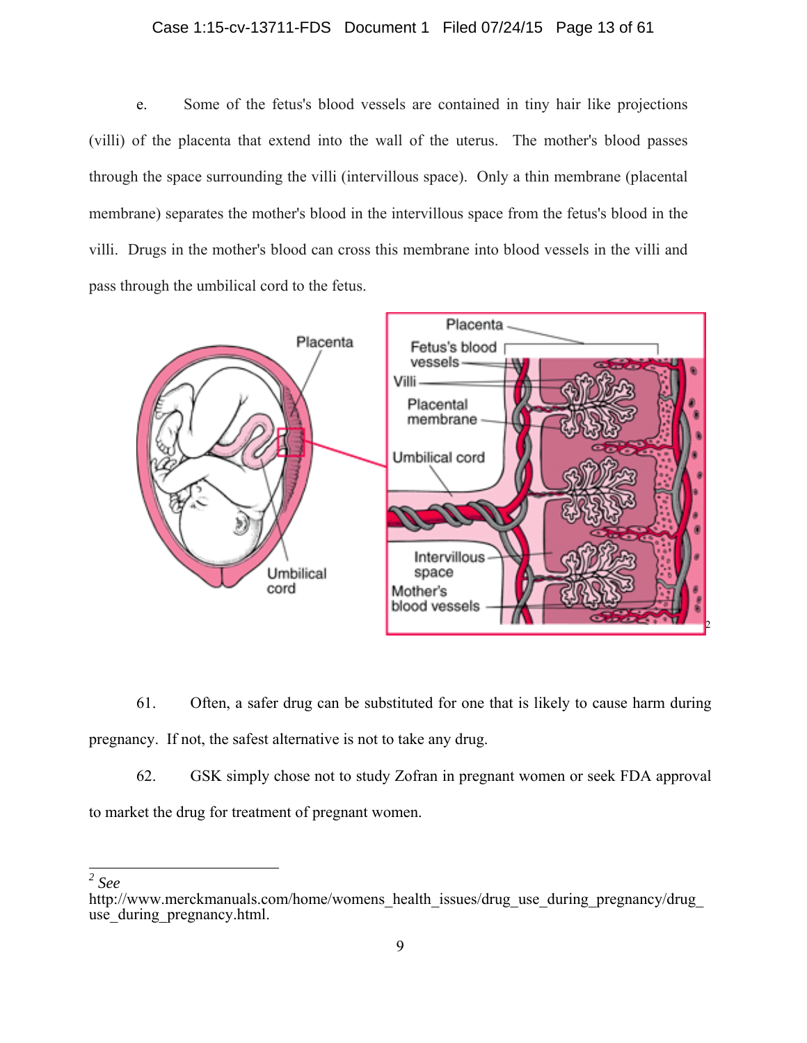e. Some of the fetus's blood vessels are contained in tiny hair like projections (villi) of the placenta that extend into the wall of the uterus. The mother's blood passes through the space surrounding the villi (intervillous space). Only a thin membrane (placental membrane) separates the mother's blood in the intervillous space from the fetus's blood in the villi. Drugs in the mother's blood can cross this membrane into blood vessels in the villi and pass through the umbilical cord to the fetus.[2]

61. Often, a safer drug can be substituted for one that is likely to cause harm during pregnancy. If not, the safest alternative is not to take any drug.

62. GSK simply chose not to study Zofran in pregnant women or seek FDA approval to market the drug for treatment of pregnant women.

---

[2] *See* http://www.merckmanuals.com/home/womens_health_issues/drug_use_during_pregnancy/drug_use_during_pregnancy.html.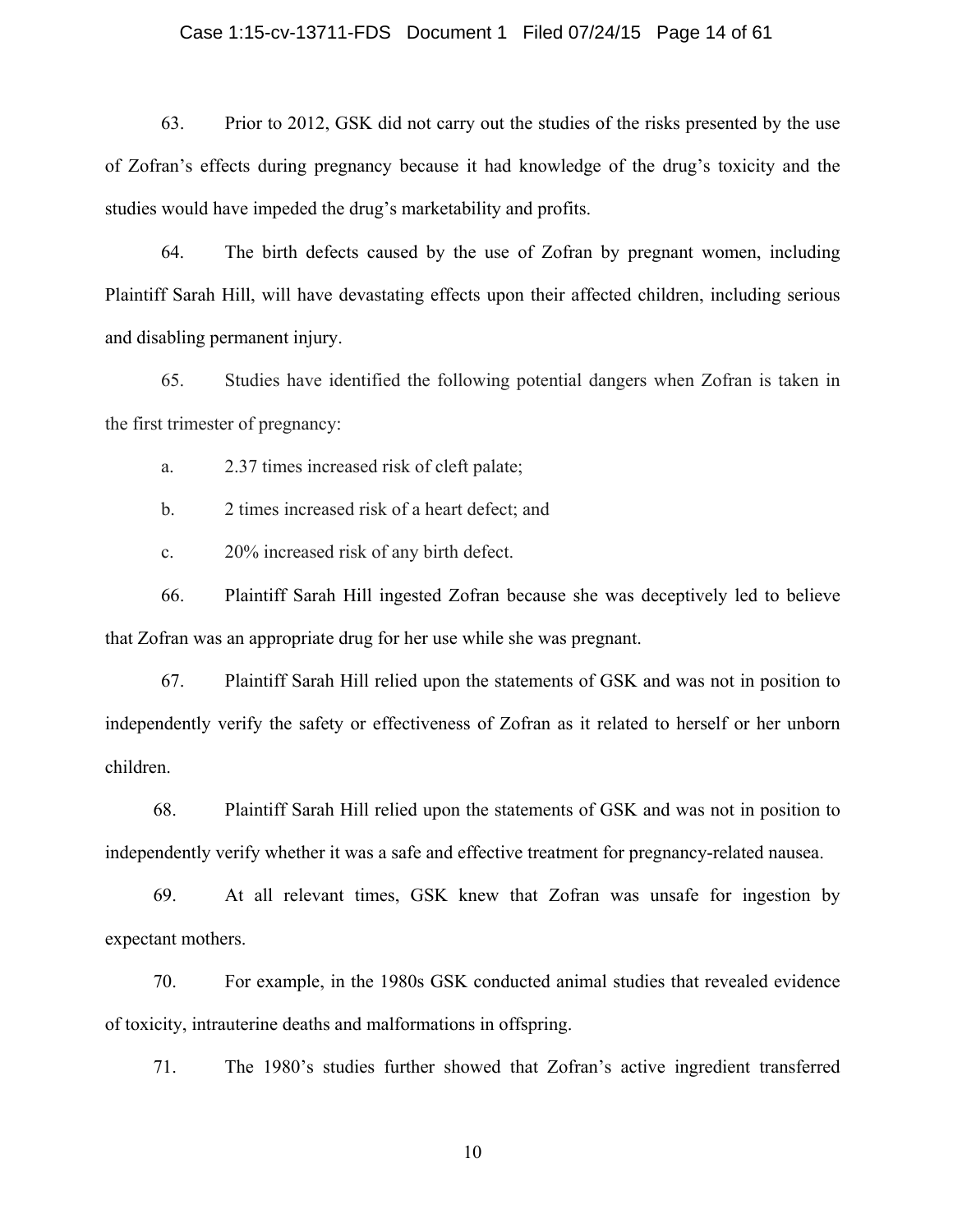63. Prior to 2012, GSK did not carry out the studies of the risks presented by the use of Zofran's effects during pregnancy because it had knowledge of the drug's toxicity and the studies would have impeded the drug's marketability and profits.

64. The birth defects caused by the use of Zofran by pregnant women, including Plaintiff Sarah Hill, will have devastating effects upon their affected children, including serious and disabling permanent injury.

65. Studies have identified the following potential dangers when Zofran is taken in the first trimester of pregnancy:

a. 2.37 times increased risk of cleft palate;

b. 2 times increased risk of a heart defect; and

c. 20% increased risk of any birth defect.

66. Plaintiff Sarah Hill ingested Zofran because she was deceptively led to believe that Zofran was an appropriate drug for her use while she was pregnant.

67. Plaintiff Sarah Hill relied upon the statements of GSK and was not in position to independently verify the safety or effectiveness of Zofran as it related to herself or her unborn children.

68. Plaintiff Sarah Hill relied upon the statements of GSK and was not in position to independently verify whether it was a safe and effective treatment for pregnancy-related nausea.

69. At all relevant times, GSK knew that Zofran was unsafe for ingestion by expectant mothers.

70. For example, in the 1980s GSK conducted animal studies that revealed evidence of toxicity, intrauterine deaths and malformations in offspring.

71. The 1980's studies further showed that Zofran's active ingredient transferred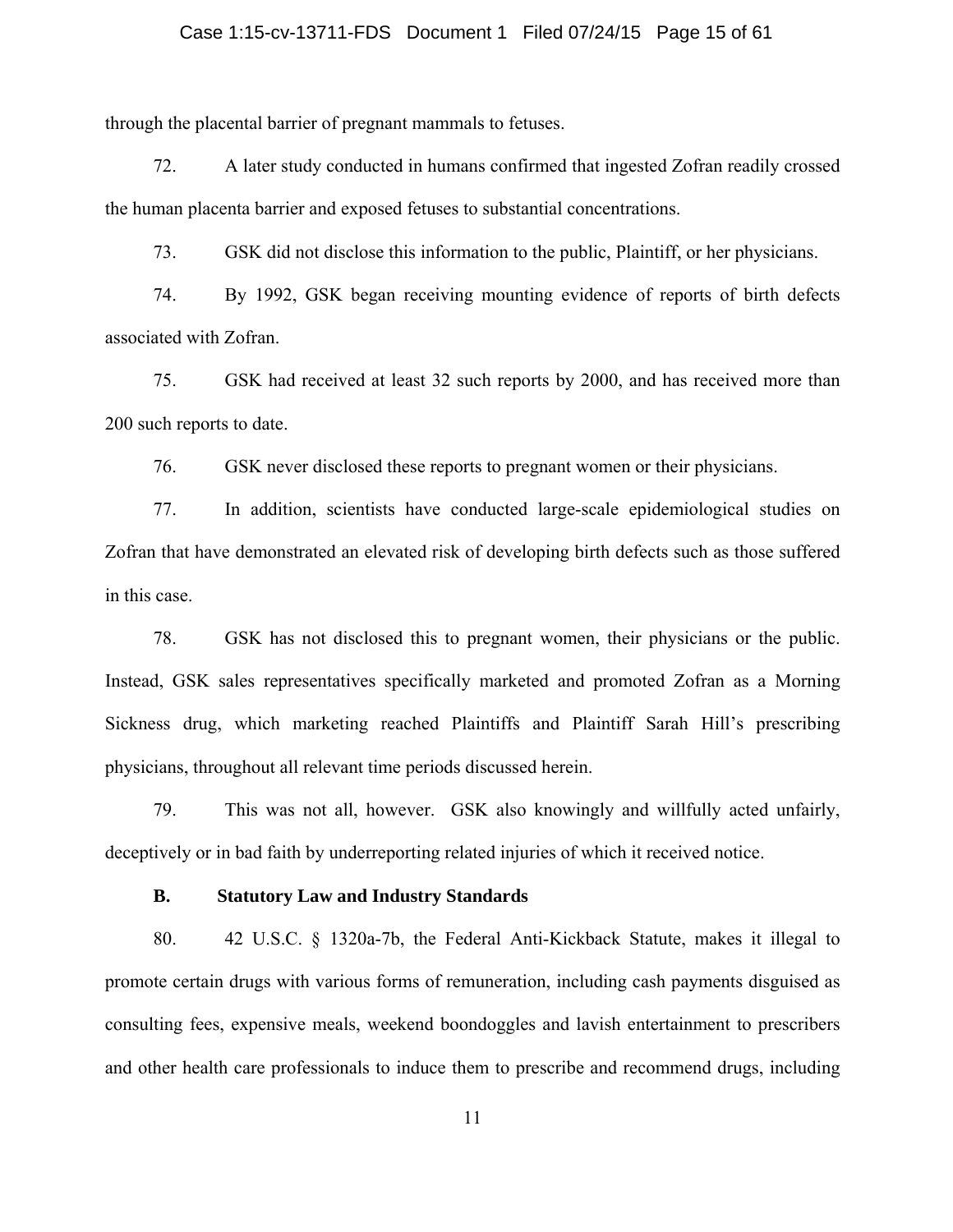through the placental barrier of pregnant mammals to fetuses.

72. A later study conducted in humans confirmed that ingested Zofran readily crossed the human placenta barrier and exposed fetuses to substantial concentrations.

73. GSK did not disclose this information to the public, Plaintiff, or her physicians.

74. By 1992, GSK began receiving mounting evidence of reports of birth defects associated with Zofran.

75. GSK had received at least 32 such reports by 2000, and has received more than 200 such reports to date.

76. GSK never disclosed these reports to pregnant women or their physicians.

77. In addition, scientists have conducted large-scale epidemiological studies on Zofran that have demonstrated an elevated risk of developing birth defects such as those suffered in this case.

78. GSK has not disclosed this to pregnant women, their physicians or the public. Instead, GSK sales representatives specifically marketed and promoted Zofran as a Morning Sickness drug, which marketing reached Plaintiffs and Plaintiff Sarah Hill's prescribing physicians, throughout all relevant time periods discussed herein.

79. This was not all, however. GSK also knowingly and willfully acted unfairly, deceptively or in bad faith by underreporting related injuries of which it received notice.

### B. Statutory Law and Industry Standards

80. 42 U.S.C. § 1320a-7b, the Federal Anti-Kickback Statute, makes it illegal to promote certain drugs with various forms of remuneration, including cash payments disguised as consulting fees, expensive meals, weekend boondoggles and lavish entertainment to prescribers and other health care professionals to induce them to prescribe and recommend drugs, including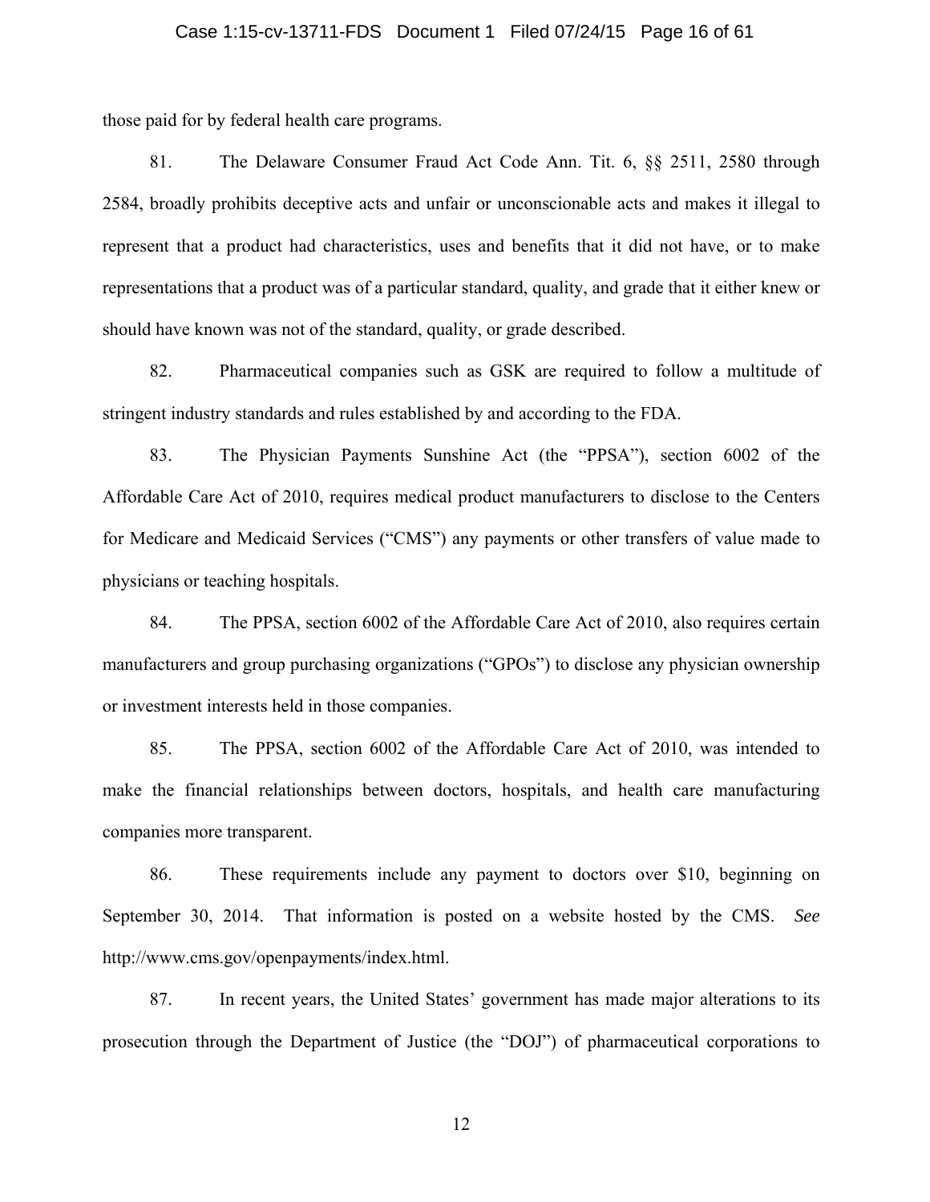those paid for by federal health care programs.

81. The Delaware Consumer Fraud Act Code Ann. Tit. 6, §§ 2511, 2580 through 2584, broadly prohibits deceptive acts and unfair or unconscionable acts and makes it illegal to represent that a product had characteristics, uses and benefits that it did not have, or to make representations that a product was of a particular standard, quality, and grade that it either knew or should have known was not of the standard, quality, or grade described.

82. Pharmaceutical companies such as GSK are required to follow a multitude of stringent industry standards and rules established by and according to the FDA.

83. The Physician Payments Sunshine Act (the "PPSA"), section 6002 of the Affordable Care Act of 2010, requires medical product manufacturers to disclose to the Centers for Medicare and Medicaid Services ("CMS") any payments or other transfers of value made to physicians or teaching hospitals.

84. The PPSA, section 6002 of the Affordable Care Act of 2010, also requires certain manufacturers and group purchasing organizations ("GPOs") to disclose any physician ownership or investment interests held in those companies.

85. The PPSA, section 6002 of the Affordable Care Act of 2010, was intended to make the financial relationships between doctors, hospitals, and health care manufacturing companies more transparent.

86. These requirements include any payment to doctors over $10, beginning on September 30, 2014. That information is posted on a website hosted by the CMS. *See* http://www.cms.gov/openpayments/index.html.

87. In recent years, the United States' government has made major alterations to its prosecution through the Department of Justice (the "DOJ") of pharmaceutical corporations to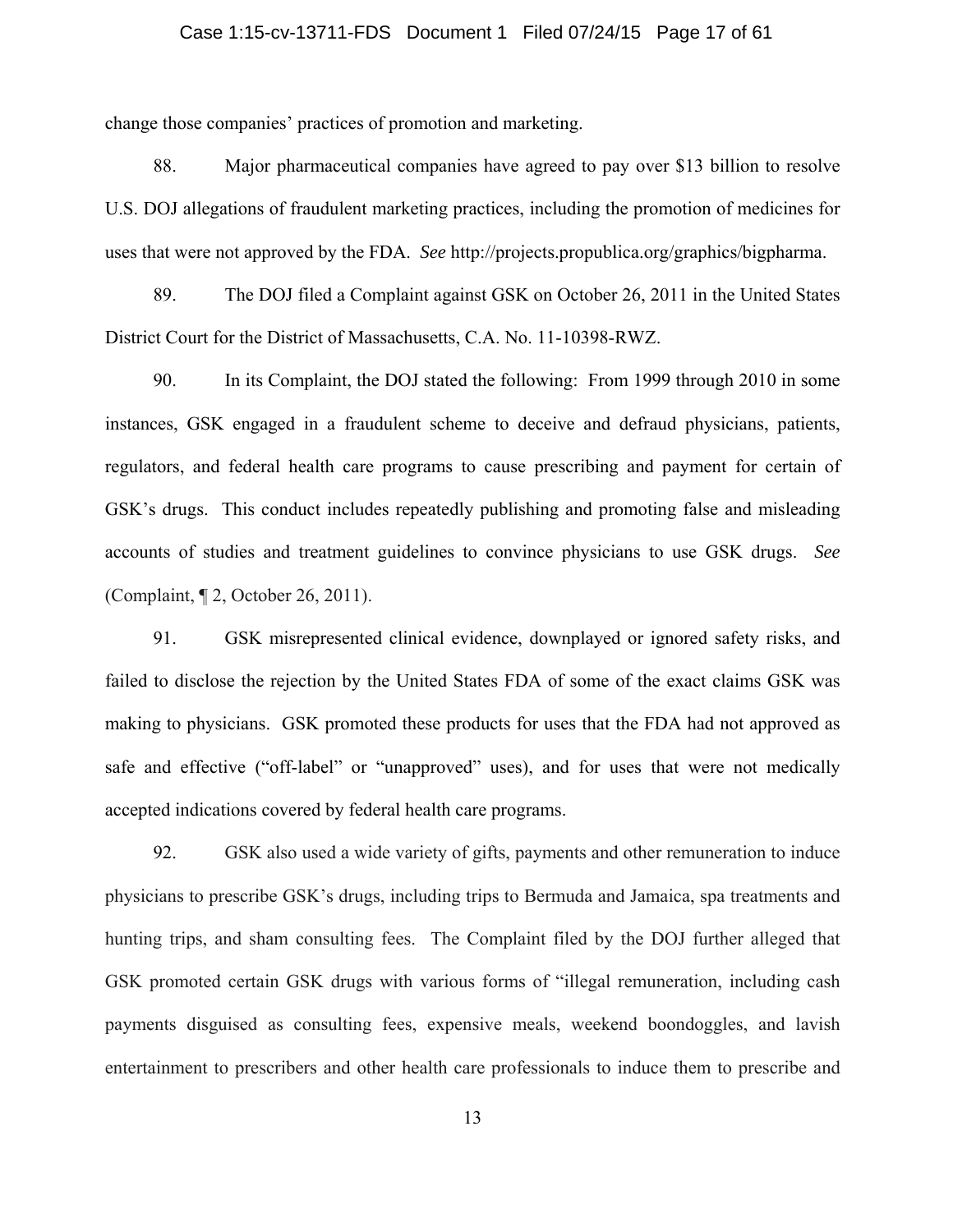change those companies' practices of promotion and marketing.

88. Major pharmaceutical companies have agreed to pay over $13 billion to resolve U.S. DOJ allegations of fraudulent marketing practices, including the promotion of medicines for uses that were not approved by the FDA. *See* http://projects.propublica.org/graphics/bigpharma.

89. The DOJ filed a Complaint against GSK on October 26, 2011 in the United States District Court for the District of Massachusetts, C.A. No. 11-10398-RWZ.

90. In its Complaint, the DOJ stated the following: From 1999 through 2010 in some instances, GSK engaged in a fraudulent scheme to deceive and defraud physicians, patients, regulators, and federal health care programs to cause prescribing and payment for certain of GSK's drugs. This conduct includes repeatedly publishing and promoting false and misleading accounts of studies and treatment guidelines to convince physicians to use GSK drugs. *See* (Complaint, ¶ 2, October 26, 2011).

91. GSK misrepresented clinical evidence, downplayed or ignored safety risks, and failed to disclose the rejection by the United States FDA of some of the exact claims GSK was making to physicians. GSK promoted these products for uses that the FDA had not approved as safe and effective ("off-label" or "unapproved" uses), and for uses that were not medically accepted indications covered by federal health care programs.

92. GSK also used a wide variety of gifts, payments and other remuneration to induce physicians to prescribe GSK's drugs, including trips to Bermuda and Jamaica, spa treatments and hunting trips, and sham consulting fees. The Complaint filed by the DOJ further alleged that GSK promoted certain GSK drugs with various forms of "illegal remuneration, including cash payments disguised as consulting fees, expensive meals, weekend boondoggles, and lavish entertainment to prescribers and other health care professionals to induce them to prescribe and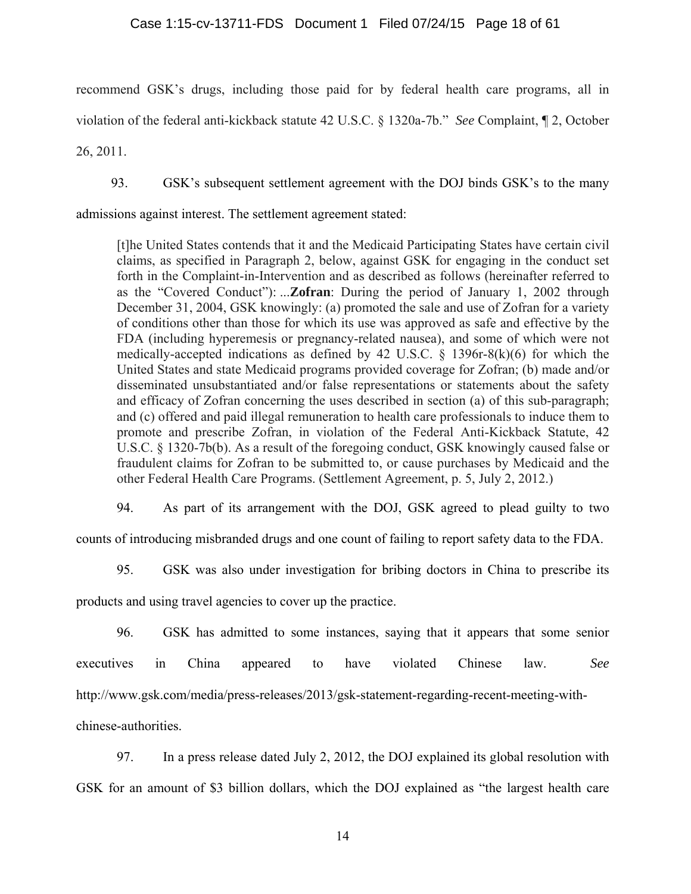recommend GSK's drugs, including those paid for by federal health care programs, all in violation of the federal anti-kickback statute 42 U.S.C. § 1320a-7b." *See* Complaint, ¶ 2, October 26, 2011.

93. GSK's subsequent settlement agreement with the DOJ binds GSK's to the many admissions against interest. The settlement agreement stated:

> [t]he United States contends that it and the Medicaid Participating States have certain civil claims, as specified in Paragraph 2, below, against GSK for engaging in the conduct set forth in the Complaint-in-Intervention and as described as follows (hereinafter referred to as the "Covered Conduct"): ...**Zofran**: During the period of January 1, 2002 through December 31, 2004, GSK knowingly: (a) promoted the sale and use of Zofran for a variety of conditions other than those for which its use was approved as safe and effective by the FDA (including hyperemesis or pregnancy-related nausea), and some of which were not medically-accepted indications as defined by 42 U.S.C. § 1396r-8(k)(6) for which the United States and state Medicaid programs provided coverage for Zofran; (b) made and/or disseminated unsubstantiated and/or false representations or statements about the safety and efficacy of Zofran concerning the uses described in section (a) of this sub-paragraph; and (c) offered and paid illegal remuneration to health care professionals to induce them to promote and prescribe Zofran, in violation of the Federal Anti-Kickback Statute, 42 U.S.C. § 1320-7b(b). As a result of the foregoing conduct, GSK knowingly caused false or fraudulent claims for Zofran to be submitted to, or cause purchases by Medicaid and the other Federal Health Care Programs. (Settlement Agreement, p. 5, July 2, 2012.)

94. As part of its arrangement with the DOJ, GSK agreed to plead guilty to two counts of introducing misbranded drugs and one count of failing to report safety data to the FDA.

95. GSK was also under investigation for bribing doctors in China to prescribe its products and using travel agencies to cover up the practice.

96. GSK has admitted to some instances, saying that it appears that some senior executives in China appeared to have violated Chinese law. *See* http://www.gsk.com/media/press-releases/2013/gsk-statement-regarding-recent-meeting-with-chinese-authorities.

97. In a press release dated July 2, 2012, the DOJ explained its global resolution with GSK for an amount of $3 billion dollars, which the DOJ explained as "the largest health care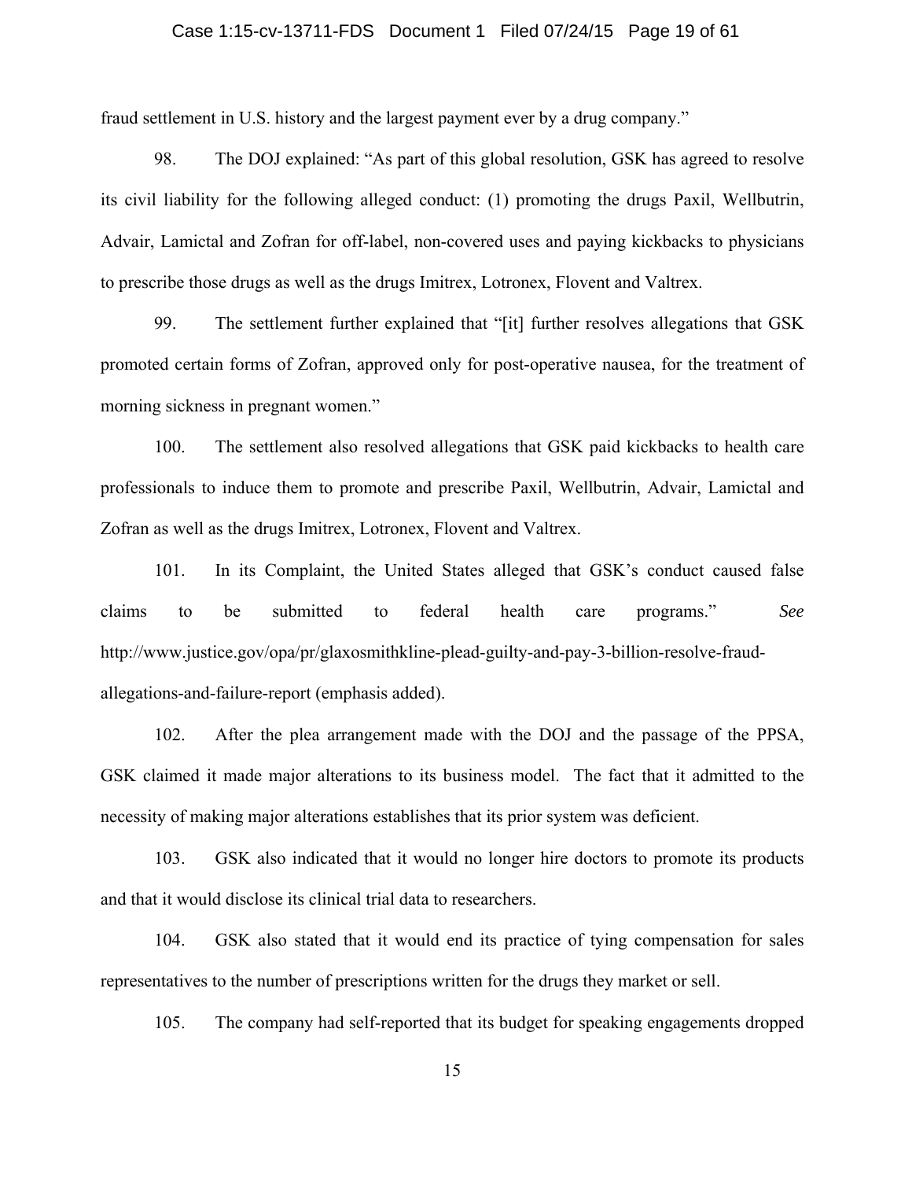fraud settlement in U.S. history and the largest payment ever by a drug company."

98. The DOJ explained: "As part of this global resolution, GSK has agreed to resolve its civil liability for the following alleged conduct: (1) promoting the drugs Paxil, Wellbutrin, Advair, Lamictal and Zofran for off-label, non-covered uses and paying kickbacks to physicians to prescribe those drugs as well as the drugs Imitrex, Lotronex, Flovent and Valtrex.

99. The settlement further explained that "[it] further resolves allegations that GSK promoted certain forms of Zofran, approved only for post-operative nausea, for the treatment of morning sickness in pregnant women."

100. The settlement also resolved allegations that GSK paid kickbacks to health care professionals to induce them to promote and prescribe Paxil, Wellbutrin, Advair, Lamictal and Zofran as well as the drugs Imitrex, Lotronex, Flovent and Valtrex.

101. In its Complaint, the United States alleged that GSK's conduct caused false claims to be submitted to federal health care programs." *See* http://www.justice.gov/opa/pr/glaxosmithkline-plead-guilty-and-pay-3-billion-resolve-fraud-allegations-and-failure-report (emphasis added).

102. After the plea arrangement made with the DOJ and the passage of the PPSA, GSK claimed it made major alterations to its business model. The fact that it admitted to the necessity of making major alterations establishes that its prior system was deficient.

103. GSK also indicated that it would no longer hire doctors to promote its products and that it would disclose its clinical trial data to researchers.

104. GSK also stated that it would end its practice of tying compensation for sales representatives to the number of prescriptions written for the drugs they market or sell.

105. The company had self-reported that its budget for speaking engagements dropped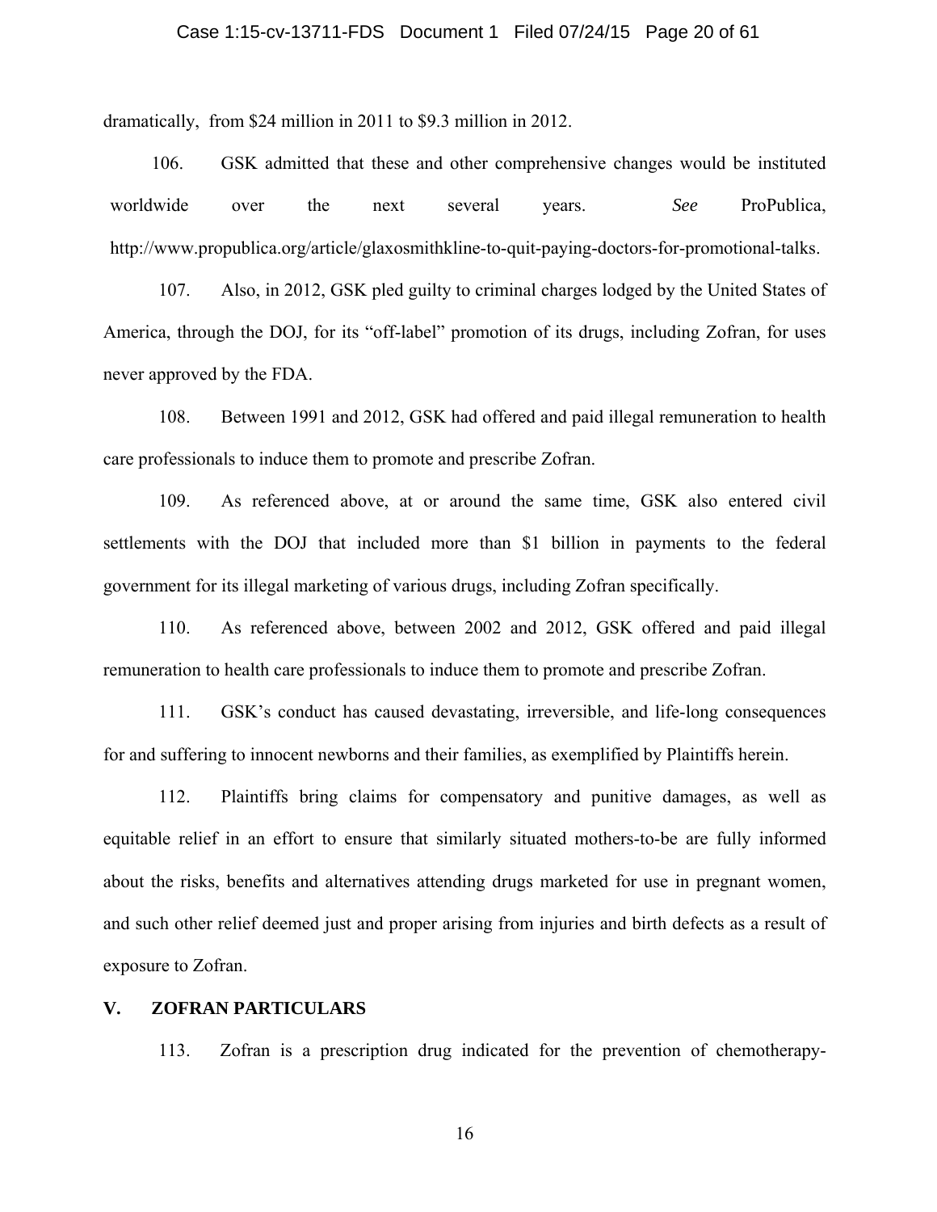dramatically, from $24 million in 2011 to $9.3 million in 2012.

106. GSK admitted that these and other comprehensive changes would be instituted worldwide over the next several years. *See* ProPublica, http://www.propublica.org/article/glaxosmithkline-to-quit-paying-doctors-for-promotional-talks.

107. Also, in 2012, GSK pled guilty to criminal charges lodged by the United States of America, through the DOJ, for its "off-label" promotion of its drugs, including Zofran, for uses never approved by the FDA.

108. Between 1991 and 2012, GSK had offered and paid illegal remuneration to health care professionals to induce them to promote and prescribe Zofran.

109. As referenced above, at or around the same time, GSK also entered civil settlements with the DOJ that included more than $1 billion in payments to the federal government for its illegal marketing of various drugs, including Zofran specifically.

110. As referenced above, between 2002 and 2012, GSK offered and paid illegal remuneration to health care professionals to induce them to promote and prescribe Zofran.

111. GSK's conduct has caused devastating, irreversible, and life-long consequences for and suffering to innocent newborns and their families, as exemplified by Plaintiffs herein.

112. Plaintiffs bring claims for compensatory and punitive damages, as well as equitable relief in an effort to ensure that similarly situated mothers-to-be are fully informed about the risks, benefits and alternatives attending drugs marketed for use in pregnant women, and such other relief deemed just and proper arising from injuries and birth defects as a result of exposure to Zofran.

## V. ZOFRAN PARTICULARS

113. Zofran is a prescription drug indicated for the prevention of chemotherapy-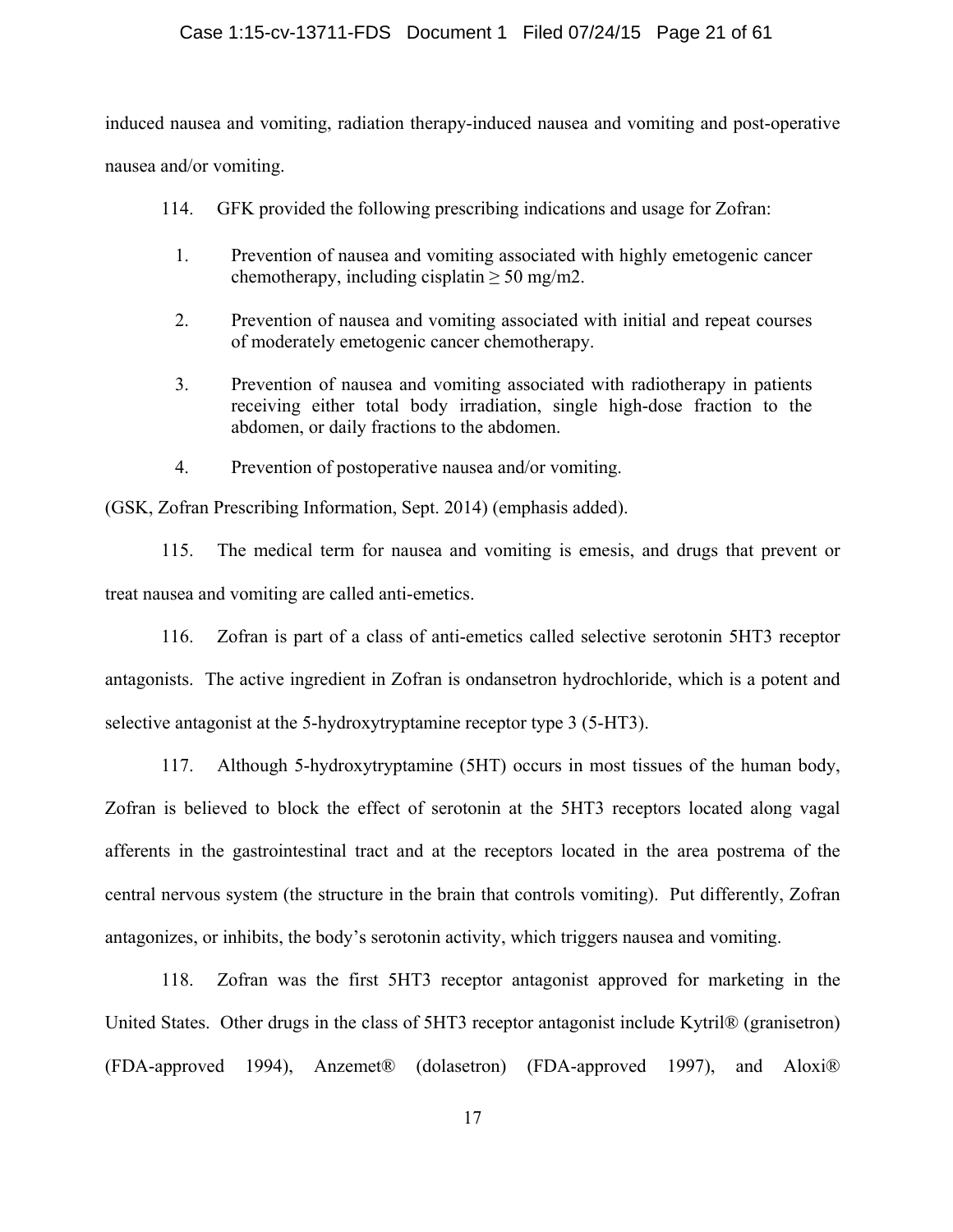induced nausea and vomiting, radiation therapy-induced nausea and vomiting and post-operative nausea and/or vomiting.

114. GFK provided the following prescribing indications and usage for Zofran:

1. Prevention of nausea and vomiting associated with highly emetogenic cancer chemotherapy, including cisplatin ≥ 50 mg/m2.

2. Prevention of nausea and vomiting associated with initial and repeat courses of moderately emetogenic cancer chemotherapy.

3. Prevention of nausea and vomiting associated with radiotherapy in patients receiving either total body irradiation, single high-dose fraction to the abdomen, or daily fractions to the abdomen.

4. Prevention of postoperative nausea and/or vomiting.

(GSK, Zofran Prescribing Information, Sept. 2014) (emphasis added).

115. The medical term for nausea and vomiting is emesis, and drugs that prevent or treat nausea and vomiting are called anti-emetics.

116. Zofran is part of a class of anti-emetics called selective serotonin 5HT3 receptor antagonists. The active ingredient in Zofran is ondansetron hydrochloride, which is a potent and selective antagonist at the 5-hydroxytryptamine receptor type 3 (5-HT3).

117. Although 5-hydroxytryptamine (5HT) occurs in most tissues of the human body, Zofran is believed to block the effect of serotonin at the 5HT3 receptors located along vagal afferents in the gastrointestinal tract and at the receptors located in the area postrema of the central nervous system (the structure in the brain that controls vomiting). Put differently, Zofran antagonizes, or inhibits, the body's serotonin activity, which triggers nausea and vomiting.

118. Zofran was the first 5HT3 receptor antagonist approved for marketing in the United States. Other drugs in the class of 5HT3 receptor antagonist include Kytril® (granisetron) (FDA-approved 1994), Anzemet® (dolasetron) (FDA-approved 1997), and Aloxi®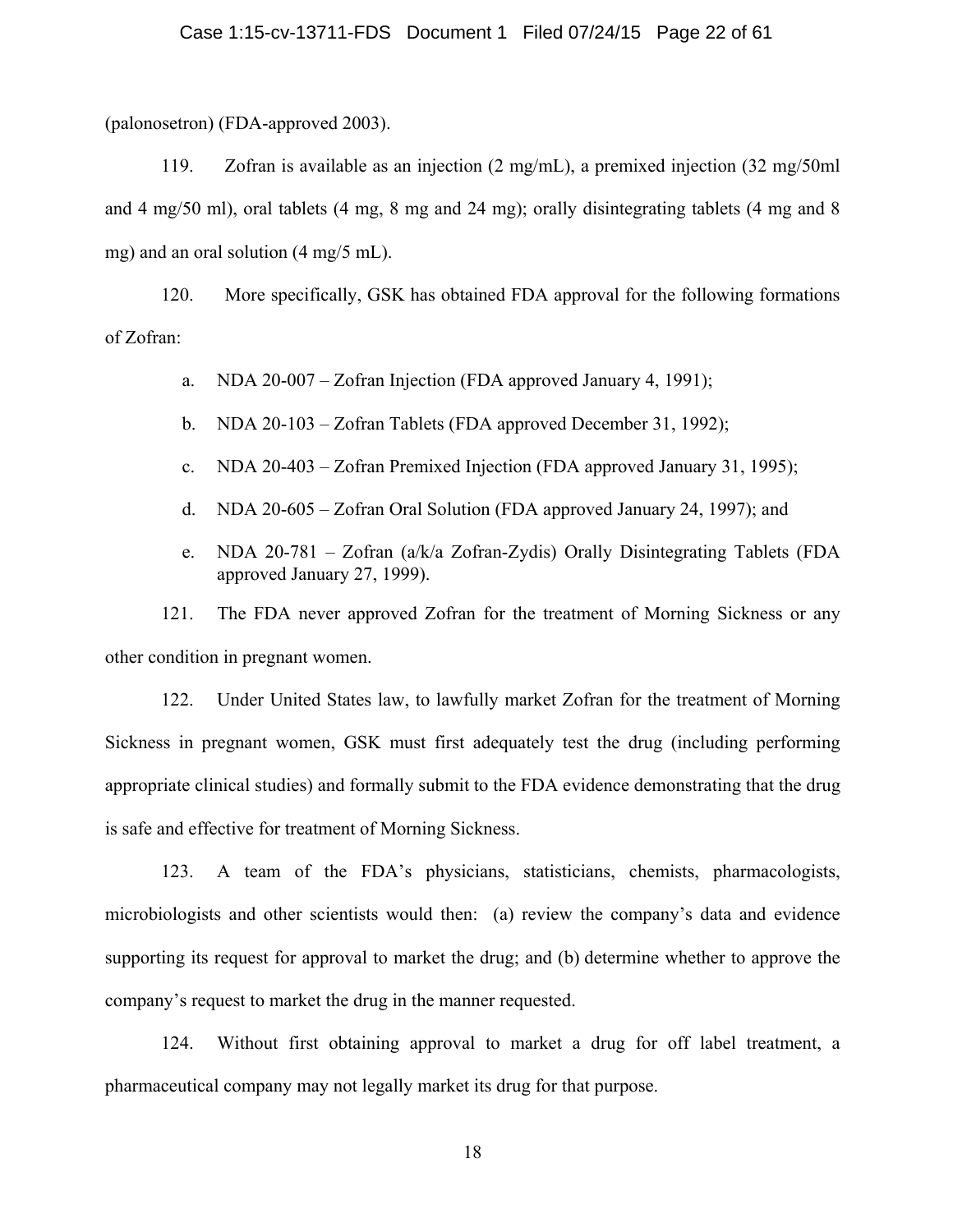(palonosetron) (FDA-approved 2003).

119. Zofran is available as an injection (2 mg/mL), a premixed injection (32 mg/50ml and 4 mg/50 ml), oral tablets (4 mg, 8 mg and 24 mg); orally disintegrating tablets (4 mg and 8 mg) and an oral solution (4 mg/5 mL).

120. More specifically, GSK has obtained FDA approval for the following formations of Zofran:

a. NDA 20-007 – Zofran Injection (FDA approved January 4, 1991);

b. NDA 20-103 – Zofran Tablets (FDA approved December 31, 1992);

c. NDA 20-403 – Zofran Premixed Injection (FDA approved January 31, 1995);

d. NDA 20-605 – Zofran Oral Solution (FDA approved January 24, 1997); and

e. NDA 20-781 – Zofran (a/k/a Zofran-Zydis) Orally Disintegrating Tablets (FDA approved January 27, 1999).

121. The FDA never approved Zofran for the treatment of Morning Sickness or any other condition in pregnant women.

122. Under United States law, to lawfully market Zofran for the treatment of Morning Sickness in pregnant women, GSK must first adequately test the drug (including performing appropriate clinical studies) and formally submit to the FDA evidence demonstrating that the drug is safe and effective for treatment of Morning Sickness.

123. A team of the FDA's physicians, statisticians, chemists, pharmacologists, microbiologists and other scientists would then: (a) review the company's data and evidence supporting its request for approval to market the drug; and (b) determine whether to approve the company's request to market the drug in the manner requested.

124. Without first obtaining approval to market a drug for off label treatment, a pharmaceutical company may not legally market its drug for that purpose.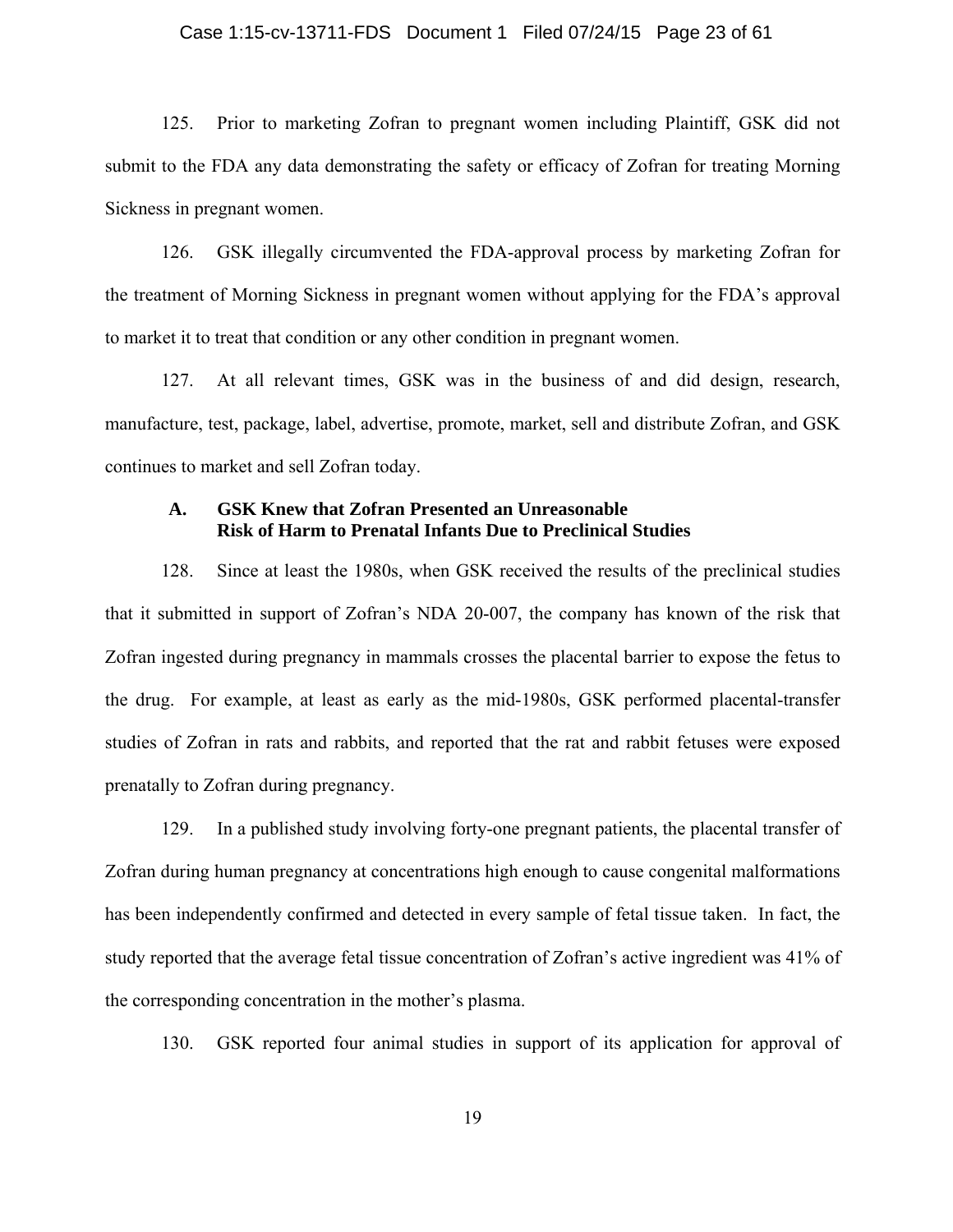125. Prior to marketing Zofran to pregnant women including Plaintiff, GSK did not submit to the FDA any data demonstrating the safety or efficacy of Zofran for treating Morning Sickness in pregnant women.

126. GSK illegally circumvented the FDA-approval process by marketing Zofran for the treatment of Morning Sickness in pregnant women without applying for the FDA's approval to market it to treat that condition or any other condition in pregnant women.

127. At all relevant times, GSK was in the business of and did design, research, manufacture, test, package, label, advertise, promote, market, sell and distribute Zofran, and GSK continues to market and sell Zofran today.

### A. GSK Knew that Zofran Presented an Unreasonable Risk of Harm to Prenatal Infants Due to Preclinical Studies

128. Since at least the 1980s, when GSK received the results of the preclinical studies that it submitted in support of Zofran's NDA 20-007, the company has known of the risk that Zofran ingested during pregnancy in mammals crosses the placental barrier to expose the fetus to the drug. For example, at least as early as the mid-1980s, GSK performed placental-transfer studies of Zofran in rats and rabbits, and reported that the rat and rabbit fetuses were exposed prenatally to Zofran during pregnancy.

129. In a published study involving forty-one pregnant patients, the placental transfer of Zofran during human pregnancy at concentrations high enough to cause congenital malformations has been independently confirmed and detected in every sample of fetal tissue taken. In fact, the study reported that the average fetal tissue concentration of Zofran's active ingredient was 41% of the corresponding concentration in the mother's plasma.

130. GSK reported four animal studies in support of its application for approval of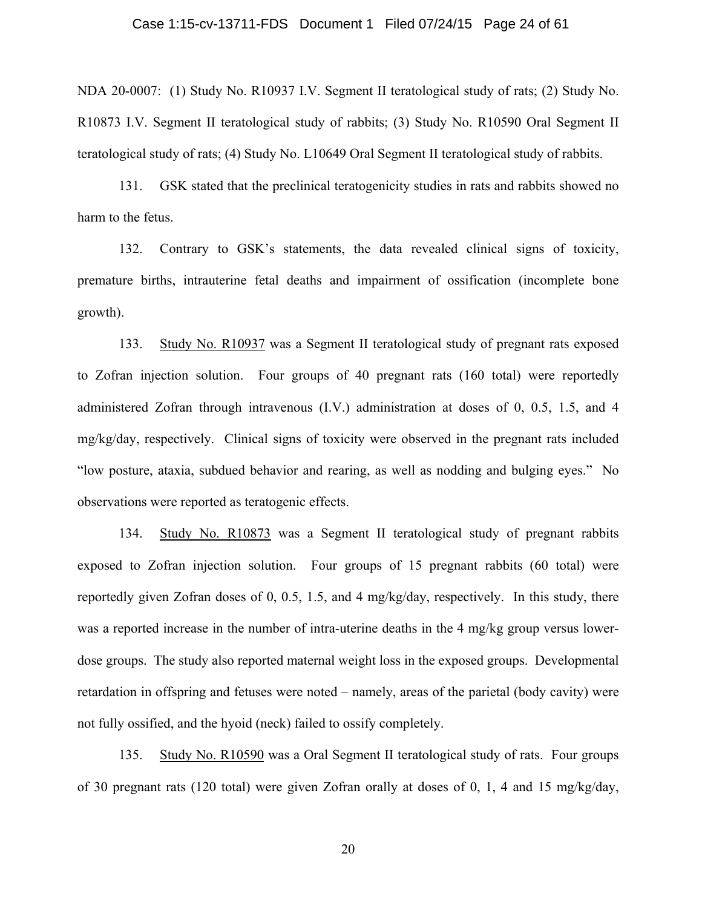NDA 20-0007: (1) Study No. R10937 I.V. Segment II teratological study of rats; (2) Study No. R10873 I.V. Segment II teratological study of rabbits; (3) Study No. R10590 Oral Segment II teratological study of rats; (4) Study No. L10649 Oral Segment II teratological study of rabbits.

131. GSK stated that the preclinical teratogenicity studies in rats and rabbits showed no harm to the fetus.

132. Contrary to GSK's statements, the data revealed clinical signs of toxicity, premature births, intrauterine fetal deaths and impairment of ossification (incomplete bone growth).

133. Study No. R10937 was a Segment II teratological study of pregnant rats exposed to Zofran injection solution. Four groups of 40 pregnant rats (160 total) were reportedly administered Zofran through intravenous (I.V.) administration at doses of 0, 0.5, 1.5, and 4 mg/kg/day, respectively. Clinical signs of toxicity were observed in the pregnant rats included "low posture, ataxia, subdued behavior and rearing, as well as nodding and bulging eyes." No observations were reported as teratogenic effects.

134. Study No. R10873 was a Segment II teratological study of pregnant rabbits exposed to Zofran injection solution. Four groups of 15 pregnant rabbits (60 total) were reportedly given Zofran doses of 0, 0.5, 1.5, and 4 mg/kg/day, respectively. In this study, there was a reported increase in the number of intra-uterine deaths in the 4 mg/kg group versus lower-dose groups. The study also reported maternal weight loss in the exposed groups. Developmental retardation in offspring and fetuses were noted – namely, areas of the parietal (body cavity) were not fully ossified, and the hyoid (neck) failed to ossify completely.

135. Study No. R10590 was a Oral Segment II teratological study of rats. Four groups of 30 pregnant rats (120 total) were given Zofran orally at doses of 0, 1, 4 and 15 mg/kg/day,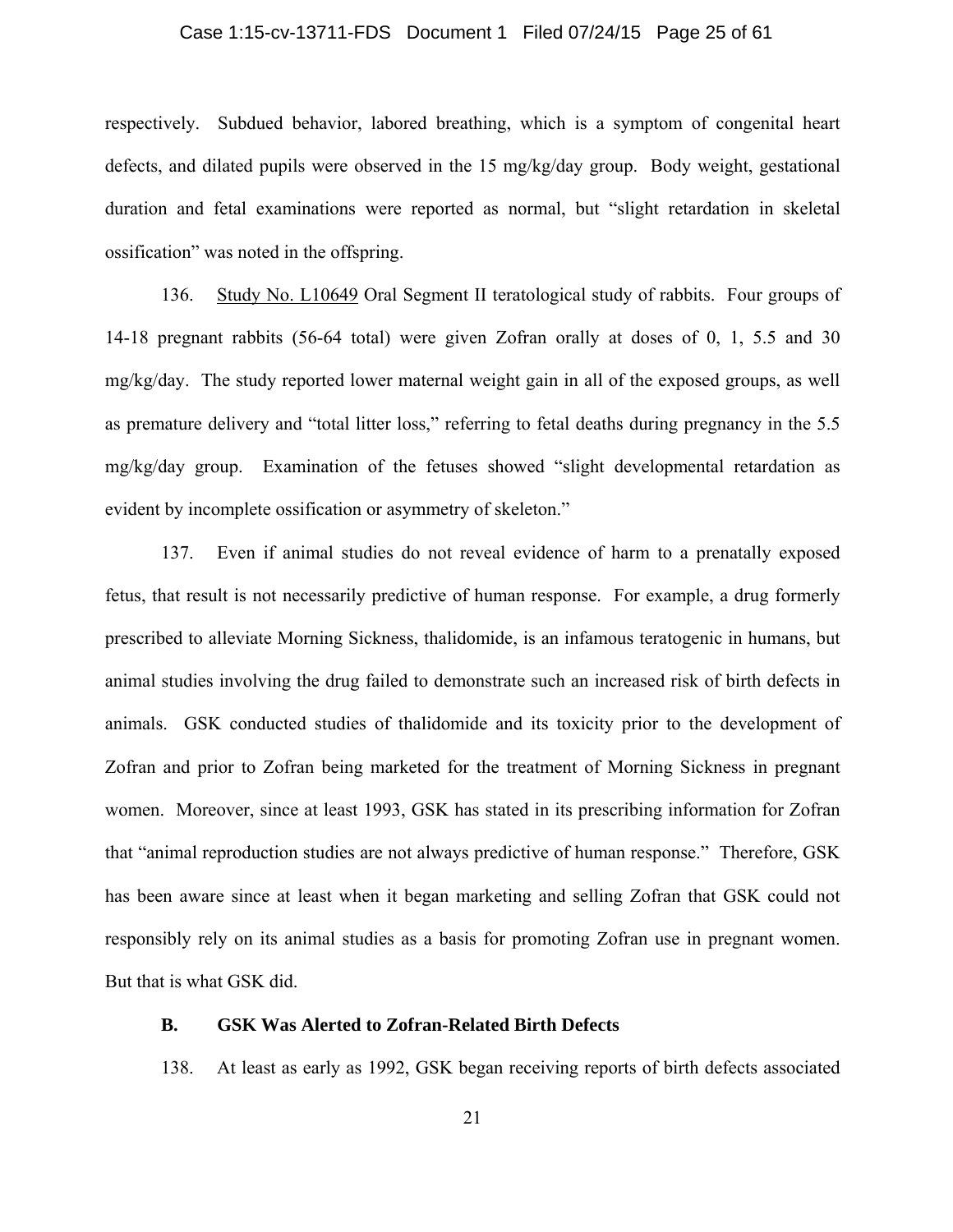respectively. Subdued behavior, labored breathing, which is a symptom of congenital heart defects, and dilated pupils were observed in the 15 mg/kg/day group. Body weight, gestational duration and fetal examinations were reported as normal, but "slight retardation in skeletal ossification" was noted in the offspring.

136. Study No. L10649 Oral Segment II teratological study of rabbits. Four groups of 14-18 pregnant rabbits (56-64 total) were given Zofran orally at doses of 0, 1, 5.5 and 30 mg/kg/day. The study reported lower maternal weight gain in all of the exposed groups, as well as premature delivery and "total litter loss," referring to fetal deaths during pregnancy in the 5.5 mg/kg/day group. Examination of the fetuses showed "slight developmental retardation as evident by incomplete ossification or asymmetry of skeleton."

137. Even if animal studies do not reveal evidence of harm to a prenatally exposed fetus, that result is not necessarily predictive of human response. For example, a drug formerly prescribed to alleviate Morning Sickness, thalidomide, is an infamous teratogenic in humans, but animal studies involving the drug failed to demonstrate such an increased risk of birth defects in animals. GSK conducted studies of thalidomide and its toxicity prior to the development of Zofran and prior to Zofran being marketed for the treatment of Morning Sickness in pregnant women. Moreover, since at least 1993, GSK has stated in its prescribing information for Zofran that "animal reproduction studies are not always predictive of human response." Therefore, GSK has been aware since at least when it began marketing and selling Zofran that GSK could not responsibly rely on its animal studies as a basis for promoting Zofran use in pregnant women. But that is what GSK did.

### B. GSK Was Alerted to Zofran-Related Birth Defects

138. At least as early as 1992, GSK began receiving reports of birth defects associated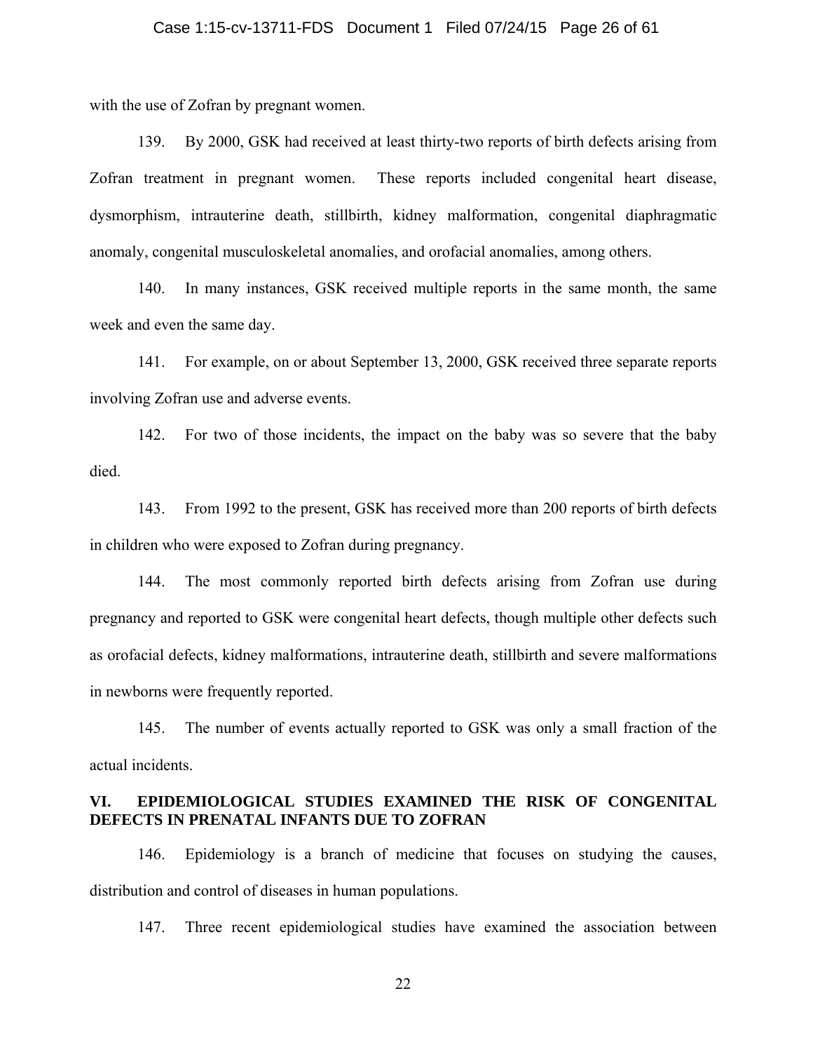with the use of Zofran by pregnant women.

139. By 2000, GSK had received at least thirty-two reports of birth defects arising from Zofran treatment in pregnant women. These reports included congenital heart disease, dysmorphism, intrauterine death, stillbirth, kidney malformation, congenital diaphragmatic anomaly, congenital musculoskeletal anomalies, and orofacial anomalies, among others.

140. In many instances, GSK received multiple reports in the same month, the same week and even the same day.

141. For example, on or about September 13, 2000, GSK received three separate reports involving Zofran use and adverse events.

142. For two of those incidents, the impact on the baby was so severe that the baby died.

143. From 1992 to the present, GSK has received more than 200 reports of birth defects in children who were exposed to Zofran during pregnancy.

144. The most commonly reported birth defects arising from Zofran use during pregnancy and reported to GSK were congenital heart defects, though multiple other defects such as orofacial defects, kidney malformations, intrauterine death, stillbirth and severe malformations in newborns were frequently reported.

145. The number of events actually reported to GSK was only a small fraction of the actual incidents.

## VI. EPIDEMIOLOGICAL STUDIES EXAMINED THE RISK OF CONGENITAL DEFECTS IN PRENATAL INFANTS DUE TO ZOFRAN

146. Epidemiology is a branch of medicine that focuses on studying the causes, distribution and control of diseases in human populations.

147. Three recent epidemiological studies have examined the association between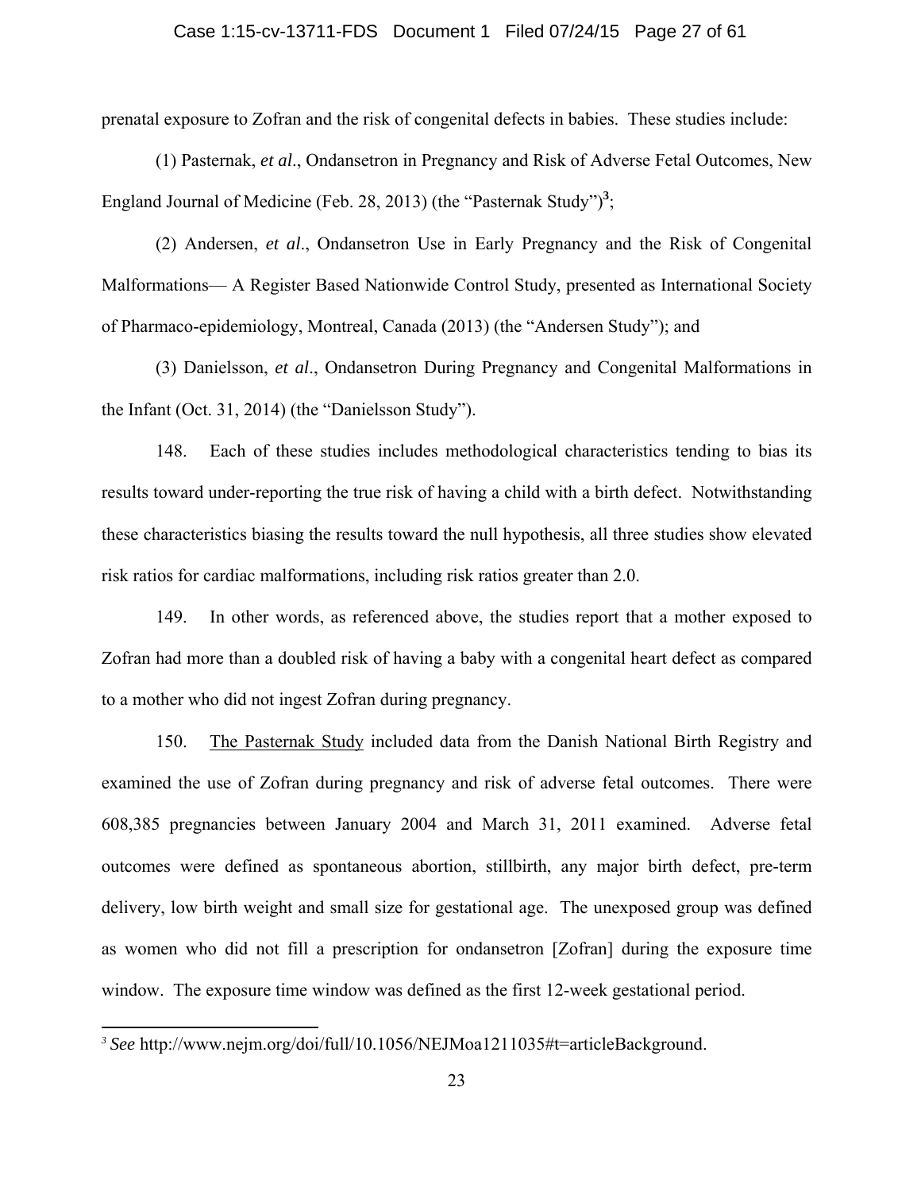prenatal exposure to Zofran and the risk of congenital defects in babies. These studies include:

(1) Pasternak, *et al*., Ondansetron in Pregnancy and Risk of Adverse Fetal Outcomes, New England Journal of Medicine (Feb. 28, 2013) (the "Pasternak Study")[3];

(2) Andersen, *et al*., Ondansetron Use in Early Pregnancy and the Risk of Congenital Malformations— A Register Based Nationwide Control Study, presented as International Society of Pharmaco-epidemiology, Montreal, Canada (2013) (the "Andersen Study"); and

(3) Danielsson, *et al*., Ondansetron During Pregnancy and Congenital Malformations in the Infant (Oct. 31, 2014) (the "Danielsson Study").

148. Each of these studies includes methodological characteristics tending to bias its results toward under-reporting the true risk of having a child with a birth defect. Notwithstanding these characteristics biasing the results toward the null hypothesis, all three studies show elevated risk ratios for cardiac malformations, including risk ratios greater than 2.0.

149. In other words, as referenced above, the studies report that a mother exposed to Zofran had more than a doubled risk of having a baby with a congenital heart defect as compared to a mother who did not ingest Zofran during pregnancy.

150. <u>The Pasternak Study</u> included data from the Danish National Birth Registry and examined the use of Zofran during pregnancy and risk of adverse fetal outcomes. There were 608,385 pregnancies between January 2004 and March 31, 2011 examined. Adverse fetal outcomes were defined as spontaneous abortion, stillbirth, any major birth defect, pre-term delivery, low birth weight and small size for gestational age. The unexposed group was defined as women who did not fill a prescription for ondansetron [Zofran] during the exposure time window. The exposure time window was defined as the first 12-week gestational period.

---

[3] *See* http://www.nejm.org/doi/full/10.1056/NEJMoa1211035#t=articleBackground.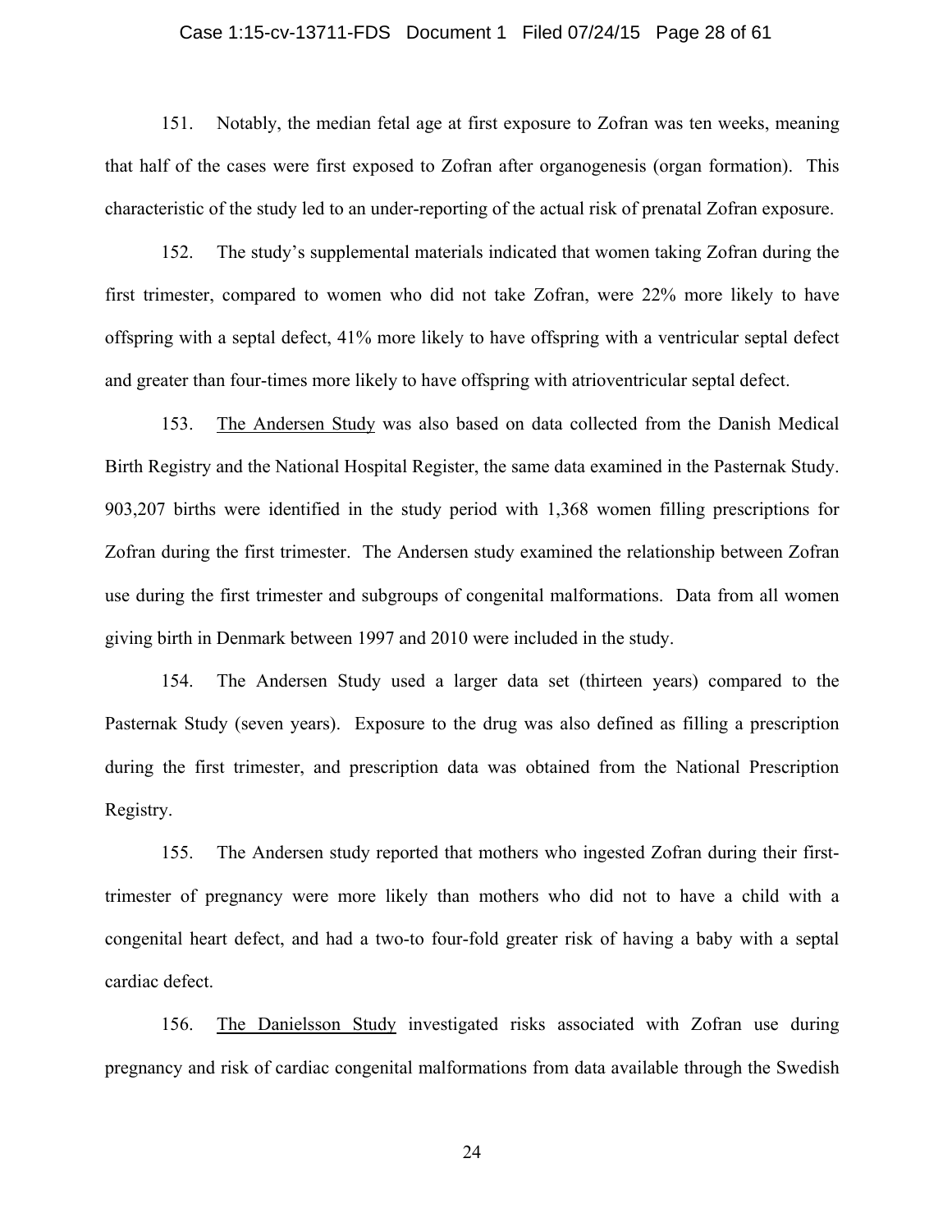151. Notably, the median fetal age at first exposure to Zofran was ten weeks, meaning that half of the cases were first exposed to Zofran after organogenesis (organ formation). This characteristic of the study led to an under-reporting of the actual risk of prenatal Zofran exposure.

152. The study's supplemental materials indicated that women taking Zofran during the first trimester, compared to women who did not take Zofran, were 22% more likely to have offspring with a septal defect, 41% more likely to have offspring with a ventricular septal defect and greater than four-times more likely to have offspring with atrioventricular septal defect.

153. The Andersen Study was also based on data collected from the Danish Medical Birth Registry and the National Hospital Register, the same data examined in the Pasternak Study. 903,207 births were identified in the study period with 1,368 women filling prescriptions for Zofran during the first trimester. The Andersen study examined the relationship between Zofran use during the first trimester and subgroups of congenital malformations. Data from all women giving birth in Denmark between 1997 and 2010 were included in the study.

154. The Andersen Study used a larger data set (thirteen years) compared to the Pasternak Study (seven years). Exposure to the drug was also defined as filling a prescription during the first trimester, and prescription data was obtained from the National Prescription Registry.

155. The Andersen study reported that mothers who ingested Zofran during their first-trimester of pregnancy were more likely than mothers who did not to have a child with a congenital heart defect, and had a two-to four-fold greater risk of having a baby with a septal cardiac defect.

156. The Danielsson Study investigated risks associated with Zofran use during pregnancy and risk of cardiac congenital malformations from data available through the Swedish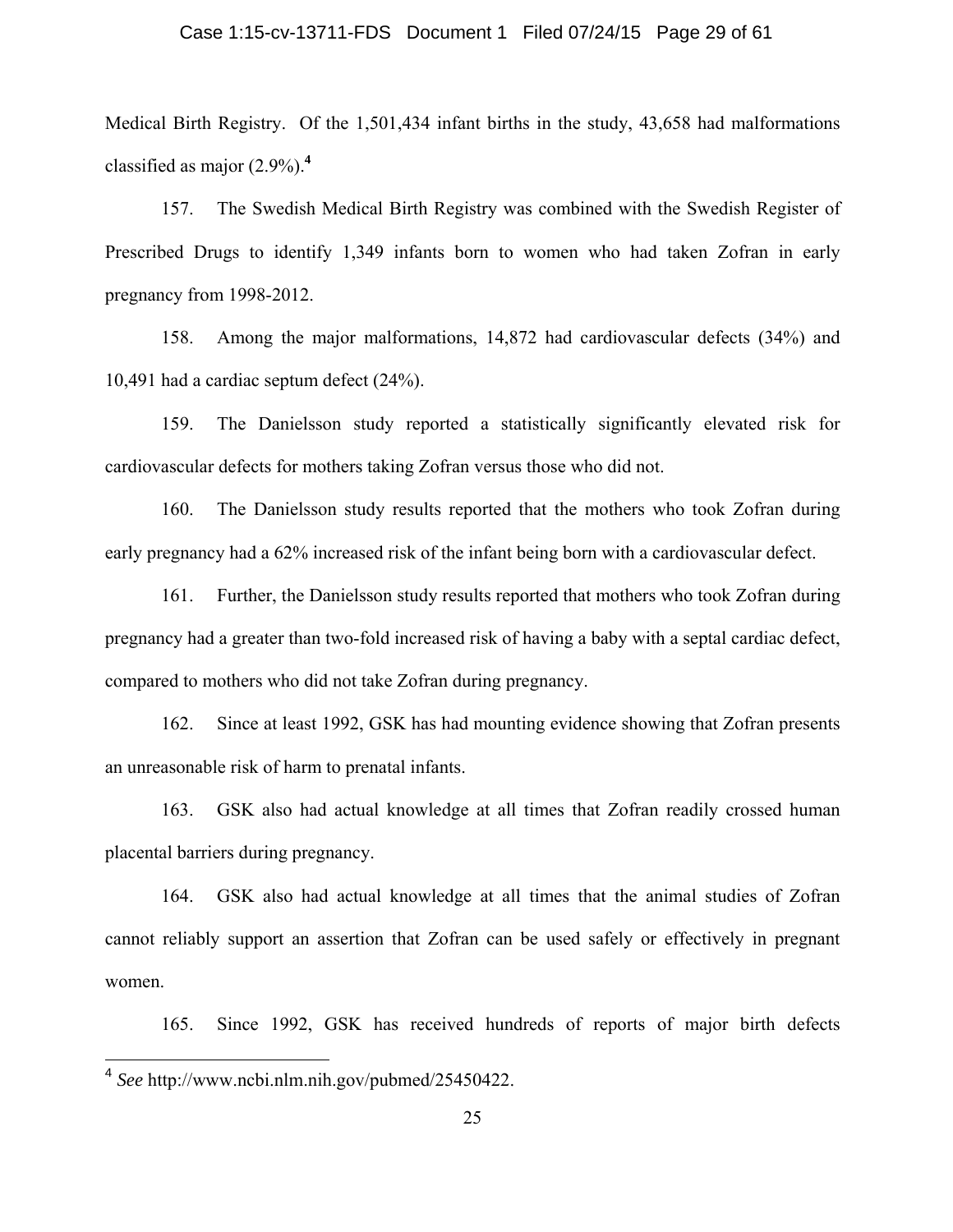Medical Birth Registry. Of the 1,501,434 infant births in the study, 43,658 had malformations classified as major (2.9%).[4]

157. The Swedish Medical Birth Registry was combined with the Swedish Register of Prescribed Drugs to identify 1,349 infants born to women who had taken Zofran in early pregnancy from 1998-2012.

158. Among the major malformations, 14,872 had cardiovascular defects (34%) and 10,491 had a cardiac septum defect (24%).

159. The Danielsson study reported a statistically significantly elevated risk for cardiovascular defects for mothers taking Zofran versus those who did not.

160. The Danielsson study results reported that the mothers who took Zofran during early pregnancy had a 62% increased risk of the infant being born with a cardiovascular defect.

161. Further, the Danielsson study results reported that mothers who took Zofran during pregnancy had a greater than two-fold increased risk of having a baby with a septal cardiac defect, compared to mothers who did not take Zofran during pregnancy.

162. Since at least 1992, GSK has had mounting evidence showing that Zofran presents an unreasonable risk of harm to prenatal infants.

163. GSK also had actual knowledge at all times that Zofran readily crossed human placental barriers during pregnancy.

164. GSK also had actual knowledge at all times that the animal studies of Zofran cannot reliably support an assertion that Zofran can be used safely or effectively in pregnant women.

165. Since 1992, GSK has received hundreds of reports of major birth defects

---

[4] *See* http://www.ncbi.nlm.nih.gov/pubmed/25450422.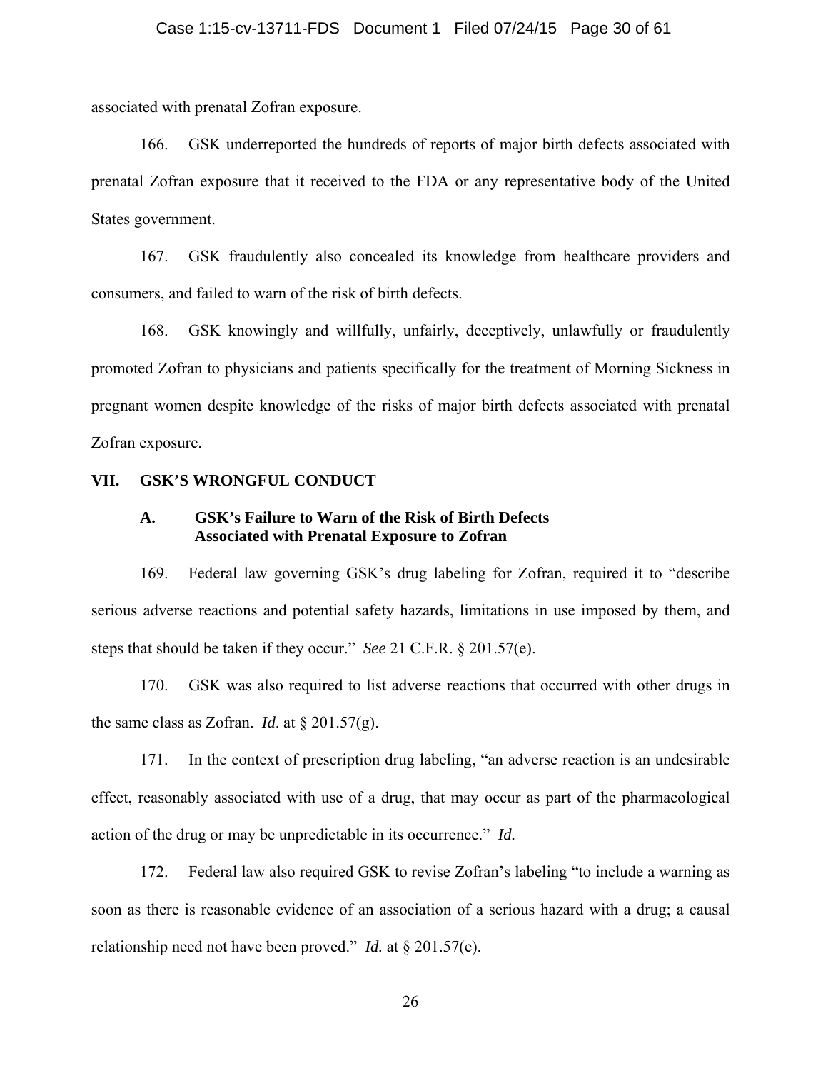associated with prenatal Zofran exposure.

166. GSK underreported the hundreds of reports of major birth defects associated with prenatal Zofran exposure that it received to the FDA or any representative body of the United States government.

167. GSK fraudulently also concealed its knowledge from healthcare providers and consumers, and failed to warn of the risk of birth defects.

168. GSK knowingly and willfully, unfairly, deceptively, unlawfully or fraudulently promoted Zofran to physicians and patients specifically for the treatment of Morning Sickness in pregnant women despite knowledge of the risks of major birth defects associated with prenatal Zofran exposure.

## VII. GSK'S WRONGFUL CONDUCT

### A. GSK's Failure to Warn of the Risk of Birth Defects Associated with Prenatal Exposure to Zofran

169. Federal law governing GSK's drug labeling for Zofran, required it to "describe serious adverse reactions and potential safety hazards, limitations in use imposed by them, and steps that should be taken if they occur." *See* 21 C.F.R. § 201.57(e).

170. GSK was also required to list adverse reactions that occurred with other drugs in the same class as Zofran. *Id*. at § 201.57(g).

171. In the context of prescription drug labeling, "an adverse reaction is an undesirable effect, reasonably associated with use of a drug, that may occur as part of the pharmacological action of the drug or may be unpredictable in its occurrence." *Id.*

172. Federal law also required GSK to revise Zofran's labeling "to include a warning as soon as there is reasonable evidence of an association of a serious hazard with a drug; a causal relationship need not have been proved." *Id.* at § 201.57(e).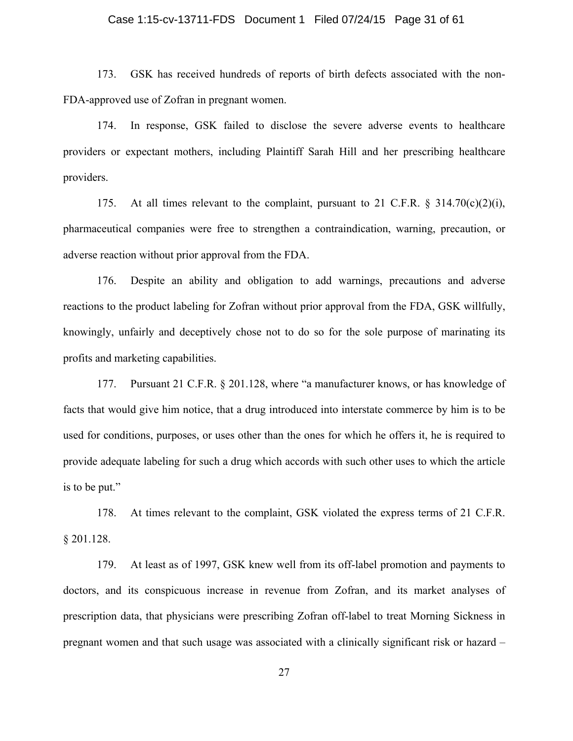173. GSK has received hundreds of reports of birth defects associated with the non-FDA-approved use of Zofran in pregnant women.

174. In response, GSK failed to disclose the severe adverse events to healthcare providers or expectant mothers, including Plaintiff Sarah Hill and her prescribing healthcare providers.

175. At all times relevant to the complaint, pursuant to 21 C.F.R. § 314.70(c)(2)(i), pharmaceutical companies were free to strengthen a contraindication, warning, precaution, or adverse reaction without prior approval from the FDA.

176. Despite an ability and obligation to add warnings, precautions and adverse reactions to the product labeling for Zofran without prior approval from the FDA, GSK willfully, knowingly, unfairly and deceptively chose not to do so for the sole purpose of marinating its profits and marketing capabilities.

177. Pursuant 21 C.F.R. § 201.128, where "a manufacturer knows, or has knowledge of facts that would give him notice, that a drug introduced into interstate commerce by him is to be used for conditions, purposes, or uses other than the ones for which he offers it, he is required to provide adequate labeling for such a drug which accords with such other uses to which the article is to be put."

178. At times relevant to the complaint, GSK violated the express terms of 21 C.F.R. § 201.128.

179. At least as of 1997, GSK knew well from its off-label promotion and payments to doctors, and its conspicuous increase in revenue from Zofran, and its market analyses of prescription data, that physicians were prescribing Zofran off-label to treat Morning Sickness in pregnant women and that such usage was associated with a clinically significant risk or hazard –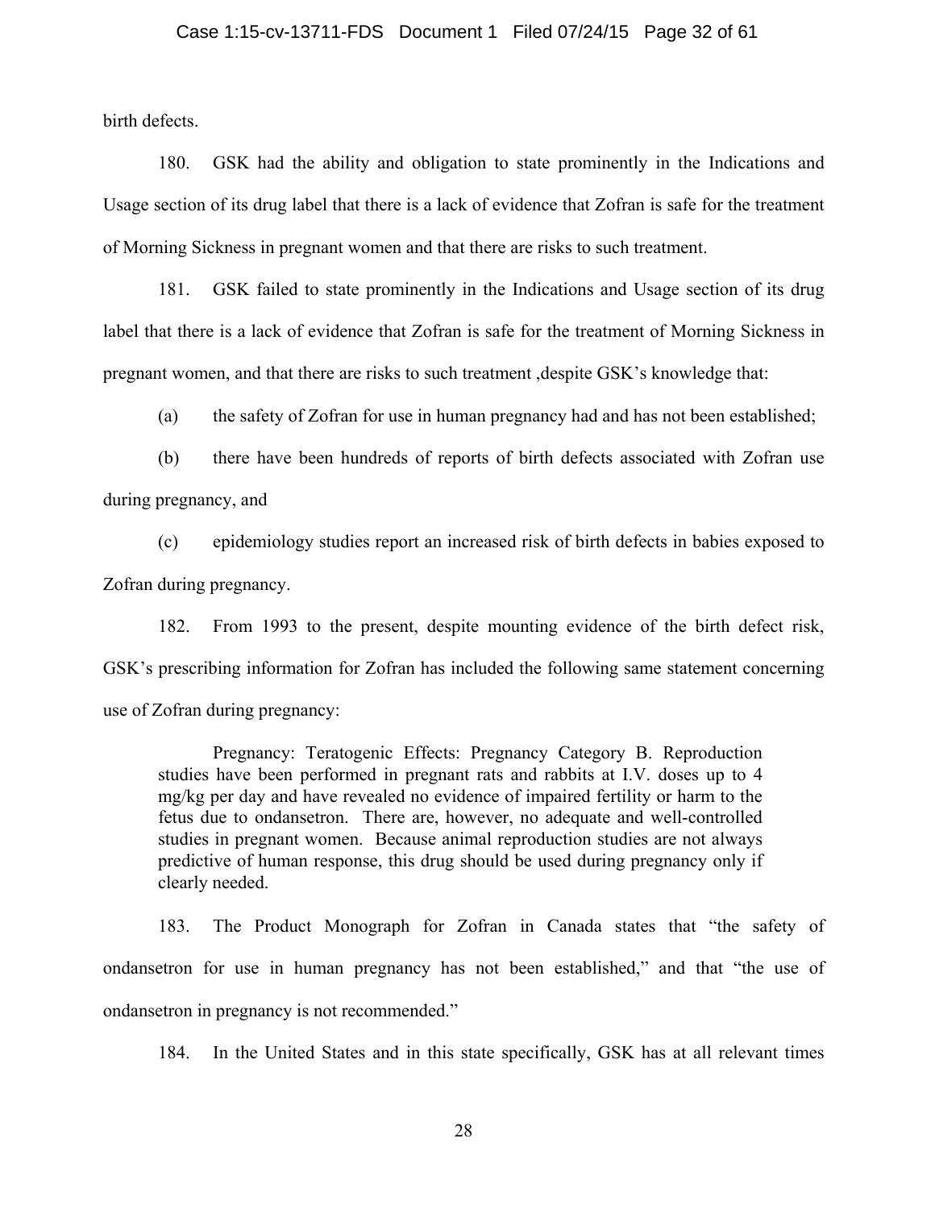birth defects.

180. GSK had the ability and obligation to state prominently in the Indications and Usage section of its drug label that there is a lack of evidence that Zofran is safe for the treatment of Morning Sickness in pregnant women and that there are risks to such treatment.

181. GSK failed to state prominently in the Indications and Usage section of its drug label that there is a lack of evidence that Zofran is safe for the treatment of Morning Sickness in pregnant women, and that there are risks to such treatment ,despite GSK's knowledge that:

(a) the safety of Zofran for use in human pregnancy had and has not been established;

(b) there have been hundreds of reports of birth defects associated with Zofran use during pregnancy, and

(c) epidemiology studies report an increased risk of birth defects in babies exposed to Zofran during pregnancy.

182. From 1993 to the present, despite mounting evidence of the birth defect risk, GSK's prescribing information for Zofran has included the following same statement concerning use of Zofran during pregnancy:

> Pregnancy: Teratogenic Effects: Pregnancy Category B. Reproduction studies have been performed in pregnant rats and rabbits at I.V. doses up to 4 mg/kg per day and have revealed no evidence of impaired fertility or harm to the fetus due to ondansetron. There are, however, no adequate and well-controlled studies in pregnant women. Because animal reproduction studies are not always predictive of human response, this drug should be used during pregnancy only if clearly needed.

183. The Product Monograph for Zofran in Canada states that "the safety of ondansetron for use in human pregnancy has not been established," and that "the use of ondansetron in pregnancy is not recommended."

184. In the United States and in this state specifically, GSK has at all relevant times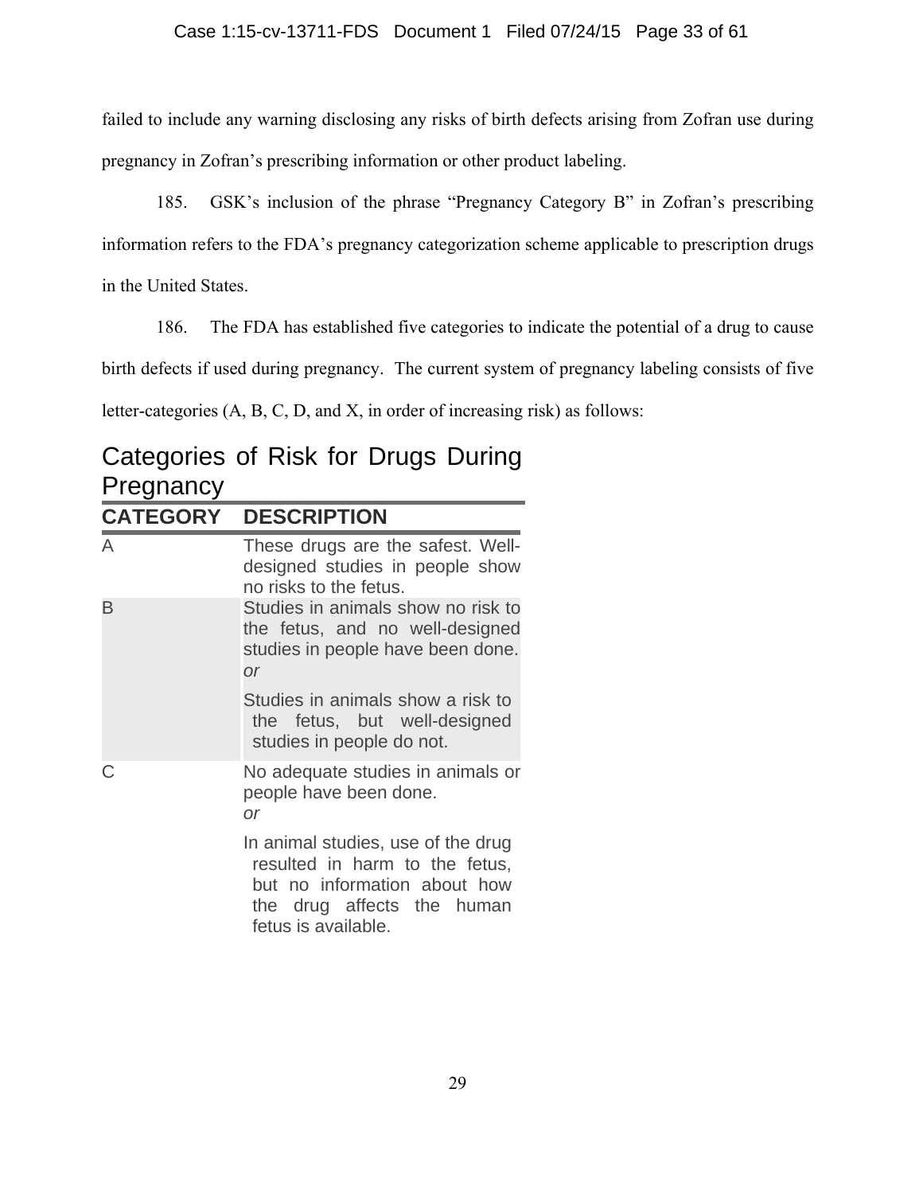failed to include any warning disclosing any risks of birth defects arising from Zofran use during pregnancy in Zofran's prescribing information or other product labeling.

185. GSK's inclusion of the phrase "Pregnancy Category B" in Zofran's prescribing information refers to the FDA's pregnancy categorization scheme applicable to prescription drugs in the United States.

186. The FDA has established five categories to indicate the potential of a drug to cause birth defects if used during pregnancy. The current system of pregnancy labeling consists of five letter-categories (A, B, C, D, and X, in order of increasing risk) as follows:

## Categories of Risk for Drugs During Pregnancy

| CATEGORY | DESCRIPTION |
|---|---|
| A | These drugs are the safest. Well-designed studies in people show no risks to the fetus. |
| B | Studies in animals show no risk to the fetus, and no well-designed studies in people have been done. *or* Studies in animals show a risk to the fetus, but well-designed studies in people do not. |
| C | No adequate studies in animals or people have been done. *or* In animal studies, use of the drug resulted in harm to the fetus, but no information about how the drug affects the human fetus is available. |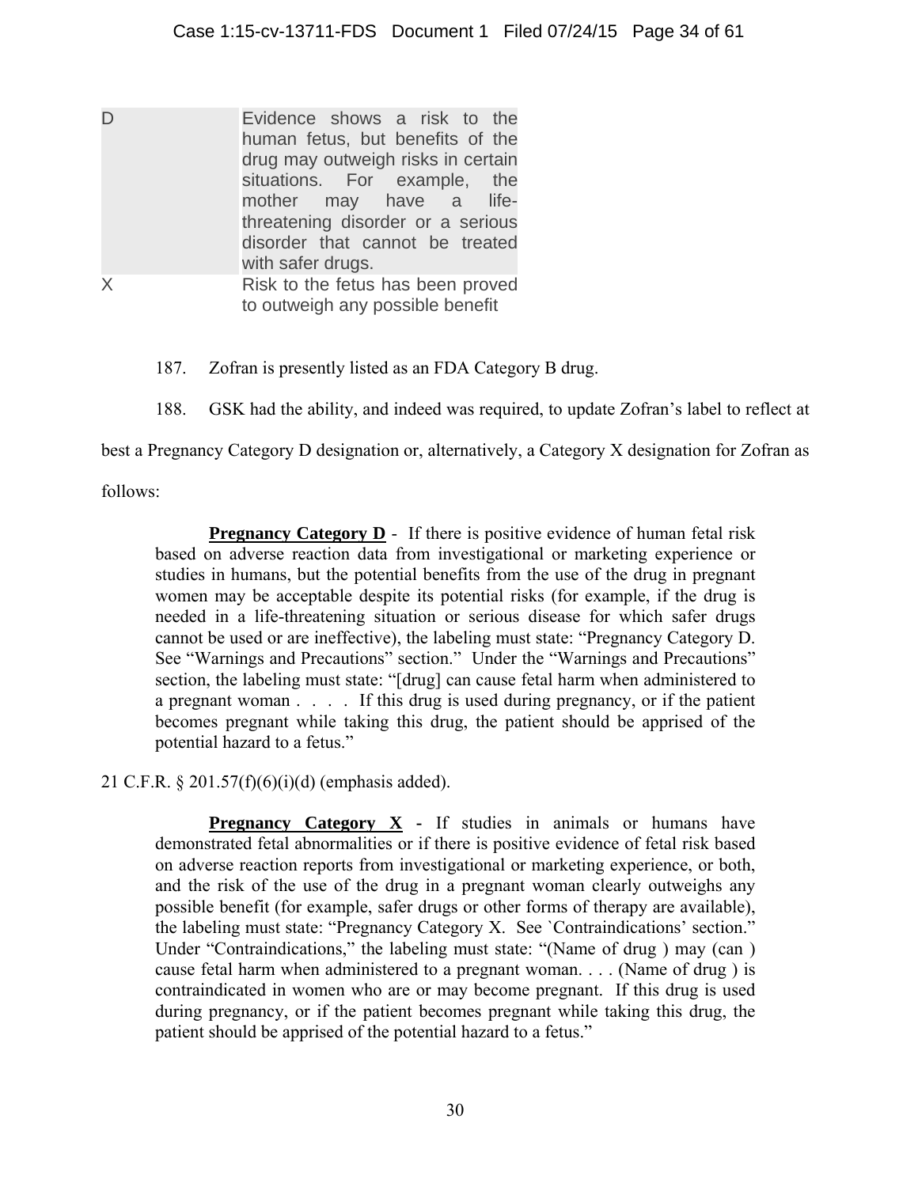| | |
|---|---|
| D | Evidence shows a risk to the human fetus, but benefits of the drug may outweigh risks in certain situations. For example, the mother may have a life-threatening disorder or a serious disorder that cannot be treated with safer drugs. |
| X | Risk to the fetus has been proved to outweigh any possible benefit |

187. Zofran is presently listed as an FDA Category B drug.

188. GSK had the ability, and indeed was required, to update Zofran's label to reflect at best a Pregnancy Category D designation or, alternatively, a Category X designation for Zofran as follows:

> **Pregnancy Category D** - If there is positive evidence of human fetal risk based on adverse reaction data from investigational or marketing experience or studies in humans, but the potential benefits from the use of the drug in pregnant women may be acceptable despite its potential risks (for example, if the drug is needed in a life-threatening situation or serious disease for which safer drugs cannot be used or are ineffective), the labeling must state: "Pregnancy Category D. See "Warnings and Precautions" section." Under the "Warnings and Precautions" section, the labeling must state: "[drug] can cause fetal harm when administered to a pregnant woman . . . . If this drug is used during pregnancy, or if the patient becomes pregnant while taking this drug, the patient should be apprised of the potential hazard to a fetus."

21 C.F.R. § 201.57(f)(6)(i)(d) (emphasis added).

> **Pregnancy Category X** - If studies in animals or humans have demonstrated fetal abnormalities or if there is positive evidence of fetal risk based on adverse reaction reports from investigational or marketing experience, or both, and the risk of the use of the drug in a pregnant woman clearly outweighs any possible benefit (for example, safer drugs or other forms of therapy are available), the labeling must state: "Pregnancy Category X. See `Contraindications' section." Under "Contraindications," the labeling must state: "(Name of drug ) may (can ) cause fetal harm when administered to a pregnant woman. . . . (Name of drug ) is contraindicated in women who are or may become pregnant. If this drug is used during pregnancy, or if the patient becomes pregnant while taking this drug, the patient should be apprised of the potential hazard to a fetus."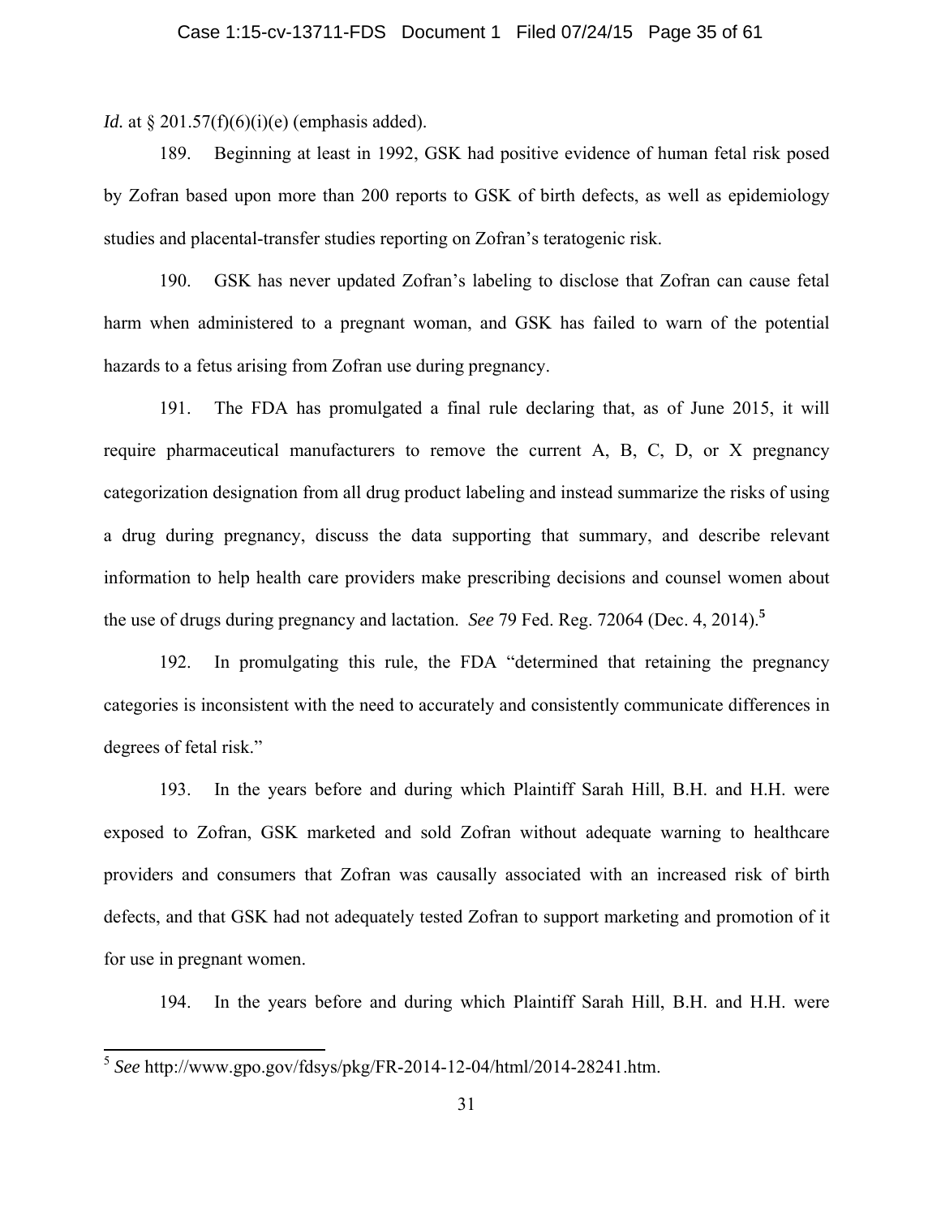*Id.* at § 201.57(f)(6)(i)(e) (emphasis added).

189. Beginning at least in 1992, GSK had positive evidence of human fetal risk posed by Zofran based upon more than 200 reports to GSK of birth defects, as well as epidemiology studies and placental-transfer studies reporting on Zofran's teratogenic risk.

190. GSK has never updated Zofran's labeling to disclose that Zofran can cause fetal harm when administered to a pregnant woman, and GSK has failed to warn of the potential hazards to a fetus arising from Zofran use during pregnancy.

191. The FDA has promulgated a final rule declaring that, as of June 2015, it will require pharmaceutical manufacturers to remove the current A, B, C, D, or X pregnancy categorization designation from all drug product labeling and instead summarize the risks of using a drug during pregnancy, discuss the data supporting that summary, and describe relevant information to help health care providers make prescribing decisions and counsel women about the use of drugs during pregnancy and lactation. *See* 79 Fed. Reg. 72064 (Dec. 4, 2014).[5]

192. In promulgating this rule, the FDA "determined that retaining the pregnancy categories is inconsistent with the need to accurately and consistently communicate differences in degrees of fetal risk."

193. In the years before and during which Plaintiff Sarah Hill, B.H. and H.H. were exposed to Zofran, GSK marketed and sold Zofran without adequate warning to healthcare providers and consumers that Zofran was causally associated with an increased risk of birth defects, and that GSK had not adequately tested Zofran to support marketing and promotion of it for use in pregnant women.

194. In the years before and during which Plaintiff Sarah Hill, B.H. and H.H. were

---

[5] *See* http://www.gpo.gov/fdsys/pkg/FR-2014-12-04/html/2014-28241.htm.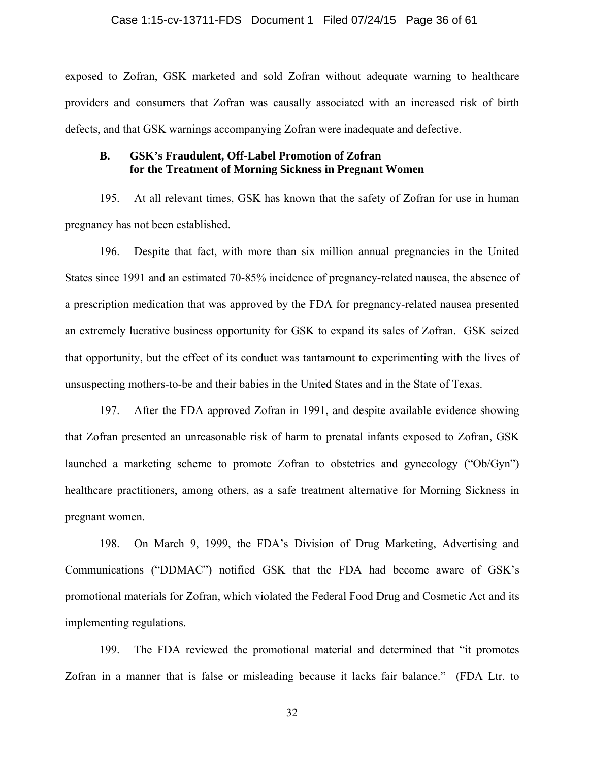exposed to Zofran, GSK marketed and sold Zofran without adequate warning to healthcare providers and consumers that Zofran was causally associated with an increased risk of birth defects, and that GSK warnings accompanying Zofran were inadequate and defective.

### B. GSK's Fraudulent, Off-Label Promotion of Zofran for the Treatment of Morning Sickness in Pregnant Women

195. At all relevant times, GSK has known that the safety of Zofran for use in human pregnancy has not been established.

196. Despite that fact, with more than six million annual pregnancies in the United States since 1991 and an estimated 70-85% incidence of pregnancy-related nausea, the absence of a prescription medication that was approved by the FDA for pregnancy-related nausea presented an extremely lucrative business opportunity for GSK to expand its sales of Zofran. GSK seized that opportunity, but the effect of its conduct was tantamount to experimenting with the lives of unsuspecting mothers-to-be and their babies in the United States and in the State of Texas.

197. After the FDA approved Zofran in 1991, and despite available evidence showing that Zofran presented an unreasonable risk of harm to prenatal infants exposed to Zofran, GSK launched a marketing scheme to promote Zofran to obstetrics and gynecology ("Ob/Gyn") healthcare practitioners, among others, as a safe treatment alternative for Morning Sickness in pregnant women.

198. On March 9, 1999, the FDA's Division of Drug Marketing, Advertising and Communications ("DDMAC") notified GSK that the FDA had become aware of GSK's promotional materials for Zofran, which violated the Federal Food Drug and Cosmetic Act and its implementing regulations.

199. The FDA reviewed the promotional material and determined that "it promotes Zofran in a manner that is false or misleading because it lacks fair balance." (FDA Ltr. to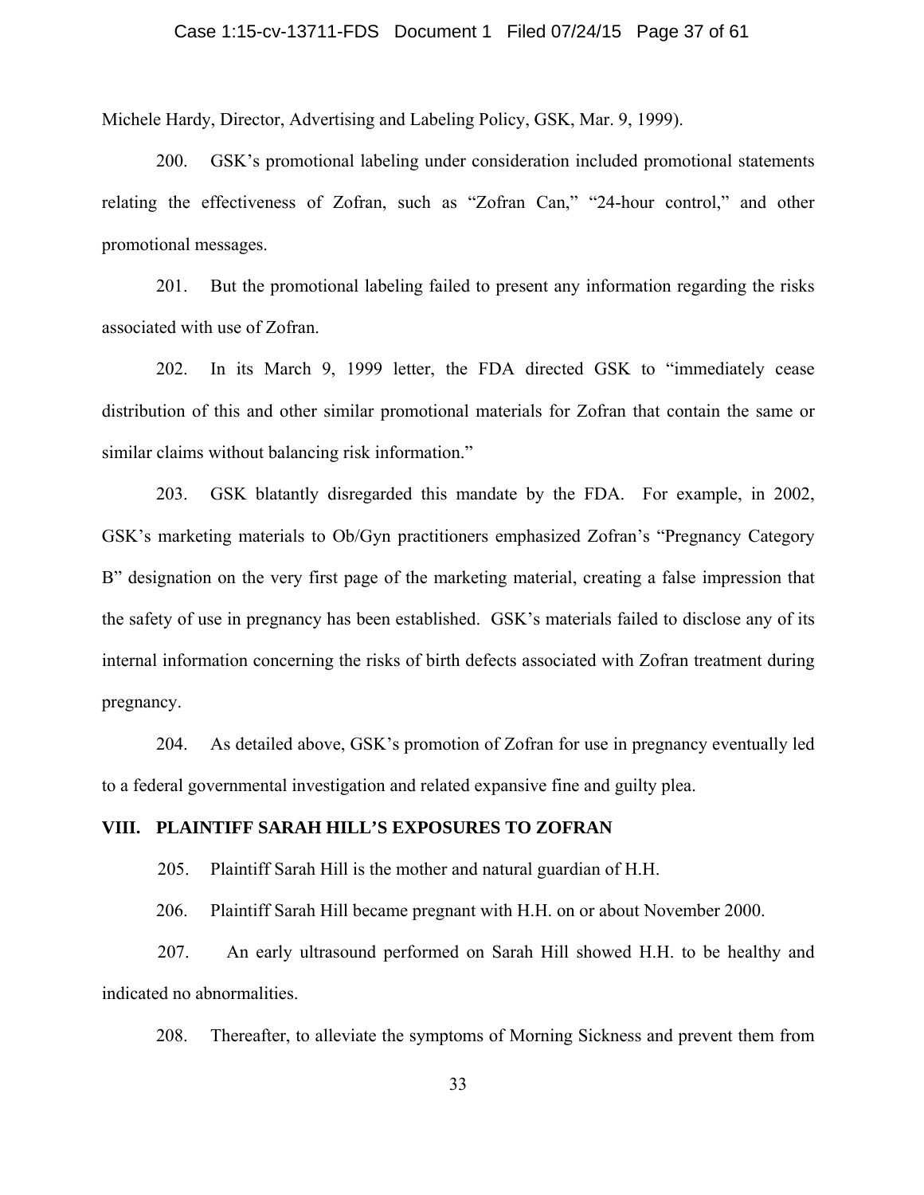Michele Hardy, Director, Advertising and Labeling Policy, GSK, Mar. 9, 1999).

200. GSK's promotional labeling under consideration included promotional statements relating the effectiveness of Zofran, such as "Zofran Can," "24-hour control," and other promotional messages.

201. But the promotional labeling failed to present any information regarding the risks associated with use of Zofran.

202. In its March 9, 1999 letter, the FDA directed GSK to "immediately cease distribution of this and other similar promotional materials for Zofran that contain the same or similar claims without balancing risk information."

203. GSK blatantly disregarded this mandate by the FDA. For example, in 2002, GSK's marketing materials to Ob/Gyn practitioners emphasized Zofran's "Pregnancy Category B" designation on the very first page of the marketing material, creating a false impression that the safety of use in pregnancy has been established. GSK's materials failed to disclose any of its internal information concerning the risks of birth defects associated with Zofran treatment during pregnancy.

204. As detailed above, GSK's promotion of Zofran for use in pregnancy eventually led to a federal governmental investigation and related expansive fine and guilty plea.

## VIII. PLAINTIFF SARAH HILL'S EXPOSURES TO ZOFRAN

205. Plaintiff Sarah Hill is the mother and natural guardian of H.H.

206. Plaintiff Sarah Hill became pregnant with H.H. on or about November 2000.

207. An early ultrasound performed on Sarah Hill showed H.H. to be healthy and indicated no abnormalities.

208. Thereafter, to alleviate the symptoms of Morning Sickness and prevent them from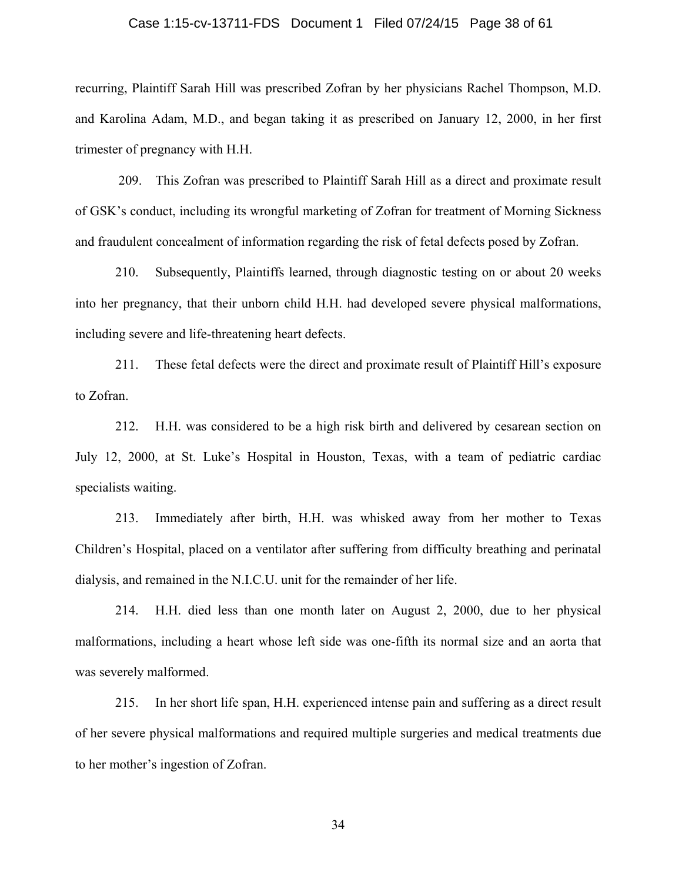recurring, Plaintiff Sarah Hill was prescribed Zofran by her physicians Rachel Thompson, M.D. and Karolina Adam, M.D., and began taking it as prescribed on January 12, 2000, in her first trimester of pregnancy with H.H.

209. This Zofran was prescribed to Plaintiff Sarah Hill as a direct and proximate result of GSK's conduct, including its wrongful marketing of Zofran for treatment of Morning Sickness and fraudulent concealment of information regarding the risk of fetal defects posed by Zofran.

210. Subsequently, Plaintiffs learned, through diagnostic testing on or about 20 weeks into her pregnancy, that their unborn child H.H. had developed severe physical malformations, including severe and life-threatening heart defects.

211. These fetal defects were the direct and proximate result of Plaintiff Hill's exposure to Zofran.

212. H.H. was considered to be a high risk birth and delivered by cesarean section on July 12, 2000, at St. Luke's Hospital in Houston, Texas, with a team of pediatric cardiac specialists waiting.

213. Immediately after birth, H.H. was whisked away from her mother to Texas Children's Hospital, placed on a ventilator after suffering from difficulty breathing and perinatal dialysis, and remained in the N.I.C.U. unit for the remainder of her life.

214. H.H. died less than one month later on August 2, 2000, due to her physical malformations, including a heart whose left side was one-fifth its normal size and an aorta that was severely malformed.

215. In her short life span, H.H. experienced intense pain and suffering as a direct result of her severe physical malformations and required multiple surgeries and medical treatments due to her mother's ingestion of Zofran.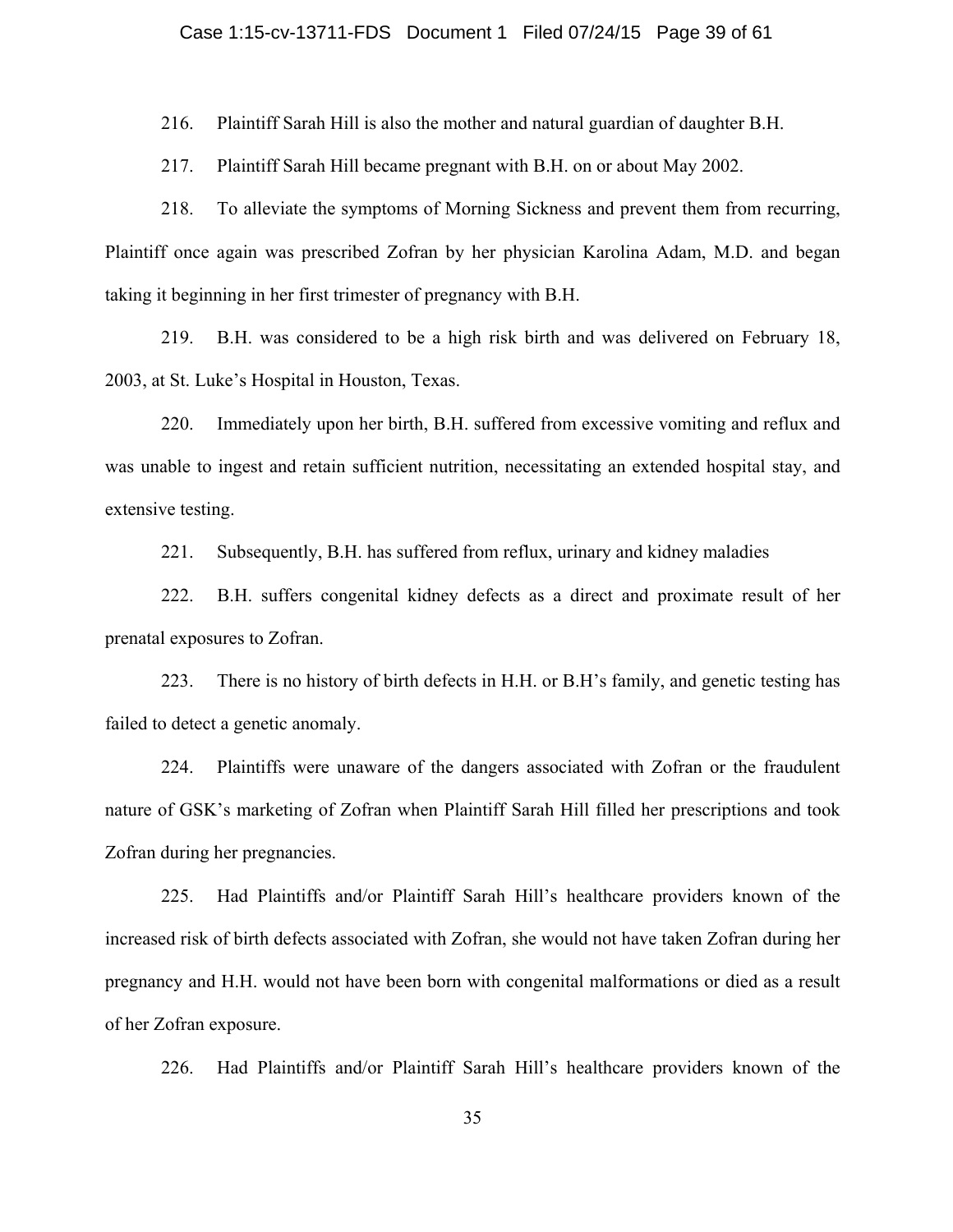216. Plaintiff Sarah Hill is also the mother and natural guardian of daughter B.H.

217. Plaintiff Sarah Hill became pregnant with B.H. on or about May 2002.

218. To alleviate the symptoms of Morning Sickness and prevent them from recurring, Plaintiff once again was prescribed Zofran by her physician Karolina Adam, M.D. and began taking it beginning in her first trimester of pregnancy with B.H.

219. B.H. was considered to be a high risk birth and was delivered on February 18, 2003, at St. Luke's Hospital in Houston, Texas.

220. Immediately upon her birth, B.H. suffered from excessive vomiting and reflux and was unable to ingest and retain sufficient nutrition, necessitating an extended hospital stay, and extensive testing.

221. Subsequently, B.H. has suffered from reflux, urinary and kidney maladies

222. B.H. suffers congenital kidney defects as a direct and proximate result of her prenatal exposures to Zofran.

223. There is no history of birth defects in H.H. or B.H's family, and genetic testing has failed to detect a genetic anomaly.

224. Plaintiffs were unaware of the dangers associated with Zofran or the fraudulent nature of GSK's marketing of Zofran when Plaintiff Sarah Hill filled her prescriptions and took Zofran during her pregnancies.

225. Had Plaintiffs and/or Plaintiff Sarah Hill's healthcare providers known of the increased risk of birth defects associated with Zofran, she would not have taken Zofran during her pregnancy and H.H. would not have been born with congenital malformations or died as a result of her Zofran exposure.

226. Had Plaintiffs and/or Plaintiff Sarah Hill's healthcare providers known of the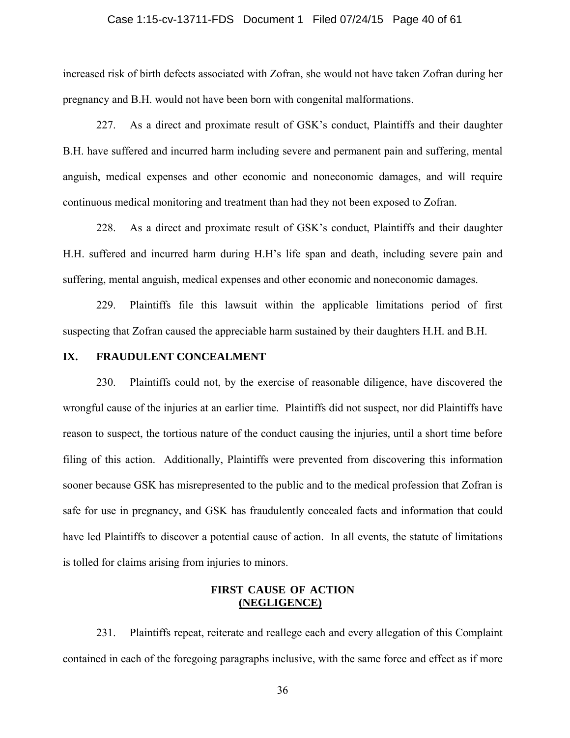increased risk of birth defects associated with Zofran, she would not have taken Zofran during her pregnancy and B.H. would not have been born with congenital malformations.

227. As a direct and proximate result of GSK's conduct, Plaintiffs and their daughter B.H. have suffered and incurred harm including severe and permanent pain and suffering, mental anguish, medical expenses and other economic and noneconomic damages, and will require continuous medical monitoring and treatment than had they not been exposed to Zofran.

228. As a direct and proximate result of GSK's conduct, Plaintiffs and their daughter H.H. suffered and incurred harm during H.H's life span and death, including severe pain and suffering, mental anguish, medical expenses and other economic and noneconomic damages.

229. Plaintiffs file this lawsuit within the applicable limitations period of first suspecting that Zofran caused the appreciable harm sustained by their daughters H.H. and B.H.

## IX. FRAUDULENT CONCEALMENT

230. Plaintiffs could not, by the exercise of reasonable diligence, have discovered the wrongful cause of the injuries at an earlier time. Plaintiffs did not suspect, nor did Plaintiffs have reason to suspect, the tortious nature of the conduct causing the injuries, until a short time before filing of this action. Additionally, Plaintiffs were prevented from discovering this information sooner because GSK has misrepresented to the public and to the medical profession that Zofran is safe for use in pregnancy, and GSK has fraudulently concealed facts and information that could have led Plaintiffs to discover a potential cause of action. In all events, the statute of limitations is tolled for claims arising from injuries to minors.

### FIRST CAUSE OF ACTION
### (NEGLIGENCE)

231. Plaintiffs repeat, reiterate and reallege each and every allegation of this Complaint contained in each of the foregoing paragraphs inclusive, with the same force and effect as if more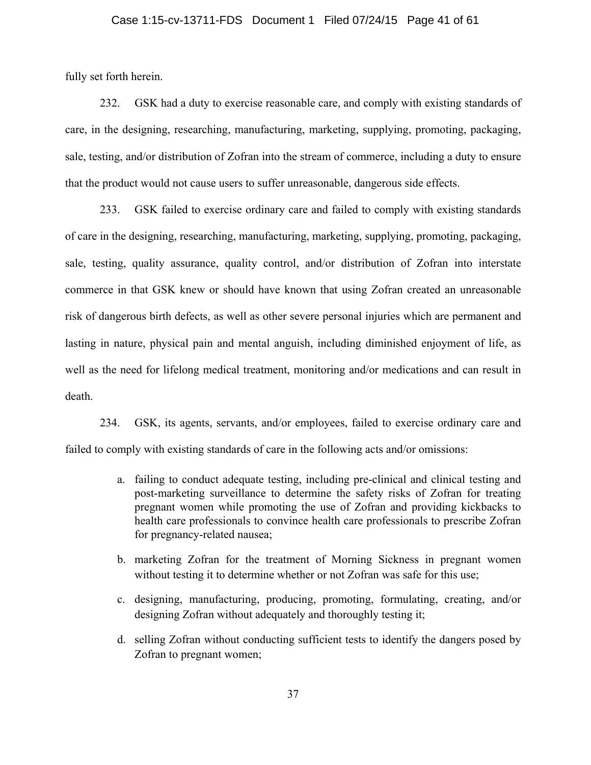fully set forth herein.

232. GSK had a duty to exercise reasonable care, and comply with existing standards of care, in the designing, researching, manufacturing, marketing, supplying, promoting, packaging, sale, testing, and/or distribution of Zofran into the stream of commerce, including a duty to ensure that the product would not cause users to suffer unreasonable, dangerous side effects.

233. GSK failed to exercise ordinary care and failed to comply with existing standards of care in the designing, researching, manufacturing, marketing, supplying, promoting, packaging, sale, testing, quality assurance, quality control, and/or distribution of Zofran into interstate commerce in that GSK knew or should have known that using Zofran created an unreasonable risk of dangerous birth defects, as well as other severe personal injuries which are permanent and lasting in nature, physical pain and mental anguish, including diminished enjoyment of life, as well as the need for lifelong medical treatment, monitoring and/or medications and can result in death.

234. GSK, its agents, servants, and/or employees, failed to exercise ordinary care and failed to comply with existing standards of care in the following acts and/or omissions:

a. failing to conduct adequate testing, including pre-clinical and clinical testing and post-marketing surveillance to determine the safety risks of Zofran for treating pregnant women while promoting the use of Zofran and providing kickbacks to health care professionals to convince health care professionals to prescribe Zofran for pregnancy-related nausea;

b. marketing Zofran for the treatment of Morning Sickness in pregnant women without testing it to determine whether or not Zofran was safe for this use;

c. designing, manufacturing, producing, promoting, formulating, creating, and/or designing Zofran without adequately and thoroughly testing it;

d. selling Zofran without conducting sufficient tests to identify the dangers posed by Zofran to pregnant women;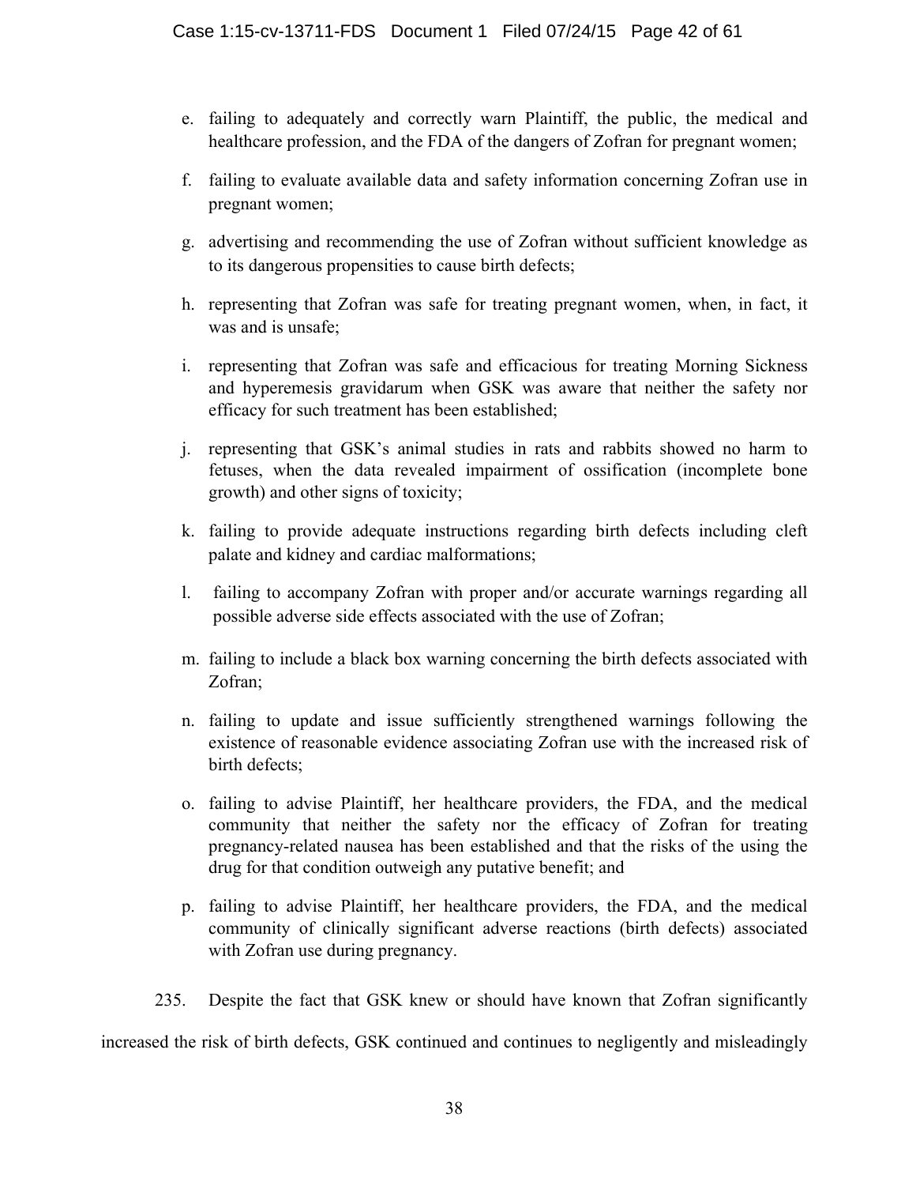e. failing to adequately and correctly warn Plaintiff, the public, the medical and healthcare profession, and the FDA of the dangers of Zofran for pregnant women;

f. failing to evaluate available data and safety information concerning Zofran use in pregnant women;

g. advertising and recommending the use of Zofran without sufficient knowledge as to its dangerous propensities to cause birth defects;

h. representing that Zofran was safe for treating pregnant women, when, in fact, it was and is unsafe;

i. representing that Zofran was safe and efficacious for treating Morning Sickness and hyperemesis gravidarum when GSK was aware that neither the safety nor efficacy for such treatment has been established;

j. representing that GSK's animal studies in rats and rabbits showed no harm to fetuses, when the data revealed impairment of ossification (incomplete bone growth) and other signs of toxicity;

k. failing to provide adequate instructions regarding birth defects including cleft palate and kidney and cardiac malformations;

l. failing to accompany Zofran with proper and/or accurate warnings regarding all possible adverse side effects associated with the use of Zofran;

m. failing to include a black box warning concerning the birth defects associated with Zofran;

n. failing to update and issue sufficiently strengthened warnings following the existence of reasonable evidence associating Zofran use with the increased risk of birth defects;

o. failing to advise Plaintiff, her healthcare providers, the FDA, and the medical community that neither the safety nor the efficacy of Zofran for treating pregnancy-related nausea has been established and that the risks of the using the drug for that condition outweigh any putative benefit; and

p. failing to advise Plaintiff, her healthcare providers, the FDA, and the medical community of clinically significant adverse reactions (birth defects) associated with Zofran use during pregnancy.

235. Despite the fact that GSK knew or should have known that Zofran significantly increased the risk of birth defects, GSK continued and continues to negligently and misleadingly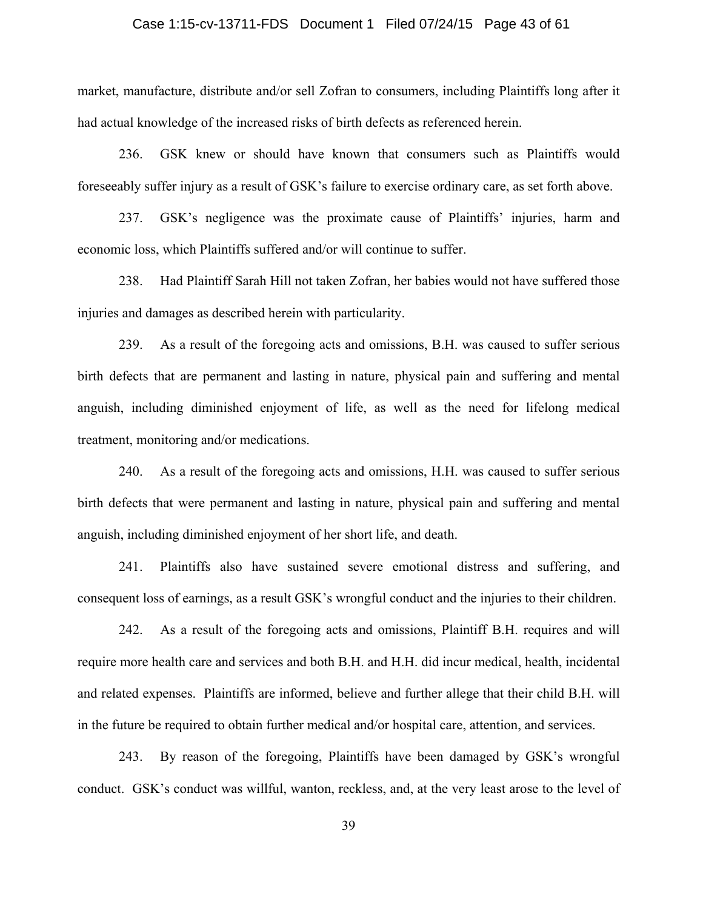market, manufacture, distribute and/or sell Zofran to consumers, including Plaintiffs long after it had actual knowledge of the increased risks of birth defects as referenced herein.

236. GSK knew or should have known that consumers such as Plaintiffs would foreseeably suffer injury as a result of GSK's failure to exercise ordinary care, as set forth above.

237. GSK's negligence was the proximate cause of Plaintiffs' injuries, harm and economic loss, which Plaintiffs suffered and/or will continue to suffer.

238. Had Plaintiff Sarah Hill not taken Zofran, her babies would not have suffered those injuries and damages as described herein with particularity.

239. As a result of the foregoing acts and omissions, B.H. was caused to suffer serious birth defects that are permanent and lasting in nature, physical pain and suffering and mental anguish, including diminished enjoyment of life, as well as the need for lifelong medical treatment, monitoring and/or medications.

240. As a result of the foregoing acts and omissions, H.H. was caused to suffer serious birth defects that were permanent and lasting in nature, physical pain and suffering and mental anguish, including diminished enjoyment of her short life, and death.

241. Plaintiffs also have sustained severe emotional distress and suffering, and consequent loss of earnings, as a result GSK's wrongful conduct and the injuries to their children.

242. As a result of the foregoing acts and omissions, Plaintiff B.H. requires and will require more health care and services and both B.H. and H.H. did incur medical, health, incidental and related expenses. Plaintiffs are informed, believe and further allege that their child B.H. will in the future be required to obtain further medical and/or hospital care, attention, and services.

243. By reason of the foregoing, Plaintiffs have been damaged by GSK's wrongful conduct. GSK's conduct was willful, wanton, reckless, and, at the very least arose to the level of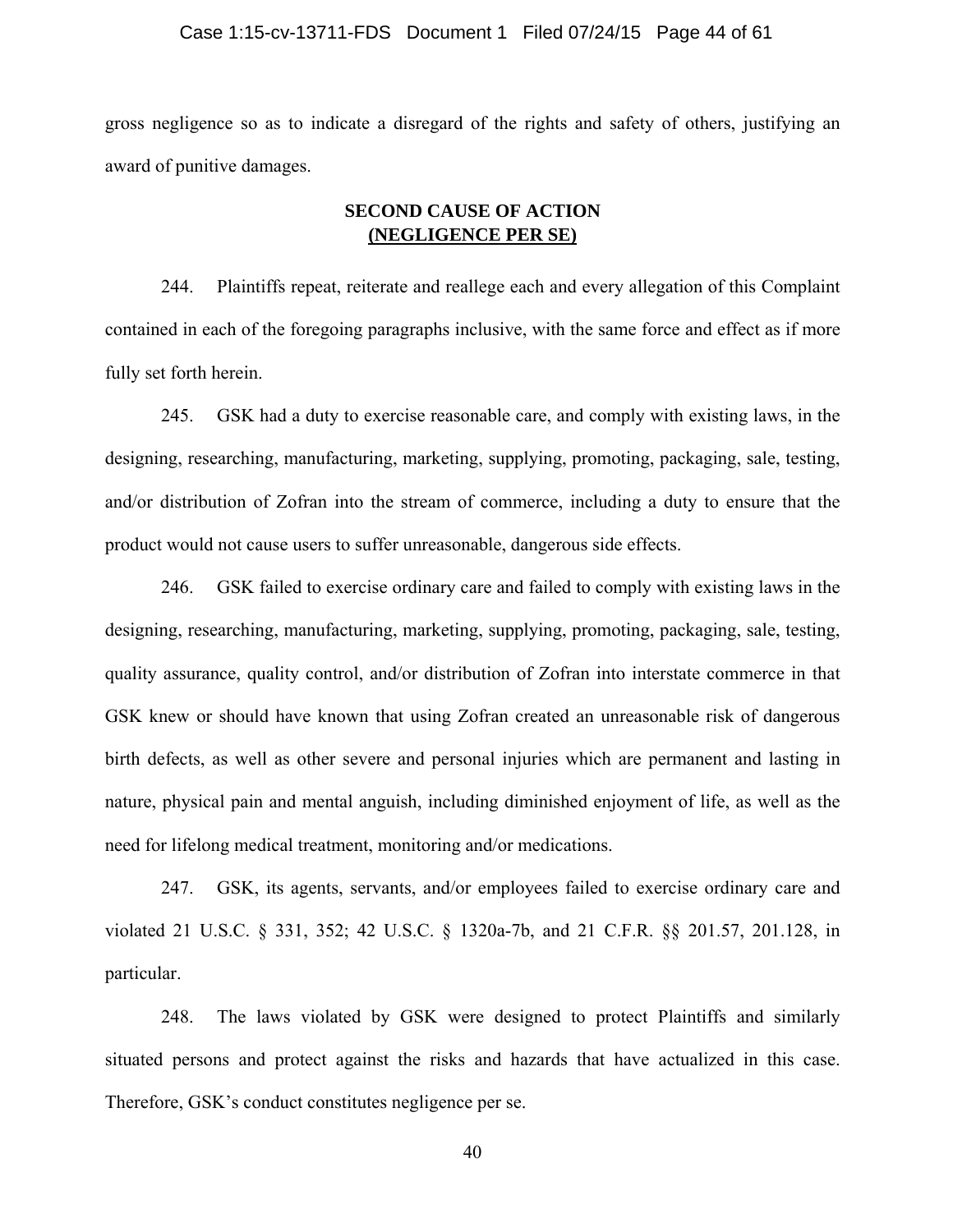gross negligence so as to indicate a disregard of the rights and safety of others, justifying an award of punitive damages.

## SECOND CAUSE OF ACTION
## (NEGLIGENCE PER SE)

244. Plaintiffs repeat, reiterate and reallege each and every allegation of this Complaint contained in each of the foregoing paragraphs inclusive, with the same force and effect as if more fully set forth herein.

245. GSK had a duty to exercise reasonable care, and comply with existing laws, in the designing, researching, manufacturing, marketing, supplying, promoting, packaging, sale, testing, and/or distribution of Zofran into the stream of commerce, including a duty to ensure that the product would not cause users to suffer unreasonable, dangerous side effects.

246. GSK failed to exercise ordinary care and failed to comply with existing laws in the designing, researching, manufacturing, marketing, supplying, promoting, packaging, sale, testing, quality assurance, quality control, and/or distribution of Zofran into interstate commerce in that GSK knew or should have known that using Zofran created an unreasonable risk of dangerous birth defects, as well as other severe and personal injuries which are permanent and lasting in nature, physical pain and mental anguish, including diminished enjoyment of life, as well as the need for lifelong medical treatment, monitoring and/or medications.

247. GSK, its agents, servants, and/or employees failed to exercise ordinary care and violated 21 U.S.C. § 331, 352; 42 U.S.C. § 1320a-7b, and 21 C.F.R. §§ 201.57, 201.128, in particular.

248. The laws violated by GSK were designed to protect Plaintiffs and similarly situated persons and protect against the risks and hazards that have actualized in this case. Therefore, GSK's conduct constitutes negligence per se.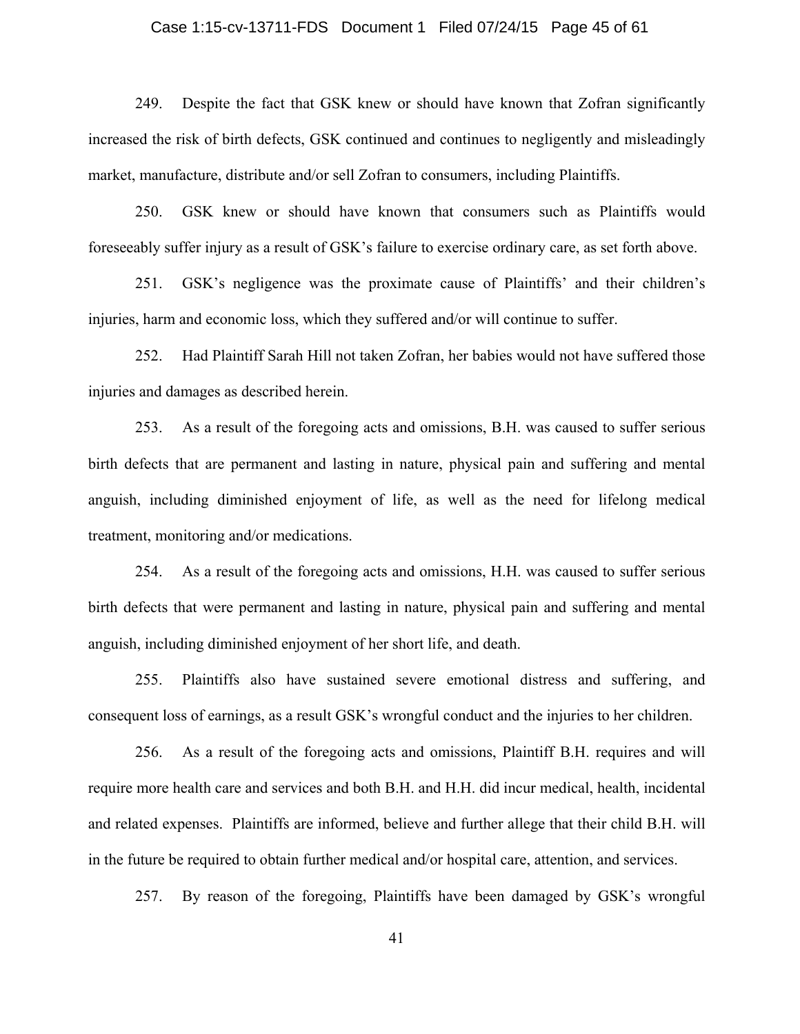249. Despite the fact that GSK knew or should have known that Zofran significantly increased the risk of birth defects, GSK continued and continues to negligently and misleadingly market, manufacture, distribute and/or sell Zofran to consumers, including Plaintiffs.

250. GSK knew or should have known that consumers such as Plaintiffs would foreseeably suffer injury as a result of GSK's failure to exercise ordinary care, as set forth above.

251. GSK's negligence was the proximate cause of Plaintiffs' and their children's injuries, harm and economic loss, which they suffered and/or will continue to suffer.

252. Had Plaintiff Sarah Hill not taken Zofran, her babies would not have suffered those injuries and damages as described herein.

253. As a result of the foregoing acts and omissions, B.H. was caused to suffer serious birth defects that are permanent and lasting in nature, physical pain and suffering and mental anguish, including diminished enjoyment of life, as well as the need for lifelong medical treatment, monitoring and/or medications.

254. As a result of the foregoing acts and omissions, H.H. was caused to suffer serious birth defects that were permanent and lasting in nature, physical pain and suffering and mental anguish, including diminished enjoyment of her short life, and death.

255. Plaintiffs also have sustained severe emotional distress and suffering, and consequent loss of earnings, as a result GSK's wrongful conduct and the injuries to her children.

256. As a result of the foregoing acts and omissions, Plaintiff B.H. requires and will require more health care and services and both B.H. and H.H. did incur medical, health, incidental and related expenses. Plaintiffs are informed, believe and further allege that their child B.H. will in the future be required to obtain further medical and/or hospital care, attention, and services.

257. By reason of the foregoing, Plaintiffs have been damaged by GSK's wrongful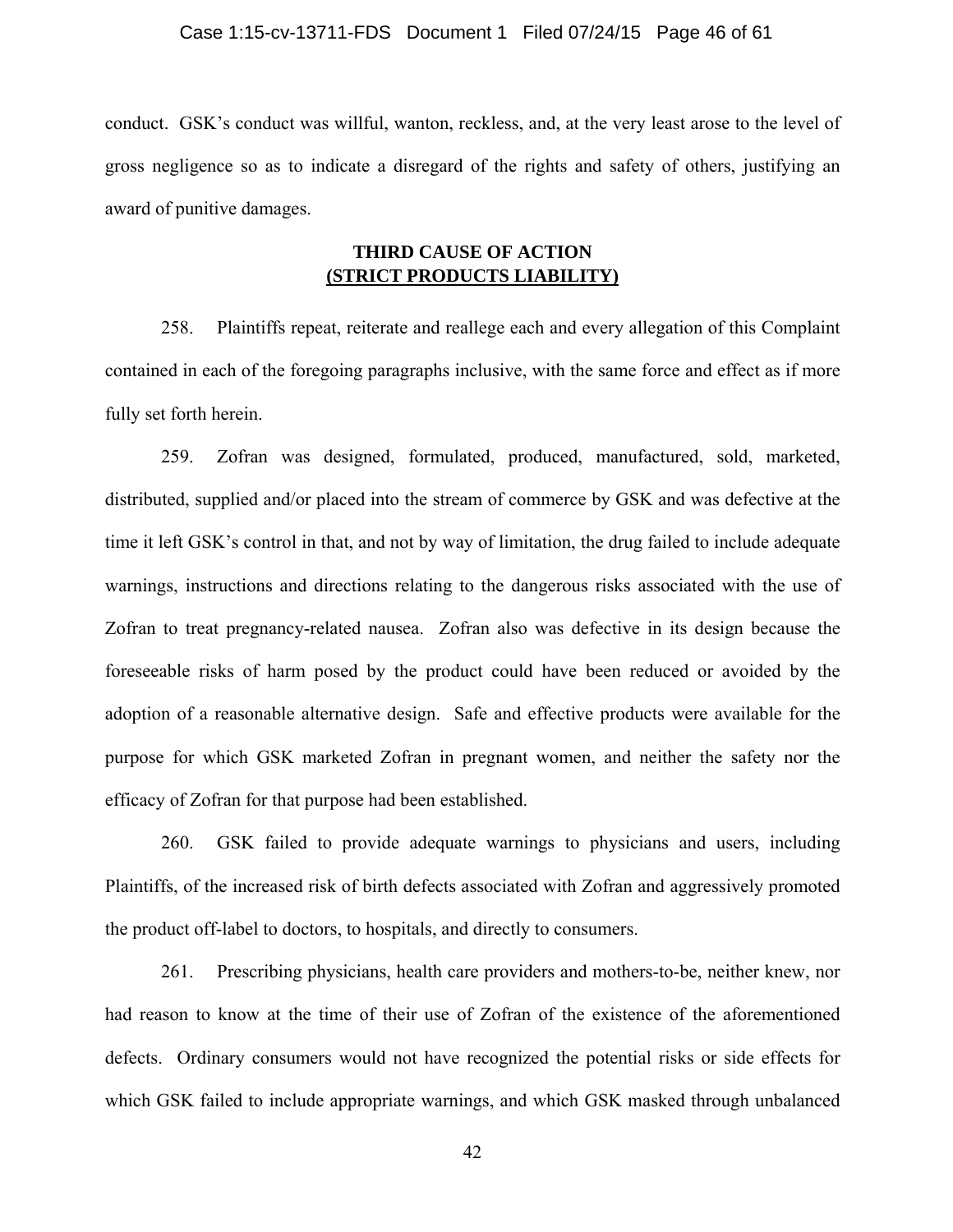conduct. GSK's conduct was willful, wanton, reckless, and, at the very least arose to the level of gross negligence so as to indicate a disregard of the rights and safety of others, justifying an award of punitive damages.

## THIRD CAUSE OF ACTION
## (STRICT PRODUCTS LIABILITY)

258. Plaintiffs repeat, reiterate and reallege each and every allegation of this Complaint contained in each of the foregoing paragraphs inclusive, with the same force and effect as if more fully set forth herein.

259. Zofran was designed, formulated, produced, manufactured, sold, marketed, distributed, supplied and/or placed into the stream of commerce by GSK and was defective at the time it left GSK's control in that, and not by way of limitation, the drug failed to include adequate warnings, instructions and directions relating to the dangerous risks associated with the use of Zofran to treat pregnancy-related nausea. Zofran also was defective in its design because the foreseeable risks of harm posed by the product could have been reduced or avoided by the adoption of a reasonable alternative design. Safe and effective products were available for the purpose for which GSK marketed Zofran in pregnant women, and neither the safety nor the efficacy of Zofran for that purpose had been established.

260. GSK failed to provide adequate warnings to physicians and users, including Plaintiffs, of the increased risk of birth defects associated with Zofran and aggressively promoted the product off-label to doctors, to hospitals, and directly to consumers.

261. Prescribing physicians, health care providers and mothers-to-be, neither knew, nor had reason to know at the time of their use of Zofran of the existence of the aforementioned defects. Ordinary consumers would not have recognized the potential risks or side effects for which GSK failed to include appropriate warnings, and which GSK masked through unbalanced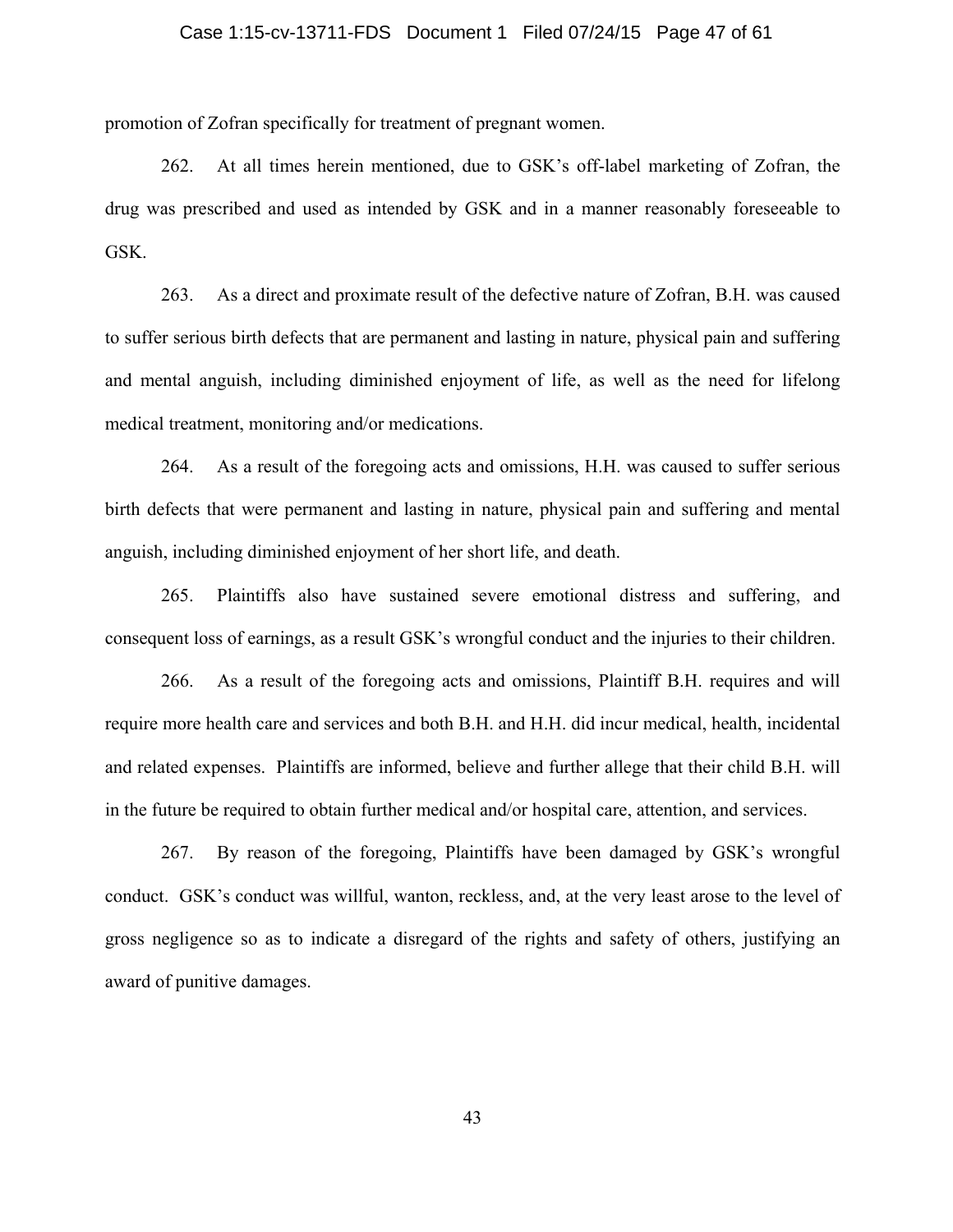promotion of Zofran specifically for treatment of pregnant women.

262. At all times herein mentioned, due to GSK's off-label marketing of Zofran, the drug was prescribed and used as intended by GSK and in a manner reasonably foreseeable to GSK.

263. As a direct and proximate result of the defective nature of Zofran, B.H. was caused to suffer serious birth defects that are permanent and lasting in nature, physical pain and suffering and mental anguish, including diminished enjoyment of life, as well as the need for lifelong medical treatment, monitoring and/or medications.

264. As a result of the foregoing acts and omissions, H.H. was caused to suffer serious birth defects that were permanent and lasting in nature, physical pain and suffering and mental anguish, including diminished enjoyment of her short life, and death.

265. Plaintiffs also have sustained severe emotional distress and suffering, and consequent loss of earnings, as a result GSK's wrongful conduct and the injuries to their children.

266. As a result of the foregoing acts and omissions, Plaintiff B.H. requires and will require more health care and services and both B.H. and H.H. did incur medical, health, incidental and related expenses. Plaintiffs are informed, believe and further allege that their child B.H. will in the future be required to obtain further medical and/or hospital care, attention, and services.

267. By reason of the foregoing, Plaintiffs have been damaged by GSK's wrongful conduct. GSK's conduct was willful, wanton, reckless, and, at the very least arose to the level of gross negligence so as to indicate a disregard of the rights and safety of others, justifying an award of punitive damages.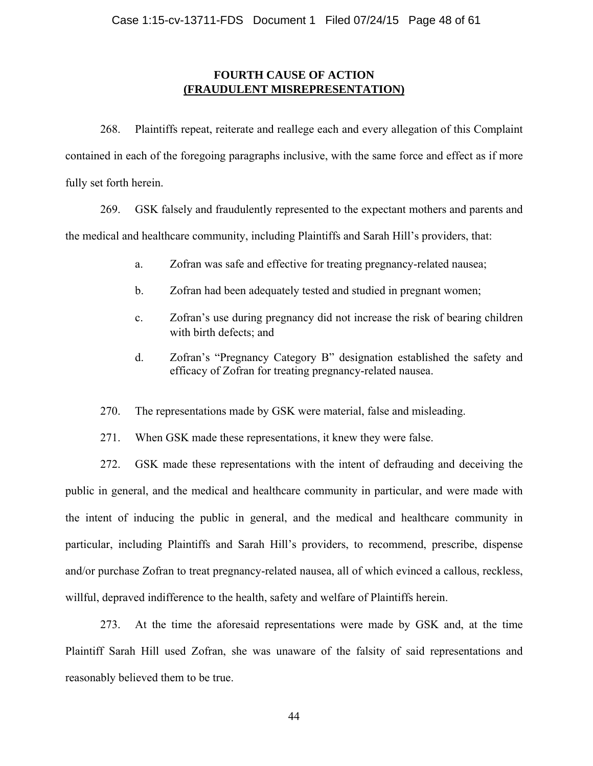## FOURTH CAUSE OF ACTION
## (FRAUDULENT MISREPRESENTATION)

268. Plaintiffs repeat, reiterate and reallege each and every allegation of this Complaint contained in each of the foregoing paragraphs inclusive, with the same force and effect as if more fully set forth herein.

269. GSK falsely and fraudulently represented to the expectant mothers and parents and the medical and healthcare community, including Plaintiffs and Sarah Hill's providers, that:

a. Zofran was safe and effective for treating pregnancy-related nausea;

b. Zofran had been adequately tested and studied in pregnant women;

c. Zofran's use during pregnancy did not increase the risk of bearing children with birth defects; and

d. Zofran's "Pregnancy Category B" designation established the safety and efficacy of Zofran for treating pregnancy-related nausea.

270. The representations made by GSK were material, false and misleading.

271. When GSK made these representations, it knew they were false.

272. GSK made these representations with the intent of defrauding and deceiving the public in general, and the medical and healthcare community in particular, and were made with the intent of inducing the public in general, and the medical and healthcare community in particular, including Plaintiffs and Sarah Hill's providers, to recommend, prescribe, dispense and/or purchase Zofran to treat pregnancy-related nausea, all of which evinced a callous, reckless, willful, depraved indifference to the health, safety and welfare of Plaintiffs herein.

273. At the time the aforesaid representations were made by GSK and, at the time Plaintiff Sarah Hill used Zofran, she was unaware of the falsity of said representations and reasonably believed them to be true.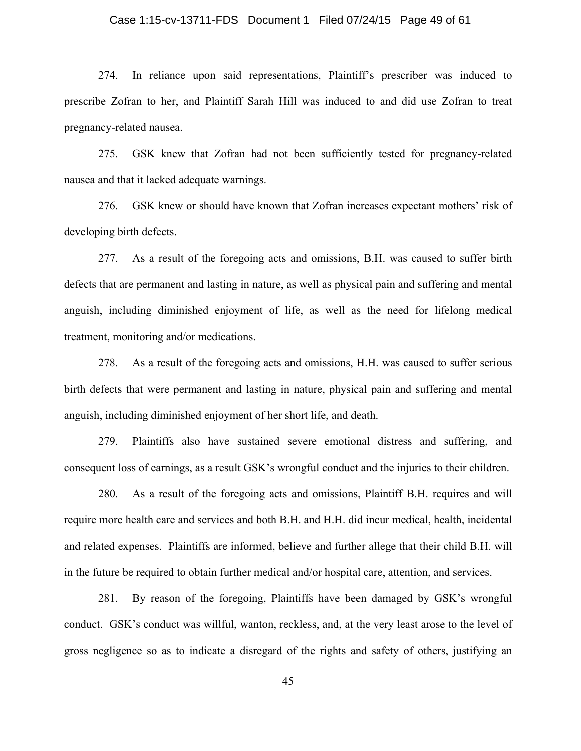274. In reliance upon said representations, Plaintiff's prescriber was induced to prescribe Zofran to her, and Plaintiff Sarah Hill was induced to and did use Zofran to treat pregnancy-related nausea.

275. GSK knew that Zofran had not been sufficiently tested for pregnancy-related nausea and that it lacked adequate warnings.

276. GSK knew or should have known that Zofran increases expectant mothers' risk of developing birth defects.

277. As a result of the foregoing acts and omissions, B.H. was caused to suffer birth defects that are permanent and lasting in nature, as well as physical pain and suffering and mental anguish, including diminished enjoyment of life, as well as the need for lifelong medical treatment, monitoring and/or medications.

278. As a result of the foregoing acts and omissions, H.H. was caused to suffer serious birth defects that were permanent and lasting in nature, physical pain and suffering and mental anguish, including diminished enjoyment of her short life, and death.

279. Plaintiffs also have sustained severe emotional distress and suffering, and consequent loss of earnings, as a result GSK's wrongful conduct and the injuries to their children.

280. As a result of the foregoing acts and omissions, Plaintiff B.H. requires and will require more health care and services and both B.H. and H.H. did incur medical, health, incidental and related expenses. Plaintiffs are informed, believe and further allege that their child B.H. will in the future be required to obtain further medical and/or hospital care, attention, and services.

281. By reason of the foregoing, Plaintiffs have been damaged by GSK's wrongful conduct. GSK's conduct was willful, wanton, reckless, and, at the very least arose to the level of gross negligence so as to indicate a disregard of the rights and safety of others, justifying an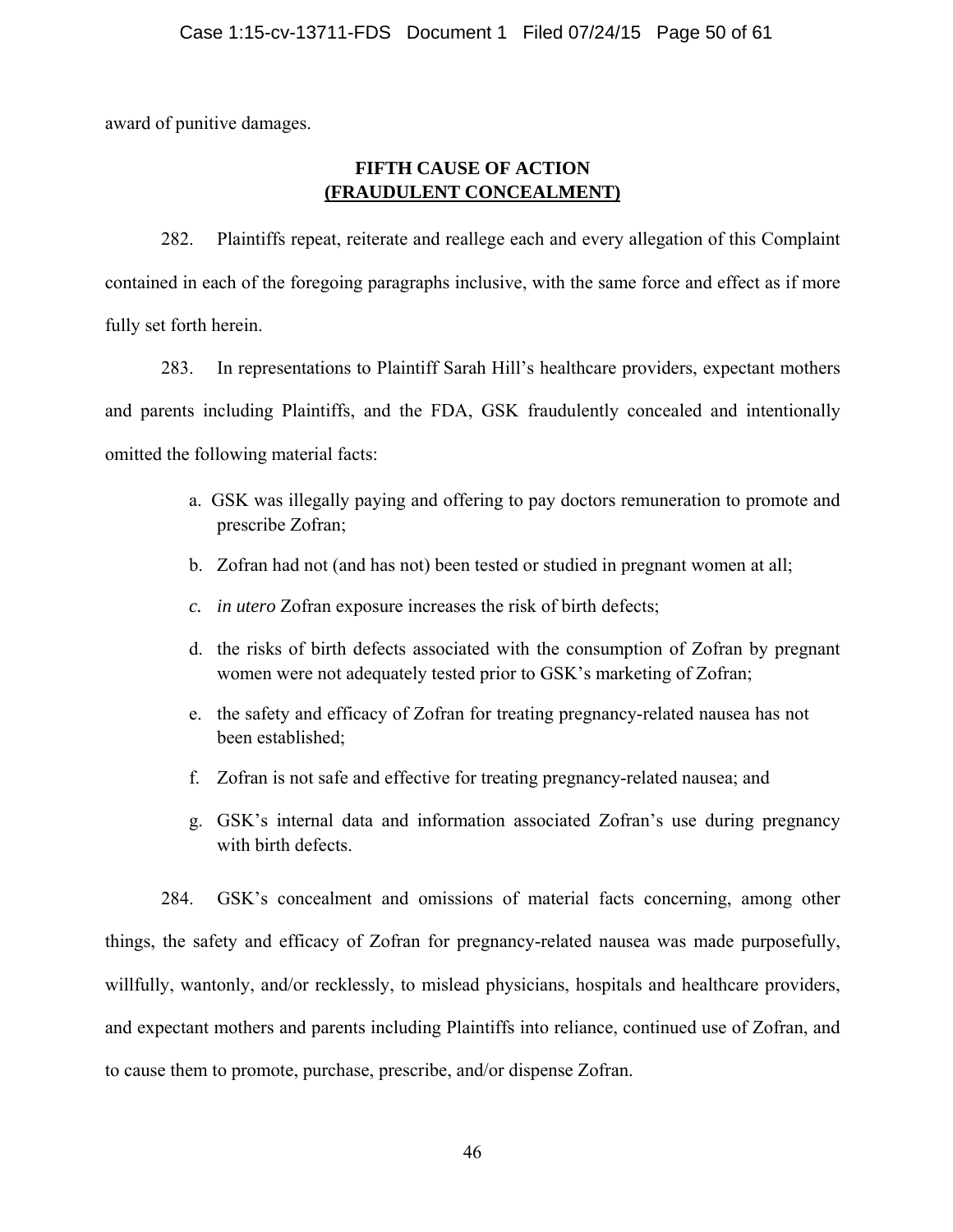award of punitive damages.

## FIFTH CAUSE OF ACTION
## (FRAUDULENT CONCEALMENT)

282. Plaintiffs repeat, reiterate and reallege each and every allegation of this Complaint contained in each of the foregoing paragraphs inclusive, with the same force and effect as if more fully set forth herein.

283. In representations to Plaintiff Sarah Hill's healthcare providers, expectant mothers and parents including Plaintiffs, and the FDA, GSK fraudulently concealed and intentionally omitted the following material facts:

a. GSK was illegally paying and offering to pay doctors remuneration to promote and prescribe Zofran;

b. Zofran had not (and has not) been tested or studied in pregnant women at all;

*c. in utero* Zofran exposure increases the risk of birth defects;

d. the risks of birth defects associated with the consumption of Zofran by pregnant women were not adequately tested prior to GSK's marketing of Zofran;

e. the safety and efficacy of Zofran for treating pregnancy-related nausea has not been established;

f. Zofran is not safe and effective for treating pregnancy-related nausea; and

g. GSK's internal data and information associated Zofran's use during pregnancy with birth defects.

284. GSK's concealment and omissions of material facts concerning, among other things, the safety and efficacy of Zofran for pregnancy-related nausea was made purposefully, willfully, wantonly, and/or recklessly, to mislead physicians, hospitals and healthcare providers, and expectant mothers and parents including Plaintiffs into reliance, continued use of Zofran, and to cause them to promote, purchase, prescribe, and/or dispense Zofran.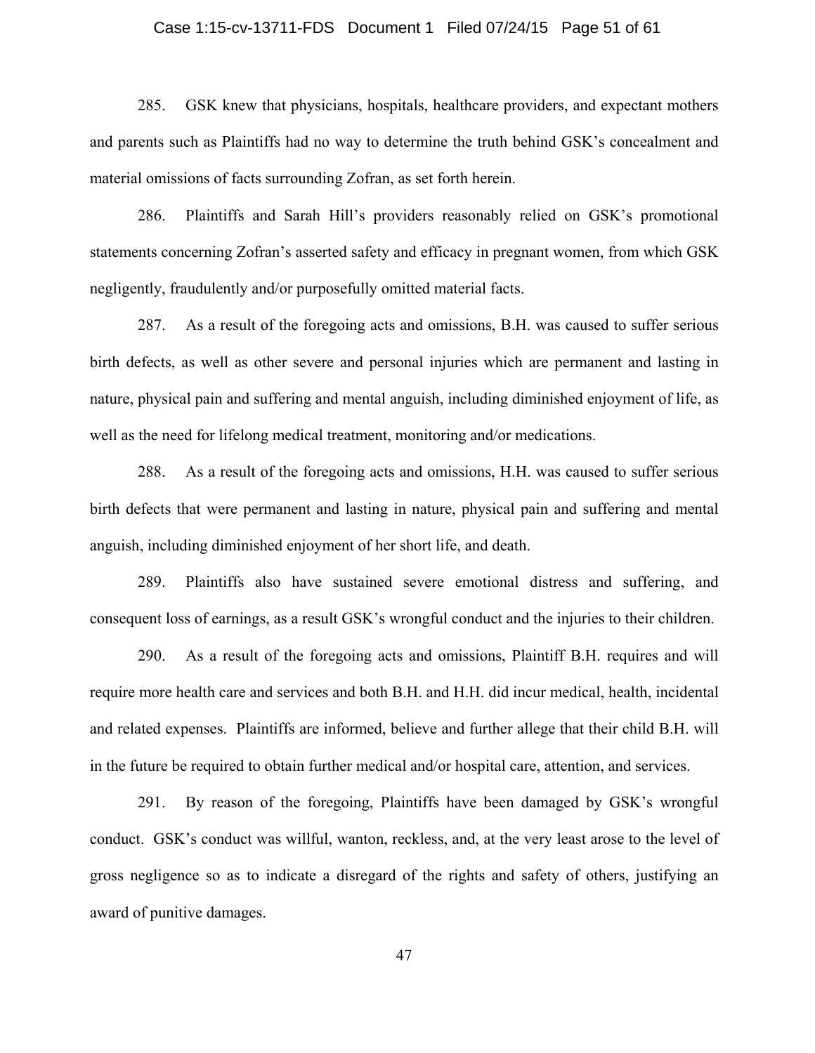285. GSK knew that physicians, hospitals, healthcare providers, and expectant mothers and parents such as Plaintiffs had no way to determine the truth behind GSK's concealment and material omissions of facts surrounding Zofran, as set forth herein.

286. Plaintiffs and Sarah Hill's providers reasonably relied on GSK's promotional statements concerning Zofran's asserted safety and efficacy in pregnant women, from which GSK negligently, fraudulently and/or purposefully omitted material facts.

287. As a result of the foregoing acts and omissions, B.H. was caused to suffer serious birth defects, as well as other severe and personal injuries which are permanent and lasting in nature, physical pain and suffering and mental anguish, including diminished enjoyment of life, as well as the need for lifelong medical treatment, monitoring and/or medications.

288. As a result of the foregoing acts and omissions, H.H. was caused to suffer serious birth defects that were permanent and lasting in nature, physical pain and suffering and mental anguish, including diminished enjoyment of her short life, and death.

289. Plaintiffs also have sustained severe emotional distress and suffering, and consequent loss of earnings, as a result GSK's wrongful conduct and the injuries to their children.

290. As a result of the foregoing acts and omissions, Plaintiff B.H. requires and will require more health care and services and both B.H. and H.H. did incur medical, health, incidental and related expenses. Plaintiffs are informed, believe and further allege that their child B.H. will in the future be required to obtain further medical and/or hospital care, attention, and services.

291. By reason of the foregoing, Plaintiffs have been damaged by GSK's wrongful conduct. GSK's conduct was willful, wanton, reckless, and, at the very least arose to the level of gross negligence so as to indicate a disregard of the rights and safety of others, justifying an award of punitive damages.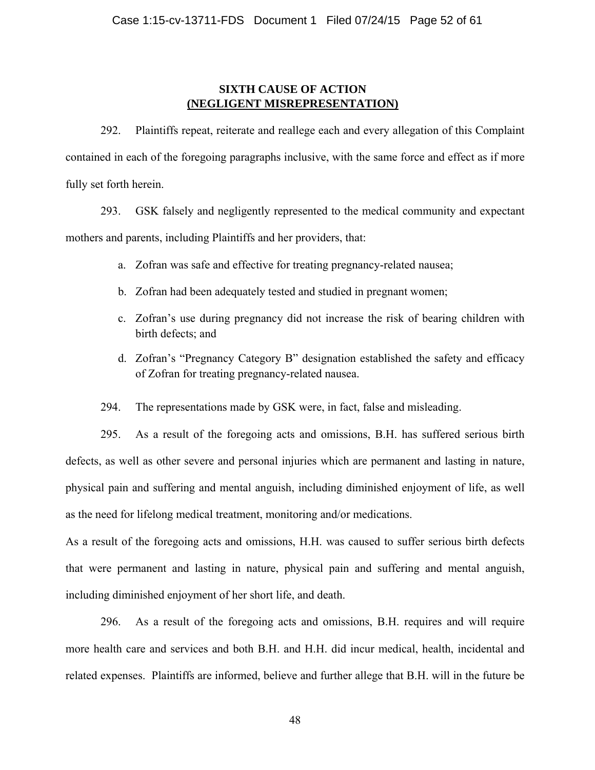## SIXTH CAUSE OF ACTION (NEGLIGENT MISREPRESENTATION)

292. Plaintiffs repeat, reiterate and reallege each and every allegation of this Complaint contained in each of the foregoing paragraphs inclusive, with the same force and effect as if more fully set forth herein.

293. GSK falsely and negligently represented to the medical community and expectant mothers and parents, including Plaintiffs and her providers, that:

a. Zofran was safe and effective for treating pregnancy-related nausea;

b. Zofran had been adequately tested and studied in pregnant women;

c. Zofran's use during pregnancy did not increase the risk of bearing children with birth defects; and

d. Zofran's "Pregnancy Category B" designation established the safety and efficacy of Zofran for treating pregnancy-related nausea.

294. The representations made by GSK were, in fact, false and misleading.

295. As a result of the foregoing acts and omissions, B.H. has suffered serious birth defects, as well as other severe and personal injuries which are permanent and lasting in nature, physical pain and suffering and mental anguish, including diminished enjoyment of life, as well as the need for lifelong medical treatment, monitoring and/or medications.

As a result of the foregoing acts and omissions, H.H. was caused to suffer serious birth defects that were permanent and lasting in nature, physical pain and suffering and mental anguish, including diminished enjoyment of her short life, and death.

296. As a result of the foregoing acts and omissions, B.H. requires and will require more health care and services and both B.H. and H.H. did incur medical, health, incidental and related expenses. Plaintiffs are informed, believe and further allege that B.H. will in the future be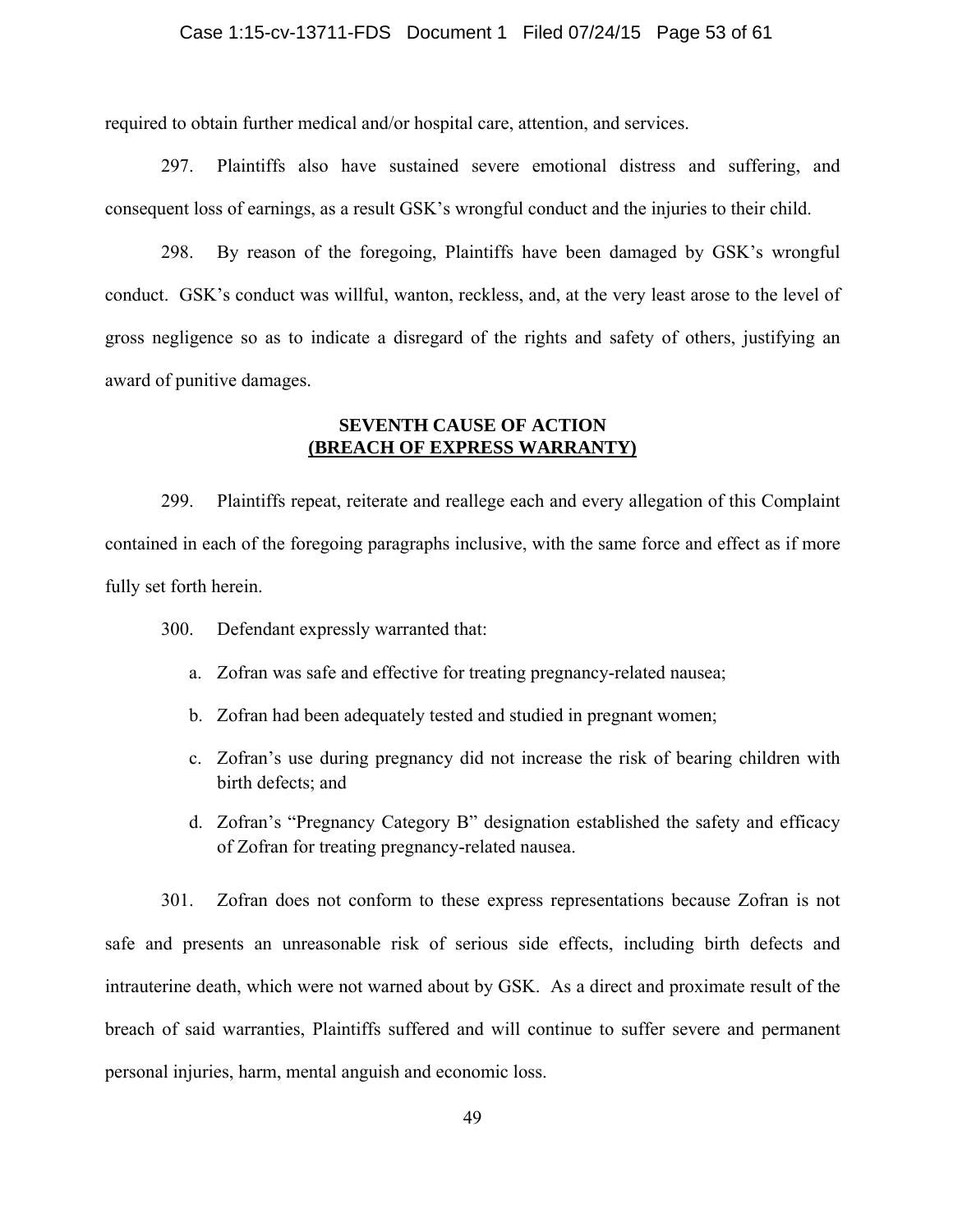required to obtain further medical and/or hospital care, attention, and services.

297. Plaintiffs also have sustained severe emotional distress and suffering, and consequent loss of earnings, as a result GSK's wrongful conduct and the injuries to their child.

298. By reason of the foregoing, Plaintiffs have been damaged by GSK's wrongful conduct. GSK's conduct was willful, wanton, reckless, and, at the very least arose to the level of gross negligence so as to indicate a disregard of the rights and safety of others, justifying an award of punitive damages.

## SEVENTH CAUSE OF ACTION
## (BREACH OF EXPRESS WARRANTY)

299. Plaintiffs repeat, reiterate and reallege each and every allegation of this Complaint contained in each of the foregoing paragraphs inclusive, with the same force and effect as if more fully set forth herein.

300. Defendant expressly warranted that:

a. Zofran was safe and effective for treating pregnancy-related nausea;

b. Zofran had been adequately tested and studied in pregnant women;

c. Zofran's use during pregnancy did not increase the risk of bearing children with birth defects; and

d. Zofran's "Pregnancy Category B" designation established the safety and efficacy of Zofran for treating pregnancy-related nausea.

301. Zofran does not conform to these express representations because Zofran is not safe and presents an unreasonable risk of serious side effects, including birth defects and intrauterine death, which were not warned about by GSK. As a direct and proximate result of the breach of said warranties, Plaintiffs suffered and will continue to suffer severe and permanent personal injuries, harm, mental anguish and economic loss.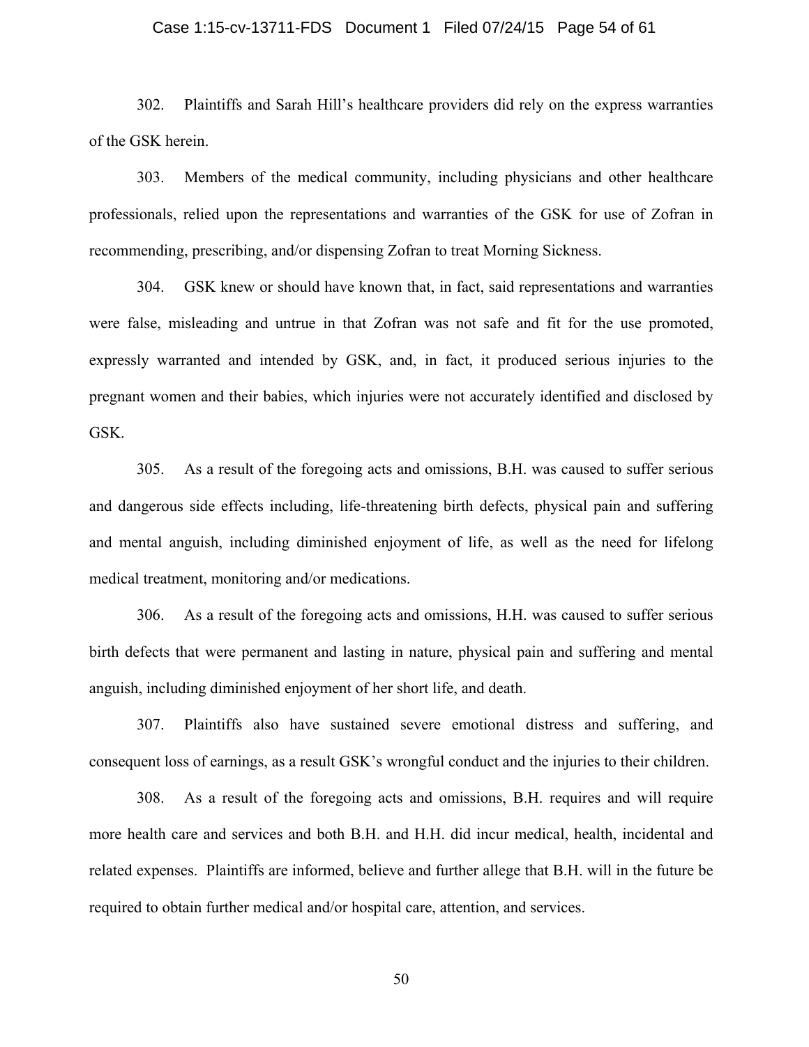302. Plaintiffs and Sarah Hill's healthcare providers did rely on the express warranties of the GSK herein.

303. Members of the medical community, including physicians and other healthcare professionals, relied upon the representations and warranties of the GSK for use of Zofran in recommending, prescribing, and/or dispensing Zofran to treat Morning Sickness.

304. GSK knew or should have known that, in fact, said representations and warranties were false, misleading and untrue in that Zofran was not safe and fit for the use promoted, expressly warranted and intended by GSK, and, in fact, it produced serious injuries to the pregnant women and their babies, which injuries were not accurately identified and disclosed by GSK.

305. As a result of the foregoing acts and omissions, B.H. was caused to suffer serious and dangerous side effects including, life-threatening birth defects, physical pain and suffering and mental anguish, including diminished enjoyment of life, as well as the need for lifelong medical treatment, monitoring and/or medications.

306. As a result of the foregoing acts and omissions, H.H. was caused to suffer serious birth defects that were permanent and lasting in nature, physical pain and suffering and mental anguish, including diminished enjoyment of her short life, and death.

307. Plaintiffs also have sustained severe emotional distress and suffering, and consequent loss of earnings, as a result GSK's wrongful conduct and the injuries to their children.

308. As a result of the foregoing acts and omissions, B.H. requires and will require more health care and services and both B.H. and H.H. did incur medical, health, incidental and related expenses. Plaintiffs are informed, believe and further allege that B.H. will in the future be required to obtain further medical and/or hospital care, attention, and services.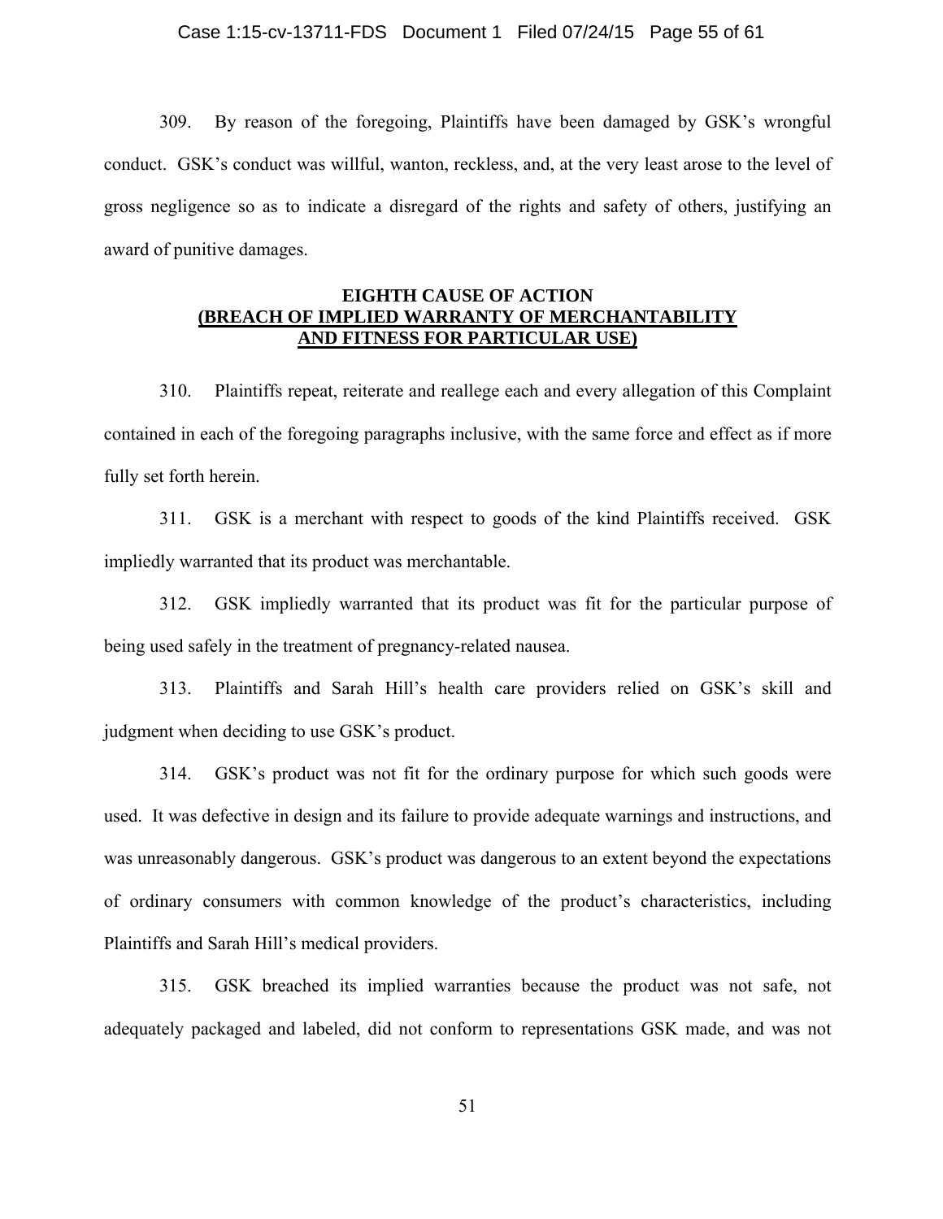309. By reason of the foregoing, Plaintiffs have been damaged by GSK's wrongful conduct. GSK's conduct was willful, wanton, reckless, and, at the very least arose to the level of gross negligence so as to indicate a disregard of the rights and safety of others, justifying an award of punitive damages.

## EIGHTH CAUSE OF ACTION
## (BREACH OF IMPLIED WARRANTY OF MERCHANTABILITY AND FITNESS FOR PARTICULAR USE)

310. Plaintiffs repeat, reiterate and reallege each and every allegation of this Complaint contained in each of the foregoing paragraphs inclusive, with the same force and effect as if more fully set forth herein.

311. GSK is a merchant with respect to goods of the kind Plaintiffs received. GSK impliedly warranted that its product was merchantable.

312. GSK impliedly warranted that its product was fit for the particular purpose of being used safely in the treatment of pregnancy-related nausea.

313. Plaintiffs and Sarah Hill's health care providers relied on GSK's skill and judgment when deciding to use GSK's product.

314. GSK's product was not fit for the ordinary purpose for which such goods were used. It was defective in design and its failure to provide adequate warnings and instructions, and was unreasonably dangerous. GSK's product was dangerous to an extent beyond the expectations of ordinary consumers with common knowledge of the product's characteristics, including Plaintiffs and Sarah Hill's medical providers.

315. GSK breached its implied warranties because the product was not safe, not adequately packaged and labeled, did not conform to representations GSK made, and was not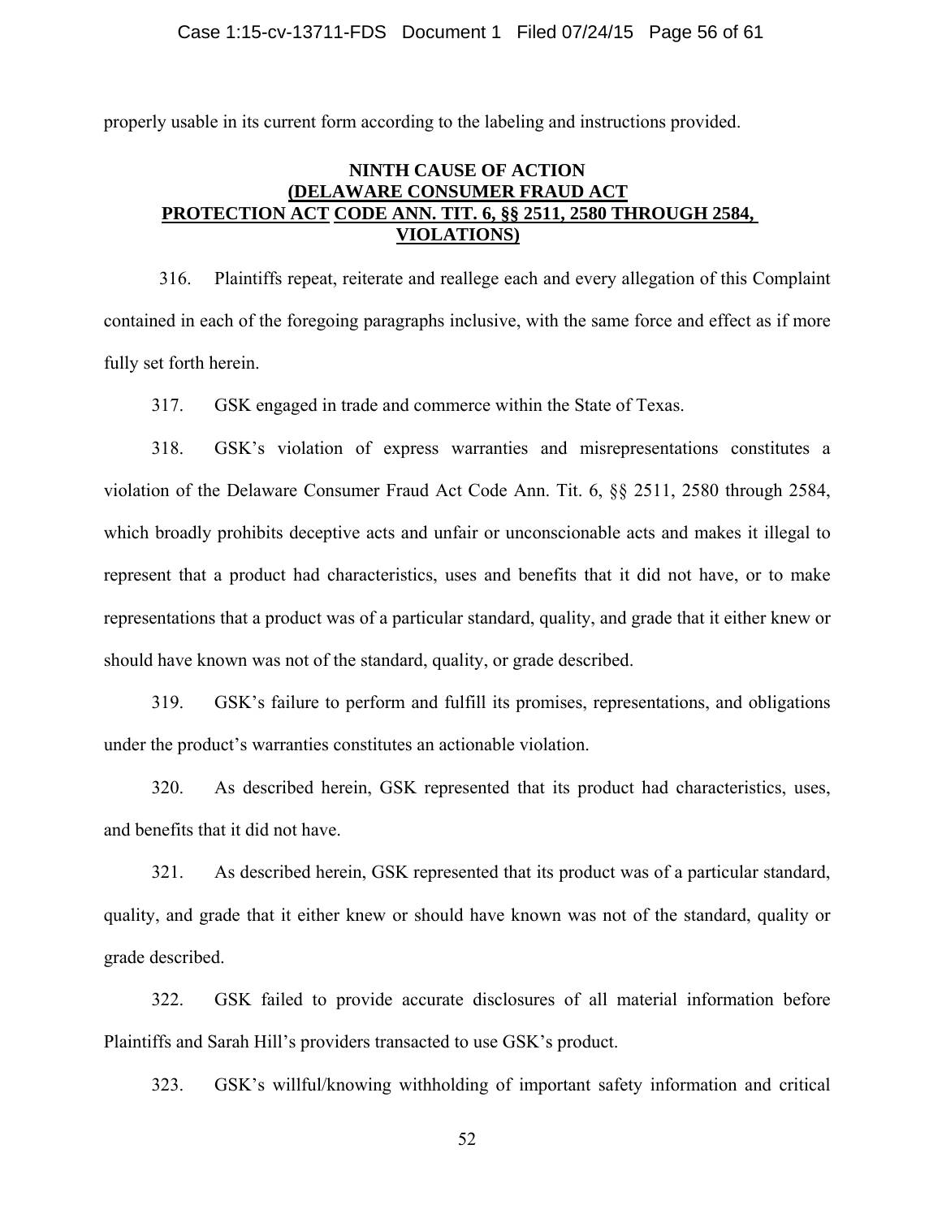properly usable in its current form according to the labeling and instructions provided.

## NINTH CAUSE OF ACTION
## (DELAWARE CONSUMER FRAUD ACT PROTECTION ACT CODE ANN. TIT. 6, §§ 2511, 2580 THROUGH 2584, VIOLATIONS)

316. Plaintiffs repeat, reiterate and reallege each and every allegation of this Complaint contained in each of the foregoing paragraphs inclusive, with the same force and effect as if more fully set forth herein.

317. GSK engaged in trade and commerce within the State of Texas.

318. GSK's violation of express warranties and misrepresentations constitutes a violation of the Delaware Consumer Fraud Act Code Ann. Tit. 6, §§ 2511, 2580 through 2584, which broadly prohibits deceptive acts and unfair or unconscionable acts and makes it illegal to represent that a product had characteristics, uses and benefits that it did not have, or to make representations that a product was of a particular standard, quality, and grade that it either knew or should have known was not of the standard, quality, or grade described.

319. GSK's failure to perform and fulfill its promises, representations, and obligations under the product's warranties constitutes an actionable violation.

320. As described herein, GSK represented that its product had characteristics, uses, and benefits that it did not have.

321. As described herein, GSK represented that its product was of a particular standard, quality, and grade that it either knew or should have known was not of the standard, quality or grade described.

322. GSK failed to provide accurate disclosures of all material information before Plaintiffs and Sarah Hill's providers transacted to use GSK's product.

323. GSK's willful/knowing withholding of important safety information and critical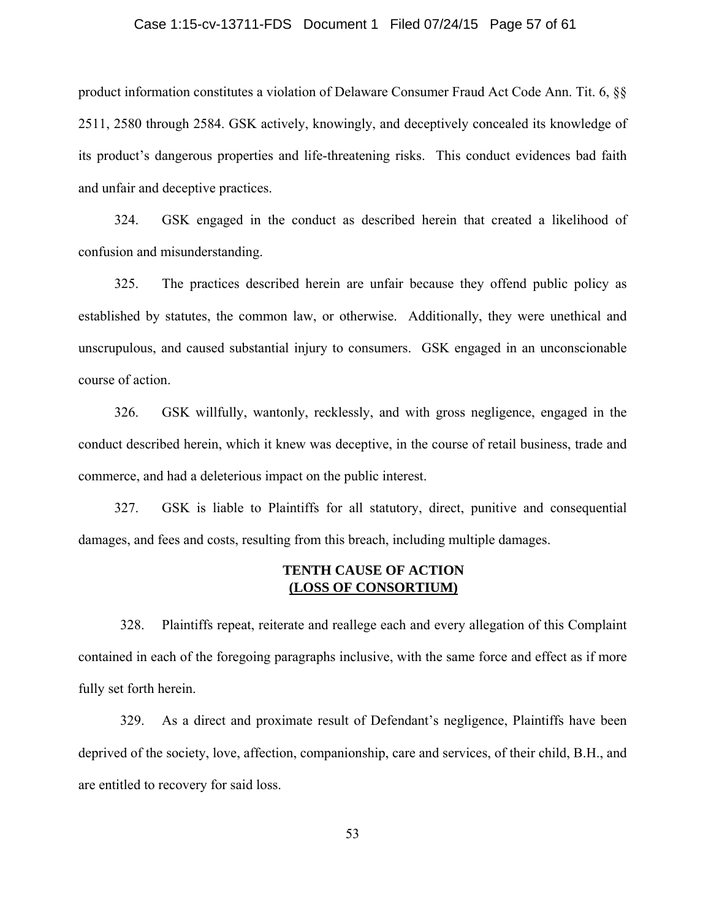product information constitutes a violation of Delaware Consumer Fraud Act Code Ann. Tit. 6, §§ 2511, 2580 through 2584. GSK actively, knowingly, and deceptively concealed its knowledge of its product's dangerous properties and life-threatening risks. This conduct evidences bad faith and unfair and deceptive practices.

324. GSK engaged in the conduct as described herein that created a likelihood of confusion and misunderstanding.

325. The practices described herein are unfair because they offend public policy as established by statutes, the common law, or otherwise. Additionally, they were unethical and unscrupulous, and caused substantial injury to consumers. GSK engaged in an unconscionable course of action.

326. GSK willfully, wantonly, recklessly, and with gross negligence, engaged in the conduct described herein, which it knew was deceptive, in the course of retail business, trade and commerce, and had a deleterious impact on the public interest.

327. GSK is liable to Plaintiffs for all statutory, direct, punitive and consequential damages, and fees and costs, resulting from this breach, including multiple damages.

**TENTH CAUSE OF ACTION**
**(LOSS OF CONSORTIUM)**

328. Plaintiffs repeat, reiterate and reallege each and every allegation of this Complaint contained in each of the foregoing paragraphs inclusive, with the same force and effect as if more fully set forth herein.

329. As a direct and proximate result of Defendant's negligence, Plaintiffs have been deprived of the society, love, affection, companionship, care and services, of their child, B.H., and are entitled to recovery for said loss.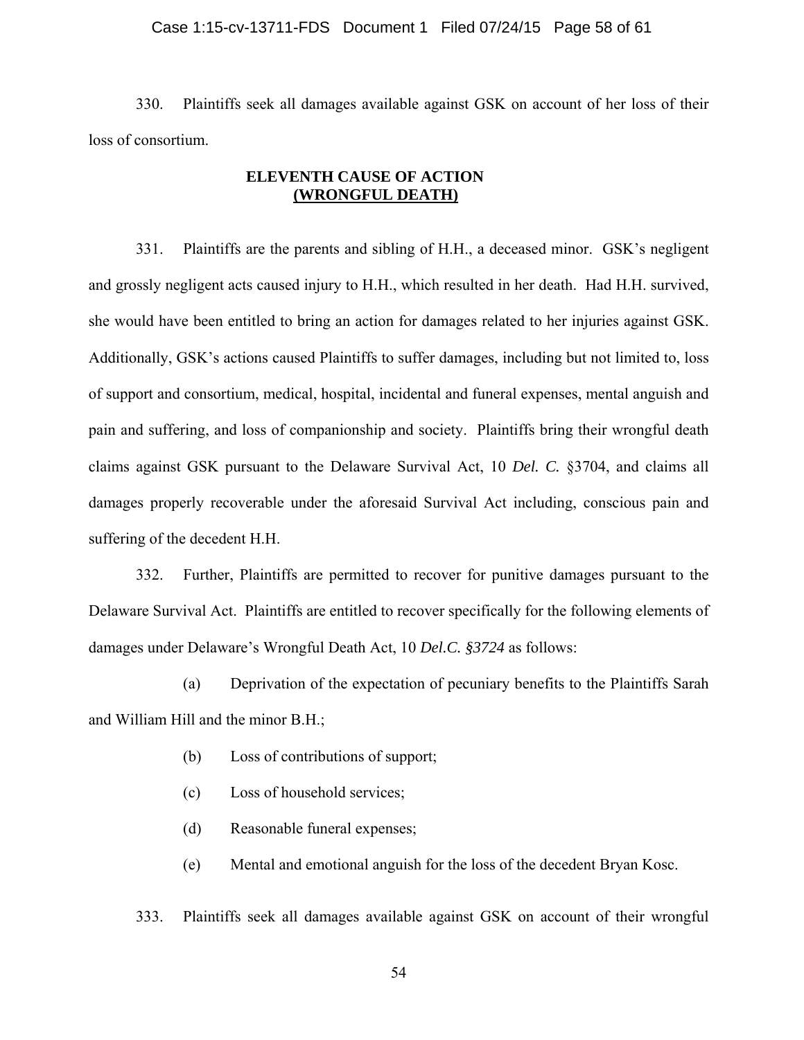330. Plaintiffs seek all damages available against GSK on account of her loss of their loss of consortium.

**ELEVENTH CAUSE OF ACTION**
**(WRONGFUL DEATH)**

331. Plaintiffs are the parents and sibling of H.H., a deceased minor. GSK's negligent and grossly negligent acts caused injury to H.H., which resulted in her death. Had H.H. survived, she would have been entitled to bring an action for damages related to her injuries against GSK. Additionally, GSK's actions caused Plaintiffs to suffer damages, including but not limited to, loss of support and consortium, medical, hospital, incidental and funeral expenses, mental anguish and pain and suffering, and loss of companionship and society. Plaintiffs bring their wrongful death claims against GSK pursuant to the Delaware Survival Act, 10 *Del. C.* §3704, and claims all damages properly recoverable under the aforesaid Survival Act including, conscious pain and suffering of the decedent H.H.

332. Further, Plaintiffs are permitted to recover for punitive damages pursuant to the Delaware Survival Act. Plaintiffs are entitled to recover specifically for the following elements of damages under Delaware's Wrongful Death Act, 10 *Del.C. §3724* as follows:

(a) Deprivation of the expectation of pecuniary benefits to the Plaintiffs Sarah and William Hill and the minor B.H.;

(b) Loss of contributions of support;

(c) Loss of household services;

(d) Reasonable funeral expenses;

(e) Mental and emotional anguish for the loss of the decedent Bryan Kosc.

333. Plaintiffs seek all damages available against GSK on account of their wrongful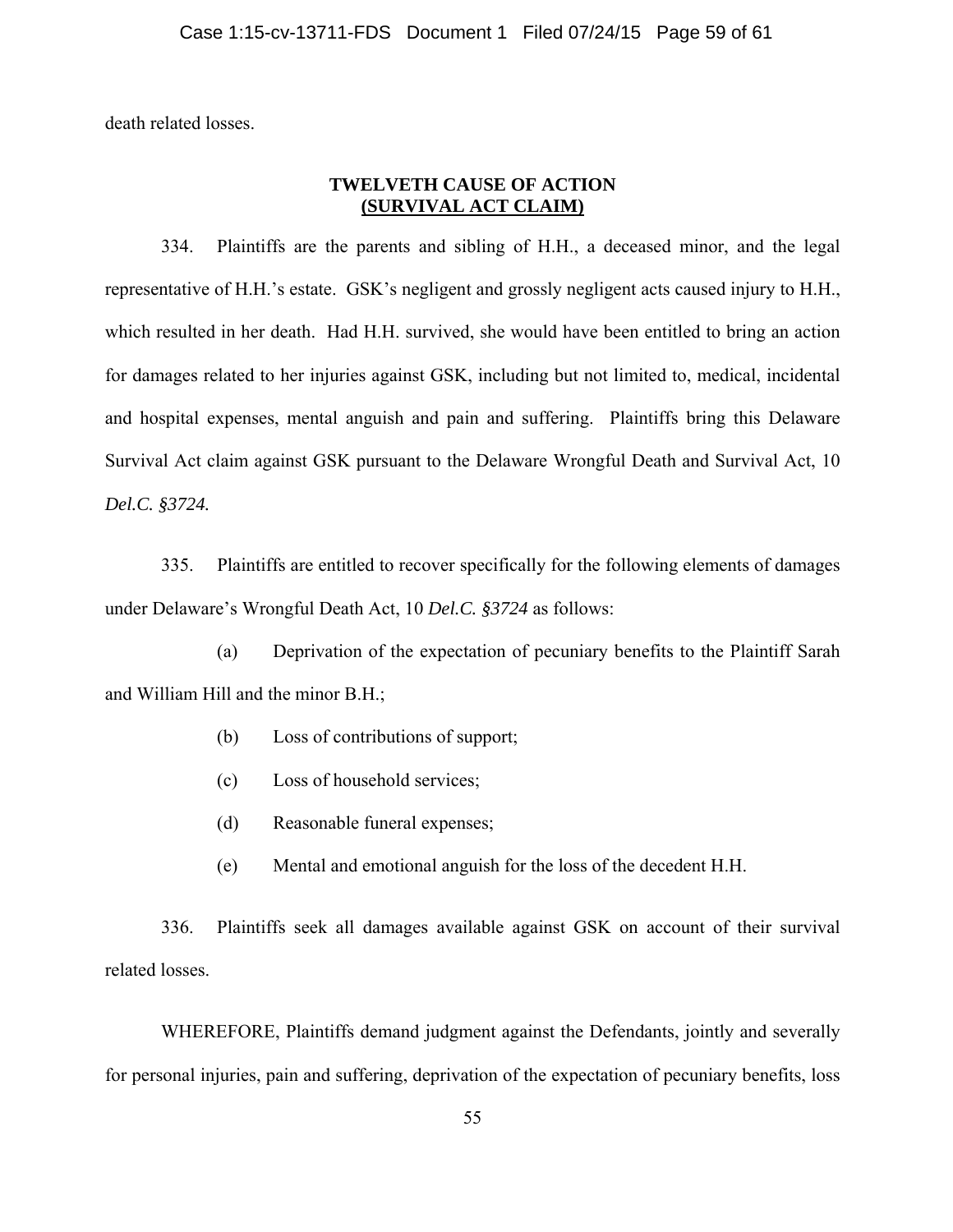death related losses.

**TWELVETH CAUSE OF ACTION**
**(SURVIVAL ACT CLAIM)**

334. Plaintiffs are the parents and sibling of H.H., a deceased minor, and the legal representative of H.H.'s estate. GSK's negligent and grossly negligent acts caused injury to H.H., which resulted in her death. Had H.H. survived, she would have been entitled to bring an action for damages related to her injuries against GSK, including but not limited to, medical, incidental and hospital expenses, mental anguish and pain and suffering. Plaintiffs bring this Delaware Survival Act claim against GSK pursuant to the Delaware Wrongful Death and Survival Act, 10 *Del.C. §3724.*

335. Plaintiffs are entitled to recover specifically for the following elements of damages under Delaware's Wrongful Death Act, 10 *Del.C. §3724* as follows:

(a) Deprivation of the expectation of pecuniary benefits to the Plaintiff Sarah and William Hill and the minor B.H.;

(b) Loss of contributions of support;

(c) Loss of household services;

(d) Reasonable funeral expenses;

(e) Mental and emotional anguish for the loss of the decedent H.H.

336. Plaintiffs seek all damages available against GSK on account of their survival related losses.

WHEREFORE, Plaintiffs demand judgment against the Defendants, jointly and severally for personal injuries, pain and suffering, deprivation of the expectation of pecuniary benefits, loss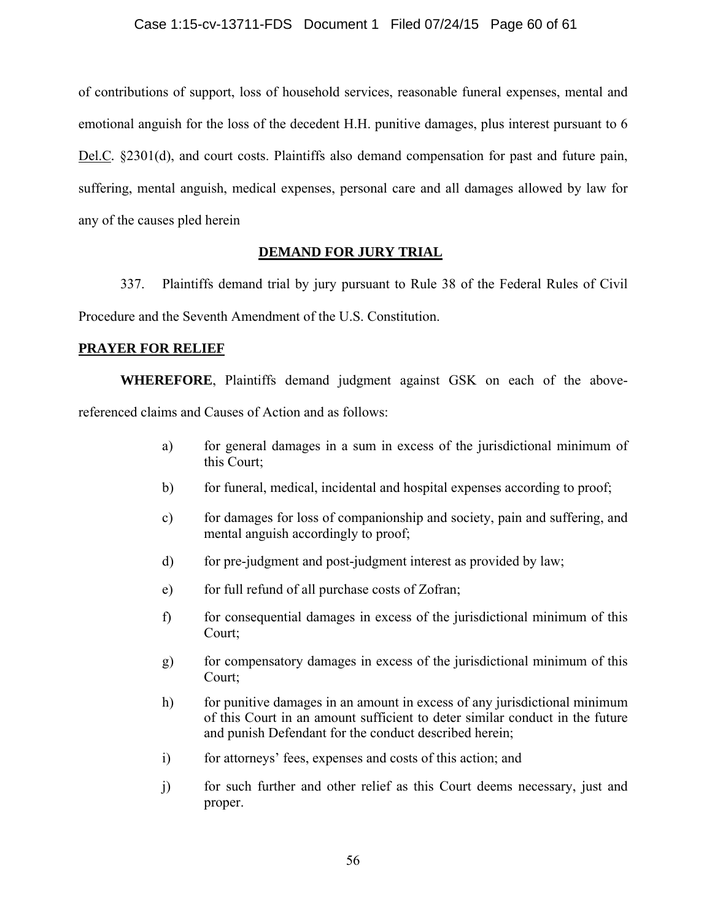of contributions of support, loss of household services, reasonable funeral expenses, mental and emotional anguish for the loss of the decedent H.H. punitive damages, plus interest pursuant to 6 Del.C. §2301(d), and court costs. Plaintiffs also demand compensation for past and future pain, suffering, mental anguish, medical expenses, personal care and all damages allowed by law for any of the causes pled herein

## DEMAND FOR JURY TRIAL

337. Plaintiffs demand trial by jury pursuant to Rule 38 of the Federal Rules of Civil Procedure and the Seventh Amendment of the U.S. Constitution.

## PRAYER FOR RELIEF

**WHEREFORE**, Plaintiffs demand judgment against GSK on each of the above-referenced claims and Causes of Action and as follows:

a) for general damages in a sum in excess of the jurisdictional minimum of this Court;

b) for funeral, medical, incidental and hospital expenses according to proof;

c) for damages for loss of companionship and society, pain and suffering, and mental anguish accordingly to proof;

d) for pre-judgment and post-judgment interest as provided by law;

e) for full refund of all purchase costs of Zofran;

f) for consequential damages in excess of the jurisdictional minimum of this Court;

g) for compensatory damages in excess of the jurisdictional minimum of this Court;

h) for punitive damages in an amount in excess of any jurisdictional minimum of this Court in an amount sufficient to deter similar conduct in the future and punish Defendant for the conduct described herein;

i) for attorneys' fees, expenses and costs of this action; and

j) for such further and other relief as this Court deems necessary, just and proper.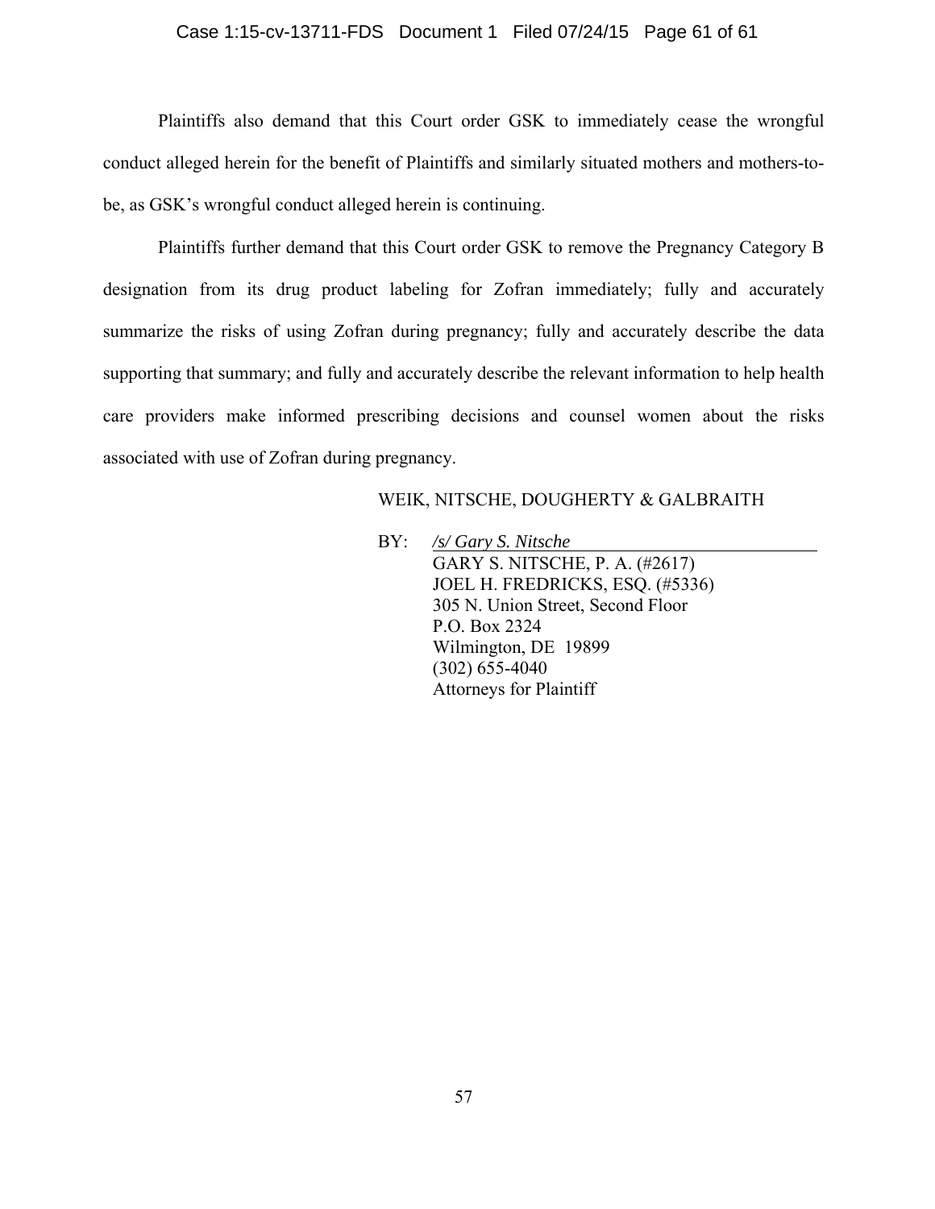Plaintiffs also demand that this Court order GSK to immediately cease the wrongful conduct alleged herein for the benefit of Plaintiffs and similarly situated mothers and mothers-to-be, as GSK's wrongful conduct alleged herein is continuing.

Plaintiffs further demand that this Court order GSK to remove the Pregnancy Category B designation from its drug product labeling for Zofran immediately; fully and accurately summarize the risks of using Zofran during pregnancy; fully and accurately describe the data supporting that summary; and fully and accurately describe the relevant information to help health care providers make informed prescribing decisions and counsel women about the risks associated with use of Zofran during pregnancy.

WEIK, NITSCHE, DOUGHERTY & GALBRAITH

BY: *<u>/s/ Gary S. Nitsche</u>*
GARY S. NITSCHE, P. A. (#2617)
JOEL H. FREDRICKS, ESQ. (#5336)
305 N. Union Street, Second Floor
P.O. Box 2324
Wilmington, DE 19899
(302) 655-4040
Attorneys for Plaintiff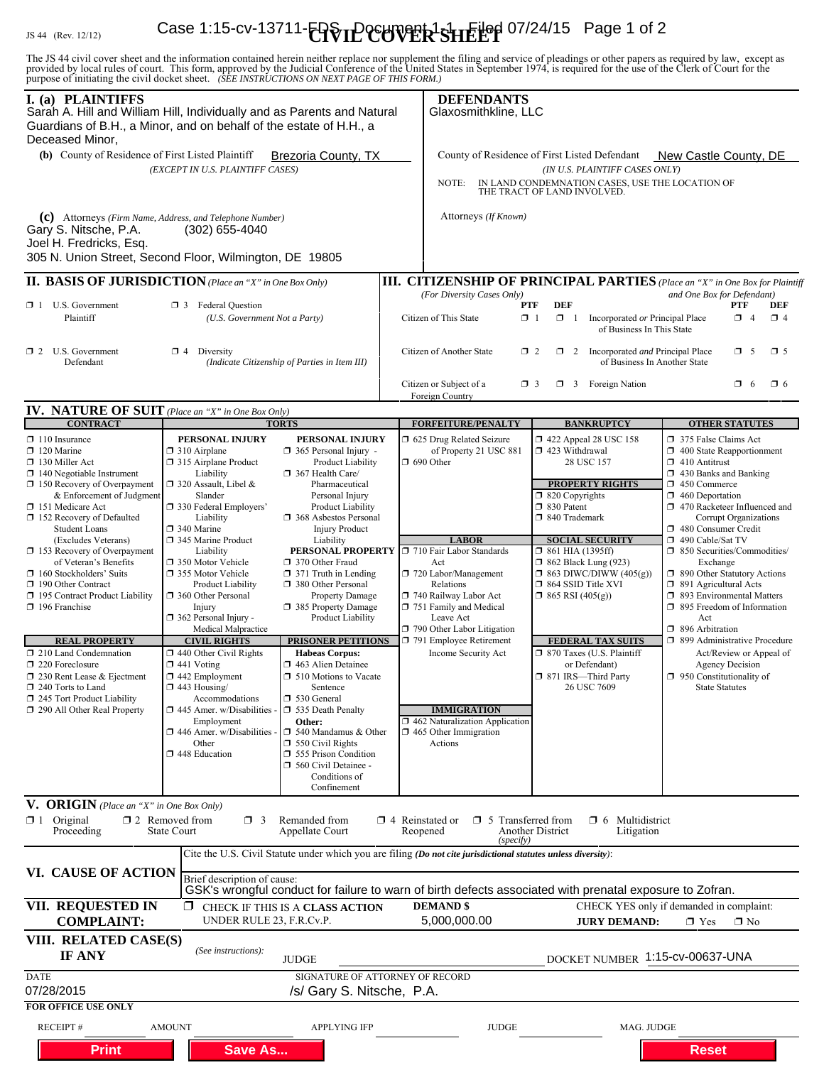JS 44 (Rev. 12/12)

# CIVIL COVER SHEET

The JS 44 civil cover sheet and the information contained herein neither replace nor supplement the filing and service of pleadings or other papers as required by law, except as provided by local rules of court. This form, approved by the Judicial Conference of the United States in September 1974, is required for the use of the Clerk of Court for the purpose of initiating the civil docket sheet. *(SEE INSTRUCTIONS ON NEXT PAGE OF THIS FORM.)*

## I. (a) PLAINTIFFS

Sarah A. Hill and William Hill, Individually and as Parents and Natural Guardians of B.H., a Minor, and on behalf of the estate of H.H., a Deceased Minor,

**(b)** County of Residence of First Listed Plaintiff: Brezoria County, TX
*(EXCEPT IN U.S. PLAINTIFF CASES)*

**(c)** Attorneys *(Firm Name, Address, and Telephone Number)*
Gary S. Nitsche, P.A. (302) 655-4040
Joel H. Fredricks, Esq.
305 N. Union Street, Second Floor, Wilmington, DE 19805

## DEFENDANTS

Glaxosmithkline, LLC

County of Residence of First Listed Defendant: New Castle County, DE
*(IN U.S. PLAINTIFF CASES ONLY)*

NOTE: IN LAND CONDEMNATION CASES, USE THE LOCATION OF THE TRACT OF LAND INVOLVED.

Attorneys *(If Known)*

## II. BASIS OF JURISDICTION *(Place an "X" in One Box Only)*

- ☐ 1 U.S. Government Plaintiff
- ☐ 3 Federal Question *(U.S. Government Not a Party)*
- ☐ 2 U.S. Government Defendant
- ☐ 4 Diversity *(Indicate Citizenship of Parties in Item III)*

## III. CITIZENSHIP OF PRINCIPAL PARTIES *(Place an "X" in One Box for Plaintiff and One Box for Defendant)* *(For Diversity Cases Only)*

| | PTF | DEF | | PTF | DEF |
|---|---|---|---|---|---|
| Citizen of This State | ☐ 1 | ☐ 1 | Incorporated *or* Principal Place of Business In This State | ☐ 4 | ☐ 4 |
| Citizen of Another State | ☐ 2 | ☐ 2 | Incorporated *and* Principal Place of Business In Another State | ☐ 5 | ☐ 5 |
| Citizen or Subject of a Foreign Country | ☐ 3 | ☐ 3 | Foreign Nation | ☐ 6 | ☐ 6 |

## IV. NATURE OF SUIT *(Place an "X" in One Box Only)*

**CONTRACT**
- ☐ 110 Insurance
- ☐ 120 Marine
- ☐ 130 Miller Act
- ☐ 140 Negotiable Instrument
- ☐ 150 Recovery of Overpayment & Enforcement of Judgment
- ☐ 151 Medicare Act
- ☐ 152 Recovery of Defaulted Student Loans (Excludes Veterans)
- ☐ 153 Recovery of Overpayment of Veteran's Benefits
- ☐ 160 Stockholders' Suits
- ☐ 190 Other Contract
- ☐ 195 Contract Product Liability
- ☐ 196 Franchise

**REAL PROPERTY**
- ☐ 210 Land Condemnation
- ☐ 220 Foreclosure
- ☐ 230 Rent Lease & Ejectment
- ☐ 240 Torts to Land
- ☐ 245 Tort Product Liability
- ☐ 290 All Other Real Property

**TORTS**

PERSONAL INJURY
- ☐ 310 Airplane
- ☐ 315 Airplane Product Liability
- ☐ 320 Assault, Libel & Slander
- ☐ 330 Federal Employers' Liability
- ☐ 340 Marine
- ☐ 345 Marine Product Liability
- ☐ 350 Motor Vehicle
- ☐ 355 Motor Vehicle Product Liability
- ☐ 360 Other Personal Injury
- ☐ 362 Personal Injury - Medical Malpractice

PERSONAL INJURY
- ☐ 365 Personal Injury - Product Liability
- ☐ 367 Health Care/ Pharmaceutical Personal Injury Product Liability
- ☐ 368 Asbestos Personal Injury Product Liability

PERSONAL PROPERTY
- ☐ 370 Other Fraud
- ☐ 371 Truth in Lending
- ☐ 380 Other Personal Property Damage
- ☐ 385 Property Damage Product Liability

**CIVIL RIGHTS**
- ☐ 440 Other Civil Rights
- ☐ 441 Voting
- ☐ 442 Employment
- ☐ 443 Housing/ Accommodations
- ☐ 445 Amer. w/Disabilities - Employment
- ☐ 446 Amer. w/Disabilities - Other
- ☐ 448 Education

**PRISONER PETITIONS**

Habeas Corpus:
- ☐ 463 Alien Detainee
- ☐ 510 Motions to Vacate Sentence
- ☐ 530 General
- ☐ 535 Death Penalty

Other:
- ☐ 540 Mandamus & Other
- ☐ 550 Civil Rights
- ☐ 555 Prison Condition
- ☐ 560 Civil Detainee - Conditions of Confinement

**FORFEITURE/PENALTY**
- ☐ 625 Drug Related Seizure of Property 21 USC 881
- ☐ 690 Other

**LABOR**
- ☐ 710 Fair Labor Standards Act
- ☐ 720 Labor/Management Relations
- ☐ 740 Railway Labor Act
- ☐ 751 Family and Medical Leave Act
- ☐ 790 Other Labor Litigation
- ☐ 791 Employee Retirement Income Security Act

**IMMIGRATION**
- ☐ 462 Naturalization Application
- ☐ 465 Other Immigration Actions

**BANKRUPTCY**
- ☐ 422 Appeal 28 USC 158
- ☐ 423 Withdrawal 28 USC 157

**PROPERTY RIGHTS**
- ☐ 820 Copyrights
- ☐ 830 Patent
- ☐ 840 Trademark

**SOCIAL SECURITY**
- ☐ 861 HIA (1395ff)
- ☐ 862 Black Lung (923)
- ☐ 863 DIWC/DIWW (405(g))
- ☐ 864 SSID Title XVI
- ☐ 865 RSI (405(g))

**FEDERAL TAX SUITS**
- ☐ 870 Taxes (U.S. Plaintiff or Defendant)
- ☐ 871 IRS—Third Party 26 USC 7609

**OTHER STATUTES**
- ☐ 375 False Claims Act
- ☐ 400 State Reapportionment
- ☐ 410 Antitrust
- ☐ 430 Banks and Banking
- ☐ 450 Commerce
- ☐ 460 Deportation
- ☐ 470 Racketeer Influenced and Corrupt Organizations
- ☐ 480 Consumer Credit
- ☐ 490 Cable/Sat TV
- ☐ 850 Securities/Commodities/ Exchange
- ☐ 890 Other Statutory Actions
- ☐ 891 Agricultural Acts
- ☐ 893 Environmental Matters
- ☐ 895 Freedom of Information Act
- ☐ 896 Arbitration
- ☐ 899 Administrative Procedure Act/Review or Appeal of Agency Decision
- ☐ 950 Constitutionality of State Statutes

## V. ORIGIN *(Place an "X" in One Box Only)*

- ☐ 1 Original Proceeding
- ☐ 2 Removed from State Court
- ☐ 3 Remanded from Appellate Court
- ☐ 4 Reinstated or Reopened
- ☐ 5 Transferred from Another District *(specify)*
- ☐ 6 Multidistrict Litigation

## VI. CAUSE OF ACTION

Cite the U.S. Civil Statute under which you are filing *(Do not cite jurisdictional statutes unless diversity)*:

Brief description of cause:
GSK's wrongful conduct for failure to warn of birth defects associated with prenatal exposure to Zofran.

## VII. REQUESTED IN COMPLAINT:

☐ CHECK IF THIS IS A **CLASS ACTION** UNDER RULE 23, F.R.Cv.P.

**DEMAND $** 5,000,000.00

CHECK YES only if demanded in complaint:
**JURY DEMAND:** ☐ Yes ☐ No

## VIII. RELATED CASE(S) IF ANY

*(See instructions)*: JUDGE ____ DOCKET NUMBER 1:15-cv-00637-UNA

DATE: 07/28/2015

SIGNATURE OF ATTORNEY OF RECORD: /s/ Gary S. Nitsche, P.A.

**FOR OFFICE USE ONLY**

RECEIPT # ____ AMOUNT ____ APPLYING IFP ____ JUDGE ____ MAG. JUDGE ____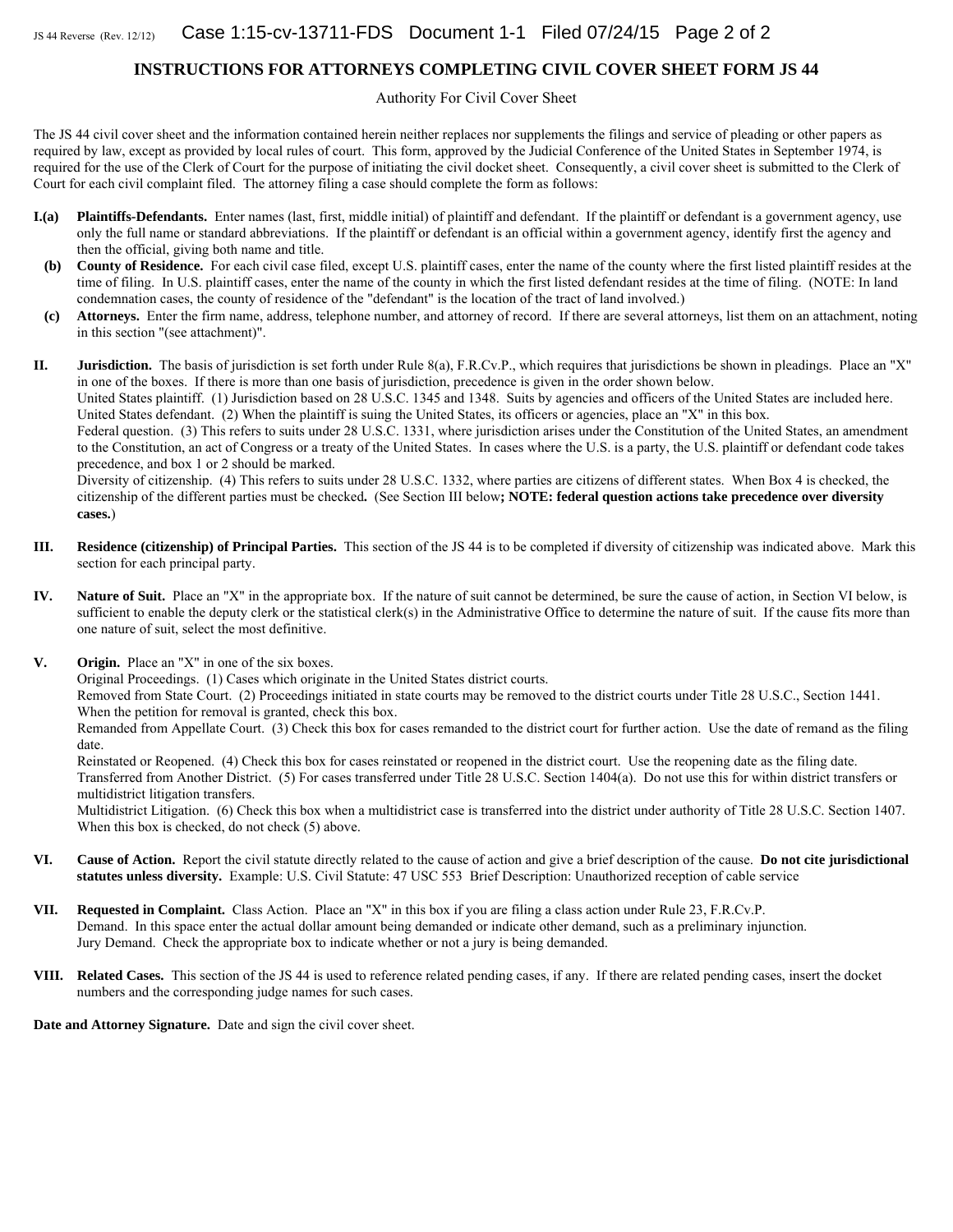# INSTRUCTIONS FOR ATTORNEYS COMPLETING CIVIL COVER SHEET FORM JS 44

Authority For Civil Cover Sheet

The JS 44 civil cover sheet and the information contained herein neither replaces nor supplements the filings and service of pleading or other papers as required by law, except as provided by local rules of court. This form, approved by the Judicial Conference of the United States in September 1974, is required for the use of the Clerk of Court for the purpose of initiating the civil docket sheet. Consequently, a civil cover sheet is submitted to the Clerk of Court for each civil complaint filed. The attorney filing a case should complete the form as follows:

**I.(a) Plaintiffs-Defendants.** Enter names (last, first, middle initial) of plaintiff and defendant. If the plaintiff or defendant is a government agency, use only the full name or standard abbreviations. If the plaintiff or defendant is an official within a government agency, identify first the agency and then the official, giving both name and title.

**(b) County of Residence.** For each civil case filed, except U.S. plaintiff cases, enter the name of the county where the first listed plaintiff resides at the time of filing. In U.S. plaintiff cases, enter the name of the county in which the first listed defendant resides at the time of filing. (NOTE: In land condemnation cases, the county of residence of the "defendant" is the location of the tract of land involved.)

**(c) Attorneys.** Enter the firm name, address, telephone number, and attorney of record. If there are several attorneys, list them on an attachment, noting in this section "(see attachment)".

**II. Jurisdiction.** The basis of jurisdiction is set forth under Rule 8(a), F.R.Cv.P., which requires that jurisdictions be shown in pleadings. Place an "X" in one of the boxes. If there is more than one basis of jurisdiction, precedence is given in the order shown below.
United States plaintiff. (1) Jurisdiction based on 28 U.S.C. 1345 and 1348. Suits by agencies and officers of the United States are included here.
United States defendant. (2) When the plaintiff is suing the United States, its officers or agencies, place an "X" in this box.
Federal question. (3) This refers to suits under 28 U.S.C. 1331, where jurisdiction arises under the Constitution of the United States, an amendment to the Constitution, an act of Congress or a treaty of the United States. In cases where the U.S. is a party, the U.S. plaintiff or defendant code takes precedence, and box 1 or 2 should be marked.
Diversity of citizenship. (4) This refers to suits under 28 U.S.C. 1332, where parties are citizens of different states. When Box 4 is checked, the citizenship of the different parties must be checked**.** (See Section III below**; NOTE: federal question actions take precedence over diversity cases.**)

**III. Residence (citizenship) of Principal Parties.** This section of the JS 44 is to be completed if diversity of citizenship was indicated above. Mark this section for each principal party.

**IV. Nature of Suit.** Place an "X" in the appropriate box. If the nature of suit cannot be determined, be sure the cause of action, in Section VI below, is sufficient to enable the deputy clerk or the statistical clerk(s) in the Administrative Office to determine the nature of suit. If the cause fits more than one nature of suit, select the most definitive.

**V. Origin.** Place an "X" in one of the six boxes.
Original Proceedings. (1) Cases which originate in the United States district courts.
Removed from State Court. (2) Proceedings initiated in state courts may be removed to the district courts under Title 28 U.S.C., Section 1441. When the petition for removal is granted, check this box.
Remanded from Appellate Court. (3) Check this box for cases remanded to the district court for further action. Use the date of remand as the filing date.
Reinstated or Reopened. (4) Check this box for cases reinstated or reopened in the district court. Use the reopening date as the filing date.
Transferred from Another District. (5) For cases transferred under Title 28 U.S.C. Section 1404(a). Do not use this for within district transfers or multidistrict litigation transfers.
Multidistrict Litigation. (6) Check this box when a multidistrict case is transferred into the district under authority of Title 28 U.S.C. Section 1407. When this box is checked, do not check (5) above.

**VI. Cause of Action.** Report the civil statute directly related to the cause of action and give a brief description of the cause. **Do not cite jurisdictional statutes unless diversity.** Example: U.S. Civil Statute: 47 USC 553 Brief Description: Unauthorized reception of cable service

**VII. Requested in Complaint.** Class Action. Place an "X" in this box if you are filing a class action under Rule 23, F.R.Cv.P.
Demand. In this space enter the actual dollar amount being demanded or indicate other demand, such as a preliminary injunction.
Jury Demand. Check the appropriate box to indicate whether or not a jury is being demanded.

**VIII. Related Cases.** This section of the JS 44 is used to reference related pending cases, if any. If there are related pending cases, insert the docket numbers and the corresponding judge names for such cases.

**Date and Attorney Signature.** Date and sign the civil cover sheet.